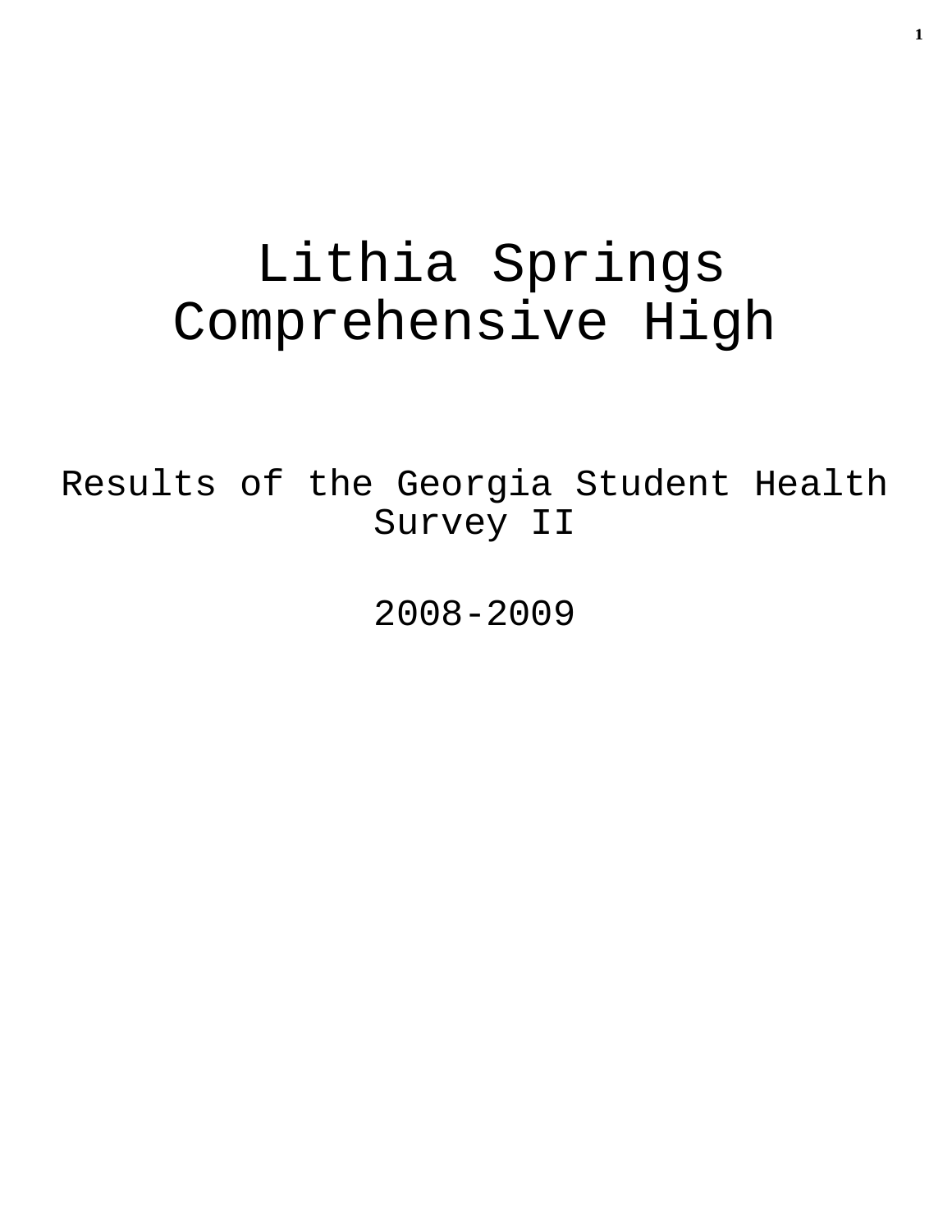# Lithia Springs Comprehensive High

## Results of the Georgia Student Health Survey II

## 2008-2009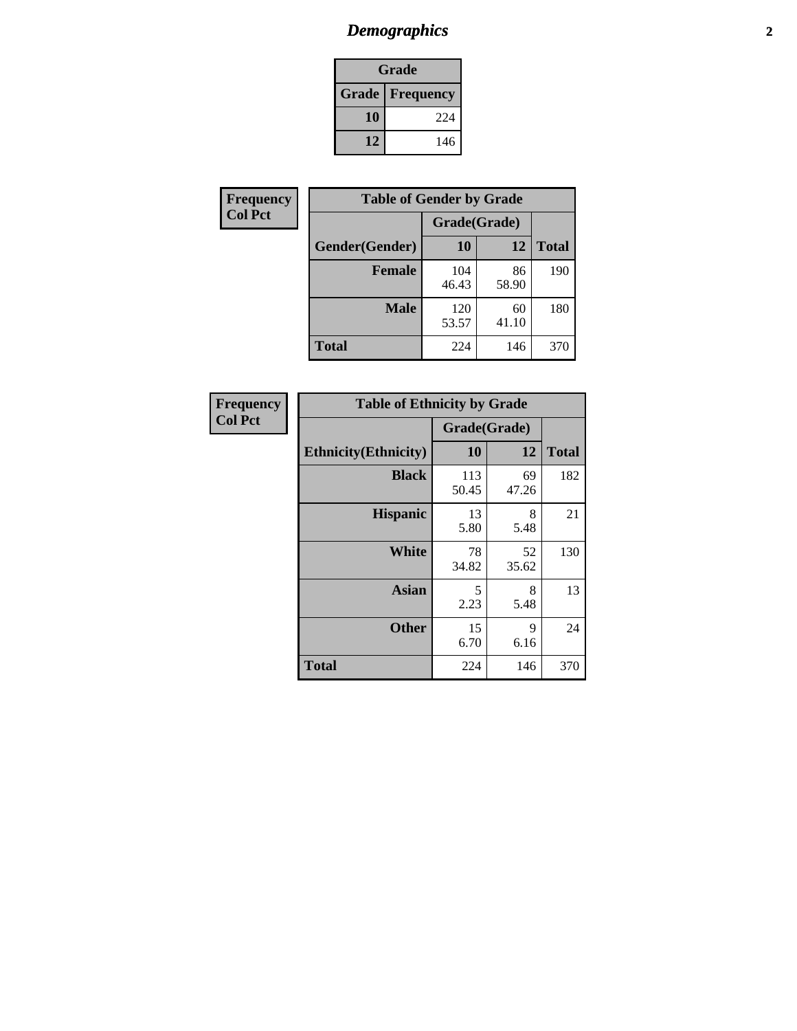# Demographics

| Grade | |
|---|---|
| **Grade** | **Frequency** |
| 10 | 224 |
| 12 | 146 |

**Frequency**
**Col Pct**

| Table of Gender by Grade | | | |
|---|---|---|---|
| | Grade(Grade) | | |
| **Gender(Gender)** | **10** | **12** | **Total** |
| **Female** | 104<br>46.43 | 86<br>58.90 | 190 |
| **Male** | 120<br>53.57 | 60<br>41.10 | 180 |
| **Total** | 224 | 146 | 370 |

**Frequency**
**Col Pct**

| Table of Ethnicity by Grade | | | |
|---|---|---|---|
| | Grade(Grade) | | |
| **Ethnicity(Ethnicity)** | **10** | **12** | **Total** |
| **Black** | 113<br>50.45 | 69<br>47.26 | 182 |
| **Hispanic** | 13<br>5.80 | 8<br>5.48 | 21 |
| **White** | 78<br>34.82 | 52<br>35.62 | 130 |
| **Asian** | 5<br>2.23 | 8<br>5.48 | 13 |
| **Other** | 15<br>6.70 | 9<br>6.16 | 24 |
| **Total** | 224 | 146 | 370 |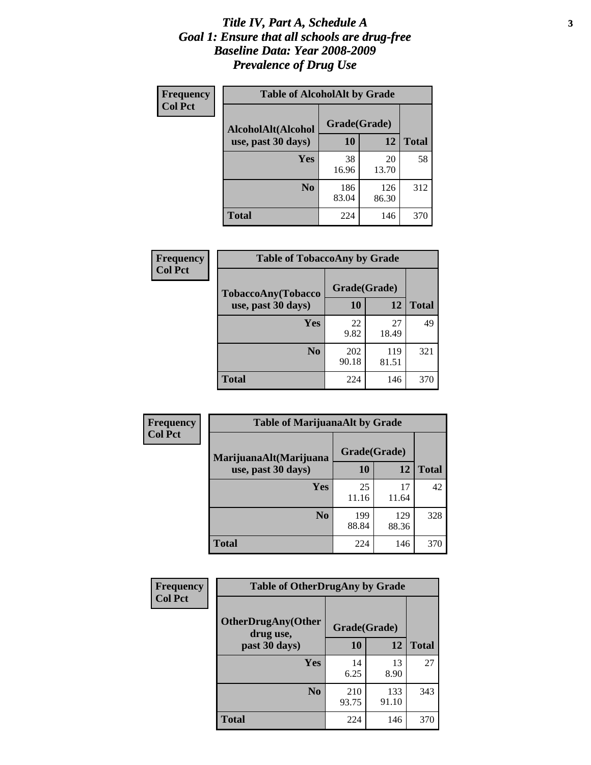# *Title IV, Part A, Schedule A*
# *Goal 1: Ensure that all schools are drug-free*
# *Baseline Data: Year 2008-2009*
# *Prevalence of Drug Use*

**Frequency**
**Col Pct**

| **Table of AlcoholAlt by Grade** | | | |
|---|---|---|---|
| **AlcoholAlt(Alcohol use, past 30 days)** | **Grade(Grade)** | | |
| | **10** | **12** | **Total** |
| **Yes** | 38<br>16.96 | 20<br>13.70 | 58 |
| **No** | 186<br>83.04 | 126<br>86.30 | 312 |
| **Total** | 224 | 146 | 370 |

**Frequency**
**Col Pct**

| **Table of TobaccoAny by Grade** | | | |
|---|---|---|---|
| **TobaccoAny(Tobacco use, past 30 days)** | **Grade(Grade)** | | |
| | **10** | **12** | **Total** |
| **Yes** | 22<br>9.82 | 27<br>18.49 | 49 |
| **No** | 202<br>90.18 | 119<br>81.51 | 321 |
| **Total** | 224 | 146 | 370 |

**Frequency**
**Col Pct**

| **Table of MarijuanaAlt by Grade** | | | |
|---|---|---|---|
| **MarijuanaAlt(Marijuana use, past 30 days)** | **Grade(Grade)** | | |
| | **10** | **12** | **Total** |
| **Yes** | 25<br>11.16 | 17<br>11.64 | 42 |
| **No** | 199<br>88.84 | 129<br>88.36 | 328 |
| **Total** | 224 | 146 | 370 |

**Frequency**
**Col Pct**

| **Table of OtherDrugAny by Grade** | | | |
|---|---|---|---|
| **OtherDrugAny(Other drug use, past 30 days)** | **Grade(Grade)** | | |
| | **10** | **12** | **Total** |
| **Yes** | 14<br>6.25 | 13<br>8.90 | 27 |
| **No** | 210<br>93.75 | 133<br>91.10 | 343 |
| **Total** | 224 | 146 | 370 |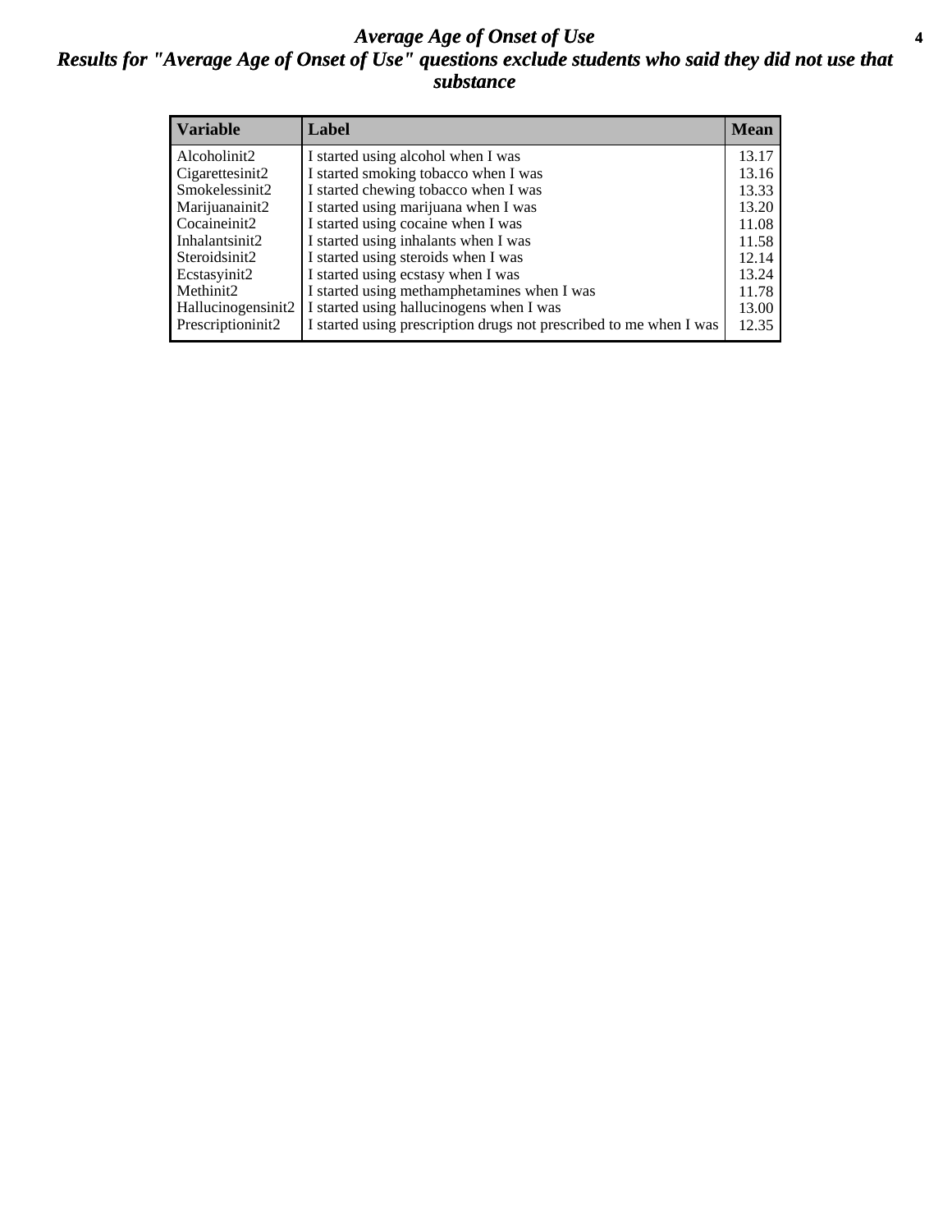# *Average Age of Onset of Use*

## *Results for "Average Age of Onset of Use" questions exclude students who said they did not use that substance*

| Variable | Label | Mean |
| --- | --- | --- |
| Alcoholinit2 | I started using alcohol when I was | 13.17 |
| Cigarettesinit2 | I started smoking tobacco when I was | 13.16 |
| Smokelessinit2 | I started chewing tobacco when I was | 13.33 |
| Marijuanainit2 | I started using marijuana when I was | 13.20 |
| Cocaineinit2 | I started using cocaine when I was | 11.08 |
| Inhalantsinit2 | I started using inhalants when I was | 11.58 |
| Steroidsinit2 | I started using steroids when I was | 12.14 |
| Ecstasyinit2 | I started using ecstasy when I was | 13.24 |
| Methinit2 | I started using methamphetamines when I was | 11.78 |
| Hallucinogensinit2 | I started using hallucinogens when I was | 13.00 |
| Prescriptioninit2 | I started using prescription drugs not prescribed to me when I was | 12.35 |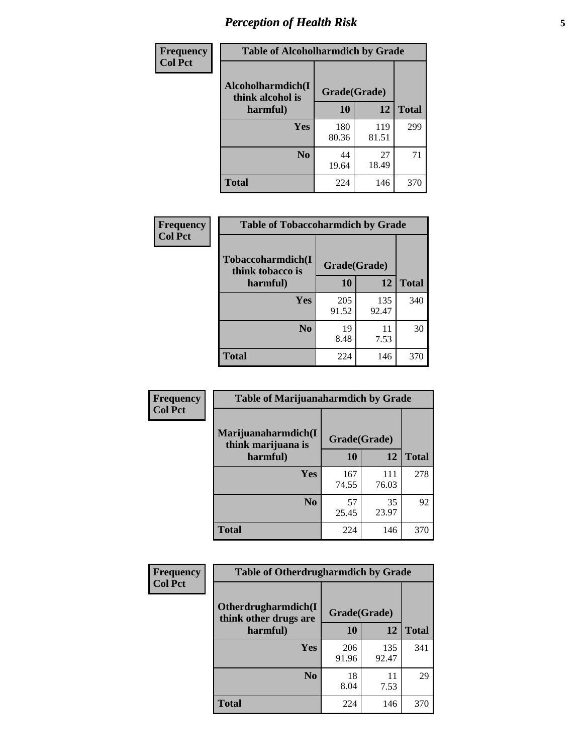# Perception of Health Risk

**Frequency**
**Col Pct**

| Table of Alcoholharmdich by Grade | | | |
|---|---|---|---|
| Alcoholharmdich(I think alcohol is harmful) | Grade(Grade) | | Total |
| | 10 | 12 | |
| Yes | 180<br>80.36 | 119<br>81.51 | 299 |
| No | 44<br>19.64 | 27<br>18.49 | 71 |
| Total | 224 | 146 | 370 |

**Frequency**
**Col Pct**

| Table of Tobaccoharmdich by Grade | | | |
|---|---|---|---|
| Tobaccoharmdich(I think tobacco is harmful) | Grade(Grade) | | Total |
| | 10 | 12 | |
| Yes | 205<br>91.52 | 135<br>92.47 | 340 |
| No | 19<br>8.48 | 11<br>7.53 | 30 |
| Total | 224 | 146 | 370 |

**Frequency**
**Col Pct**

| Table of Marijuanaharmdich by Grade | | | |
|---|---|---|---|
| Marijuanaharmdich(I think marijuana is harmful) | Grade(Grade) | | Total |
| | 10 | 12 | |
| Yes | 167<br>74.55 | 111<br>76.03 | 278 |
| No | 57<br>25.45 | 35<br>23.97 | 92 |
| Total | 224 | 146 | 370 |

**Frequency**
**Col Pct**

| Table of Otherdrugharmdich by Grade | | | |
|---|---|---|---|
| Otherdrugharmdich(I think other drugs are harmful) | Grade(Grade) | | Total |
| | 10 | 12 | |
| Yes | 206<br>91.96 | 135<br>92.47 | 341 |
| No | 18<br>8.04 | 11<br>7.53 | 29 |
| Total | 224 | 146 | 370 |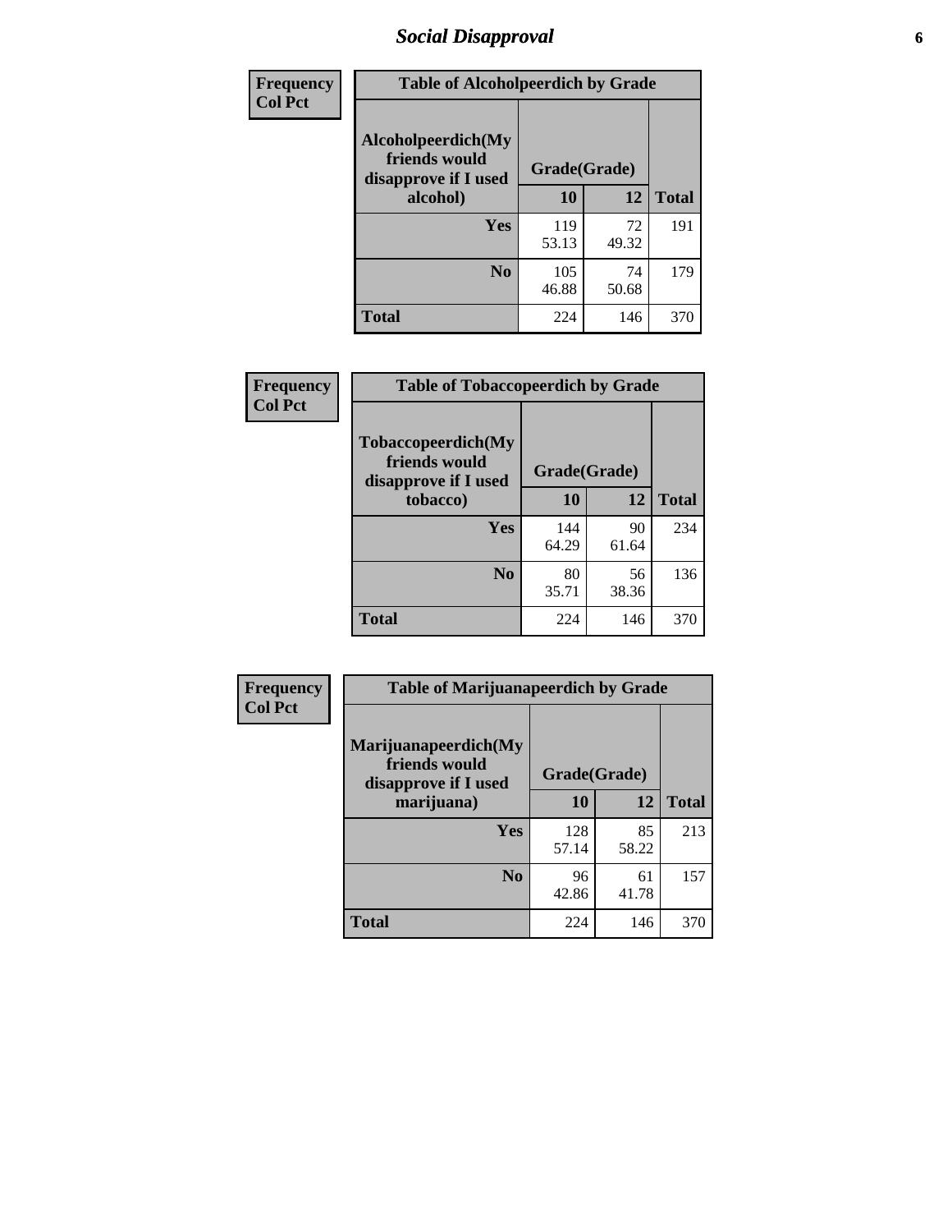## Social Disapproval

| Frequency<br>Col Pct | Table of Alcoholpeerdich by Grade | | |
|---|---|---|---|
| **Alcoholpeerdich(My friends would disapprove if I used alcohol)** | **Grade(Grade)** | | |
| | **10** | **12** | **Total** |
| **Yes** | 119<br>53.13 | 72<br>49.32 | 191 |
| **No** | 105<br>46.88 | 74<br>50.68 | 179 |
| **Total** | 224 | 146 | 370 |

| Frequency<br>Col Pct | Table of Tobaccopeerdich by Grade | | |
|---|---|---|---|
| **Tobaccopeerdich(My friends would disapprove if I used tobacco)** | **Grade(Grade)** | | |
| | **10** | **12** | **Total** |
| **Yes** | 144<br>64.29 | 90<br>61.64 | 234 |
| **No** | 80<br>35.71 | 56<br>38.36 | 136 |
| **Total** | 224 | 146 | 370 |

| Frequency<br>Col Pct | Table of Marijuanapeerdich by Grade | | |
|---|---|---|---|
| **Marijuanapeerdich(My friends would disapprove if I used marijuana)** | **Grade(Grade)** | | |
| | **10** | **12** | **Total** |
| **Yes** | 128<br>57.14 | 85<br>58.22 | 213 |
| **No** | 96<br>42.86 | 61<br>41.78 | 157 |
| **Total** | 224 | 146 | 370 |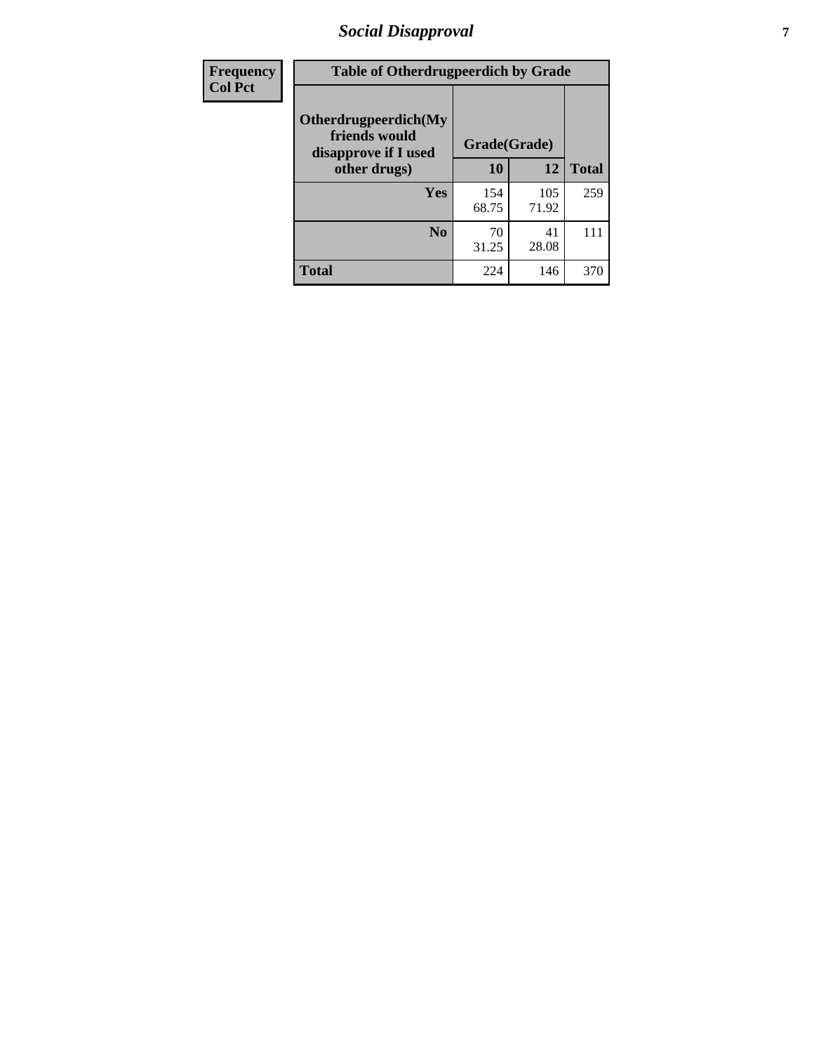# Social Disapproval

| Frequency Col Pct | Table of Otherdrugpeerdich by Grade | | |
|---|---|---|---|
| Otherdrugpeerdich(My friends would disapprove if I used other drugs) | Grade(Grade) | | |
| | 10 | 12 | Total |
| Yes | 154<br>68.75 | 105<br>71.92 | 259 |
| No | 70<br>31.25 | 41<br>28.08 | 111 |
| Total | 224 | 146 | 370 |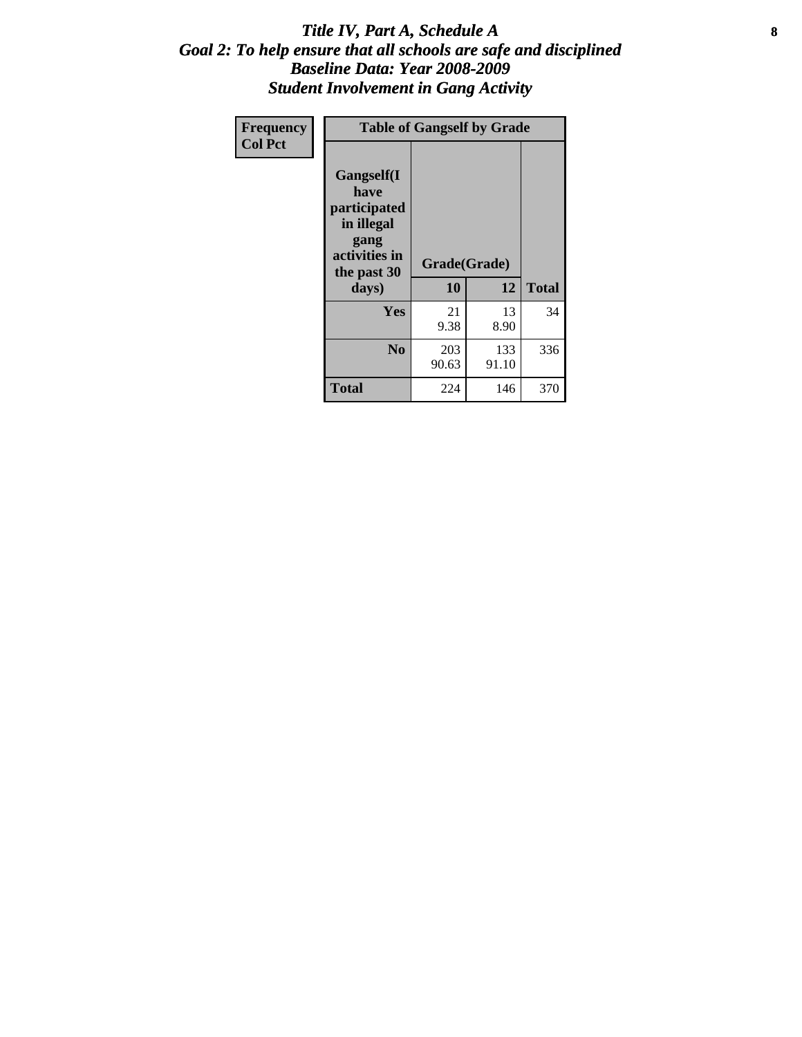# *Title IV, Part A, Schedule A*
## *Goal 2: To help ensure that all schools are safe and disciplined*
## *Baseline Data: Year 2008-2009*
## *Student Involvement in Gang Activity*

| Frequency<br>Col Pct | Table of Gangself by Grade | | |
|---|---|---|---|
| **Gangself(I have participated in illegal gang activities in the past 30 days)** | **Grade(Grade)** | | |
| | **10** | **12** | **Total** |
| **Yes** | 21<br>9.38 | 13<br>8.90 | 34 |
| **No** | 203<br>90.63 | 133<br>91.10 | 336 |
| **Total** | 224 | 146 | 370 |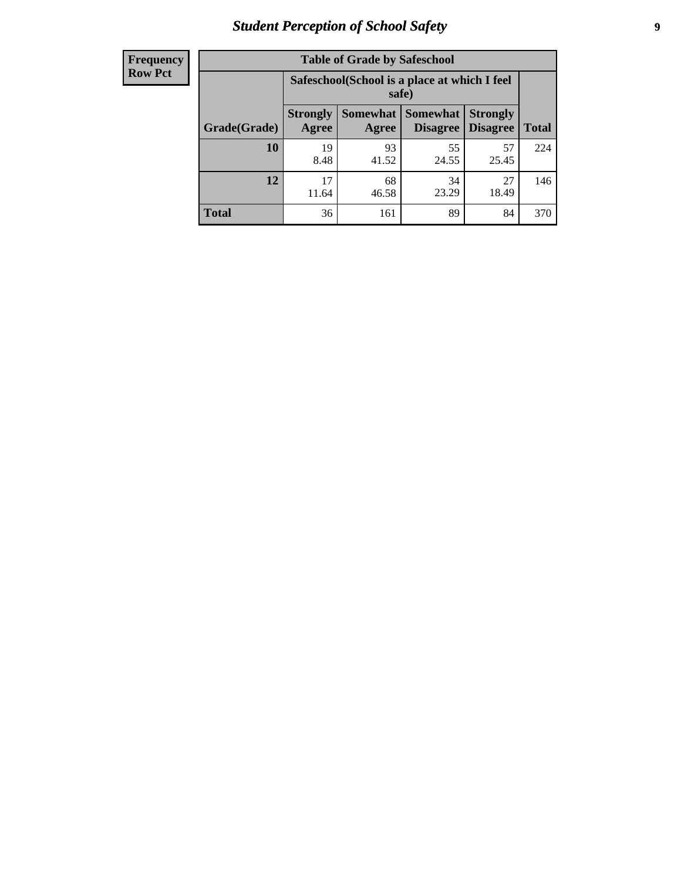# Student Perception of School Safety

| Frequency<br>Row Pct | Table of Grade by Safeschool | | | | |
|---|---|---|---|---|---|
| | Safeschool(School is a place at which I feel safe) | | | | |
| Grade(Grade) | Strongly Agree | Somewhat Agree | Somewhat Disagree | Strongly Disagree | Total |
| **10** | 19<br>8.48 | 93<br>41.52 | 55<br>24.55 | 57<br>25.45 | 224 |
| **12** | 17<br>11.64 | 68<br>46.58 | 34<br>23.29 | 27<br>18.49 | 146 |
| **Total** | 36 | 161 | 89 | 84 | 370 |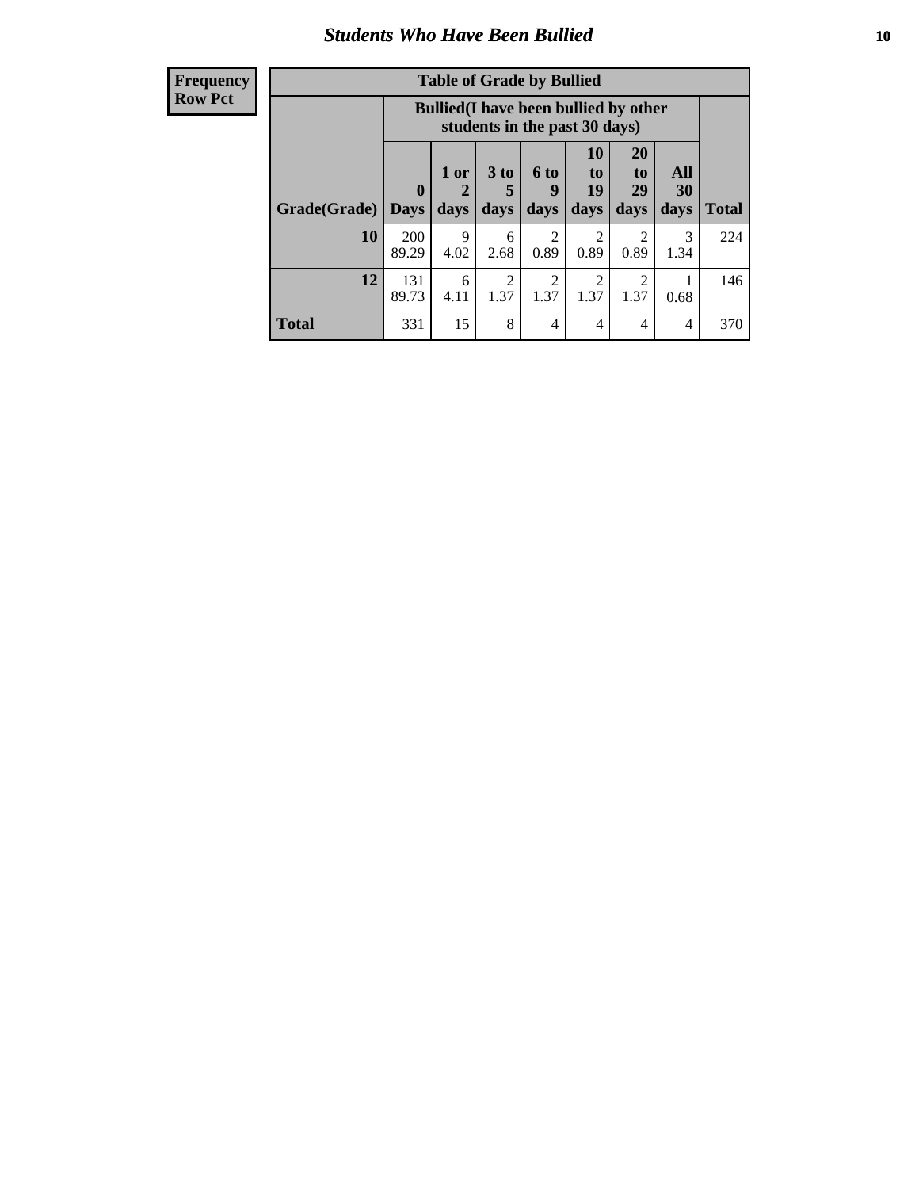## Students Who Have Been Bullied

**Frequency**
**Row Pct**

**Table of Grade by Bullied**

| Grade(Grade) | Bullied(I have been bullied by other students in the past 30 days) | | | | | | | Total |
|---|---|---|---|---|---|---|---|---|
| | 0 Days | 1 or 2 days | 3 to 5 days | 6 to 9 days | 10 to 19 days | 20 to 29 days | All 30 days | |
| **10** | 200<br>89.29 | 9<br>4.02 | 6<br>2.68 | 2<br>0.89 | 2<br>0.89 | 2<br>0.89 | 3<br>1.34 | 224 |
| **12** | 131<br>89.73 | 6<br>4.11 | 2<br>1.37 | 2<br>1.37 | 2<br>1.37 | 2<br>1.37 | 1<br>0.68 | 146 |
| **Total** | 331 | 15 | 8 | 4 | 4 | 4 | 4 | 370 |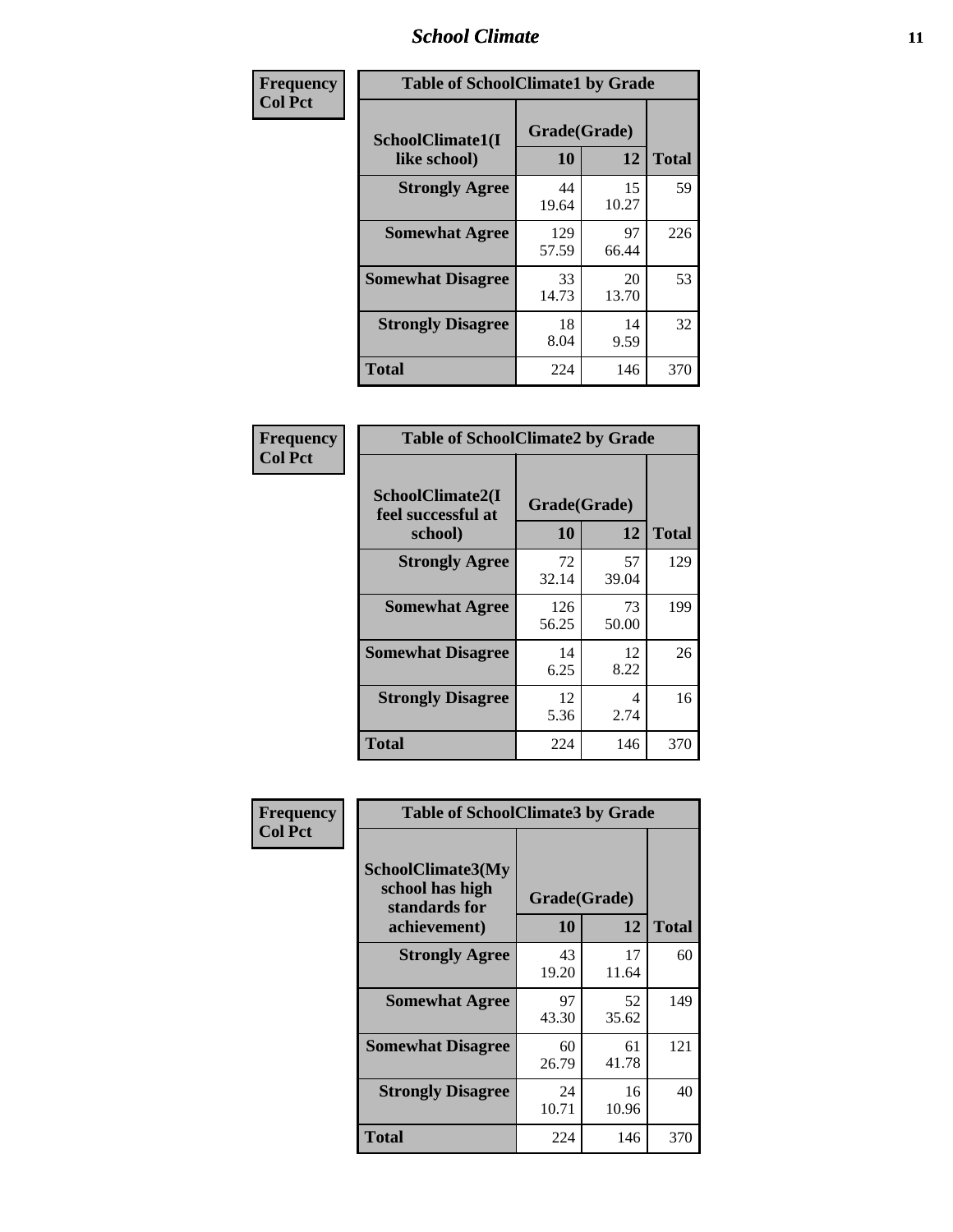# School Climate

| Frequency<br>Col Pct | | | |
|---|---|---|---|

**Table of SchoolClimate1 by Grade**

| SchoolClimate1(I like school) | Grade(Grade) 10 | 12 | Total |
|---|---|---|---|
| **Strongly Agree** | 44<br>19.64 | 15<br>10.27 | 59 |
| **Somewhat Agree** | 129<br>57.59 | 97<br>66.44 | 226 |
| **Somewhat Disagree** | 33<br>14.73 | 20<br>13.70 | 53 |
| **Strongly Disagree** | 18<br>8.04 | 14<br>9.59 | 32 |
| **Total** | 224 | 146 | 370 |

**Table of SchoolClimate2 by Grade**

| SchoolClimate2(I feel successful at school) | Grade(Grade) 10 | 12 | Total |
|---|---|---|---|
| **Strongly Agree** | 72<br>32.14 | 57<br>39.04 | 129 |
| **Somewhat Agree** | 126<br>56.25 | 73<br>50.00 | 199 |
| **Somewhat Disagree** | 14<br>6.25 | 12<br>8.22 | 26 |
| **Strongly Disagree** | 12<br>5.36 | 4<br>2.74 | 16 |
| **Total** | 224 | 146 | 370 |

**Table of SchoolClimate3 by Grade**

| SchoolClimate3(My school has high standards for achievement) | Grade(Grade) 10 | 12 | Total |
|---|---|---|---|
| **Strongly Agree** | 43<br>19.20 | 17<br>11.64 | 60 |
| **Somewhat Agree** | 97<br>43.30 | 52<br>35.62 | 149 |
| **Somewhat Disagree** | 60<br>26.79 | 61<br>41.78 | 121 |
| **Strongly Disagree** | 24<br>10.71 | 16<br>10.96 | 40 |
| **Total** | 224 | 146 | 370 |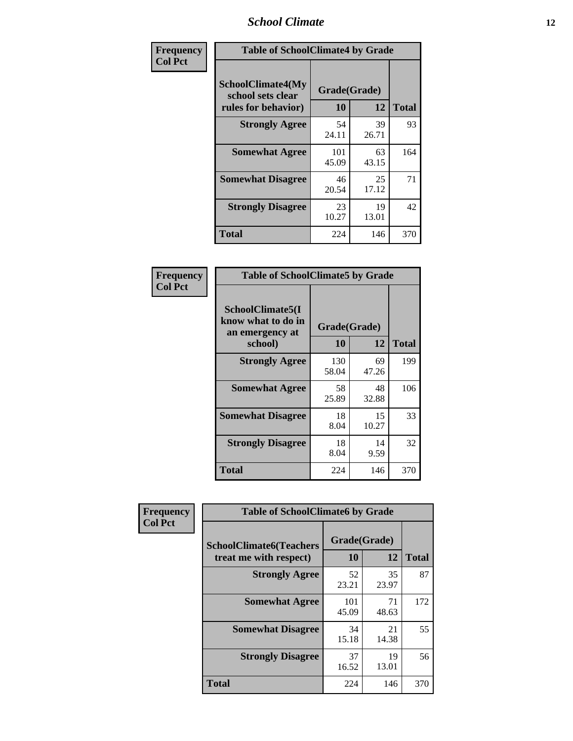| Frequency Col Pct | Table of SchoolClimate4 by Grade | | |
|---|---|---|---|
| SchoolClimate4(My school sets clear rules for behavior) | Grade(Grade) | | Total |
| | 10 | 12 | |
| Strongly Agree | 54<br>24.11 | 39<br>26.71 | 93 |
| Somewhat Agree | 101<br>45.09 | 63<br>43.15 | 164 |
| Somewhat Disagree | 46<br>20.54 | 25<br>17.12 | 71 |
| Strongly Disagree | 23<br>10.27 | 19<br>13.01 | 42 |
| Total | 224 | 146 | 370 |

| Frequency Col Pct | Table of SchoolClimate5 by Grade | | |
|---|---|---|---|
| SchoolClimate5(I know what to do in an emergency at school) | Grade(Grade) | | Total |
| | 10 | 12 | |
| Strongly Agree | 130<br>58.04 | 69<br>47.26 | 199 |
| Somewhat Agree | 58<br>25.89 | 48<br>32.88 | 106 |
| Somewhat Disagree | 18<br>8.04 | 15<br>10.27 | 33 |
| Strongly Disagree | 18<br>8.04 | 14<br>9.59 | 32 |
| Total | 224 | 146 | 370 |

| Frequency Col Pct | Table of SchoolClimate6 by Grade | | |
|---|---|---|---|
| SchoolClimate6(Teachers treat me with respect) | Grade(Grade) | | Total |
| | 10 | 12 | |
| Strongly Agree | 52<br>23.21 | 35<br>23.97 | 87 |
| Somewhat Agree | 101<br>45.09 | 71<br>48.63 | 172 |
| Somewhat Disagree | 34<br>15.18 | 21<br>14.38 | 55 |
| Strongly Disagree | 37<br>16.52 | 19<br>13.01 | 56 |
| Total | 224 | 146 | 370 |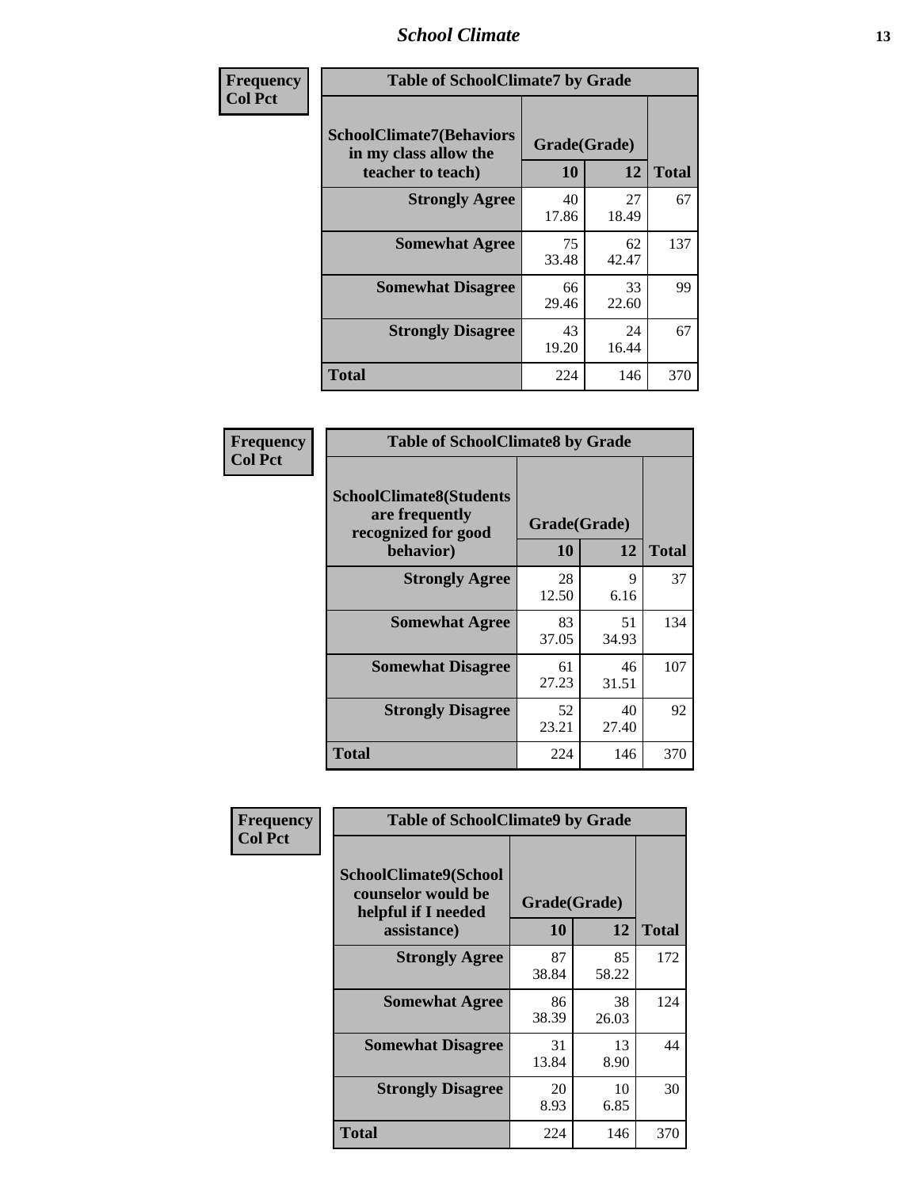| Frequency Col Pct | Table of SchoolClimate7 by Grade | | |
|---|---|---|---|
| SchoolClimate7(Behaviors in my class allow the teacher to teach) | Grade(Grade) | | Total |
| | 10 | 12 | |
| Strongly Agree | 40<br>17.86 | 27<br>18.49 | 67 |
| Somewhat Agree | 75<br>33.48 | 62<br>42.47 | 137 |
| Somewhat Disagree | 66<br>29.46 | 33<br>22.60 | 99 |
| Strongly Disagree | 43<br>19.20 | 24<br>16.44 | 67 |
| Total | 224 | 146 | 370 |

| Frequency Col Pct | Table of SchoolClimate8 by Grade | | |
|---|---|---|---|
| SchoolClimate8(Students are frequently recognized for good behavior) | Grade(Grade) | | Total |
| | 10 | 12 | |
| Strongly Agree | 28<br>12.50 | 9<br>6.16 | 37 |
| Somewhat Agree | 83<br>37.05 | 51<br>34.93 | 134 |
| Somewhat Disagree | 61<br>27.23 | 46<br>31.51 | 107 |
| Strongly Disagree | 52<br>23.21 | 40<br>27.40 | 92 |
| Total | 224 | 146 | 370 |

| Frequency Col Pct | Table of SchoolClimate9 by Grade | | |
|---|---|---|---|
| SchoolClimate9(School counselor would be helpful if I needed assistance) | Grade(Grade) | | Total |
| | 10 | 12 | |
| Strongly Agree | 87<br>38.84 | 85<br>58.22 | 172 |
| Somewhat Agree | 86<br>38.39 | 38<br>26.03 | 124 |
| Somewhat Disagree | 31<br>13.84 | 13<br>8.90 | 44 |
| Strongly Disagree | 20<br>8.93 | 10<br>6.85 | 30 |
| Total | 224 | 146 | 370 |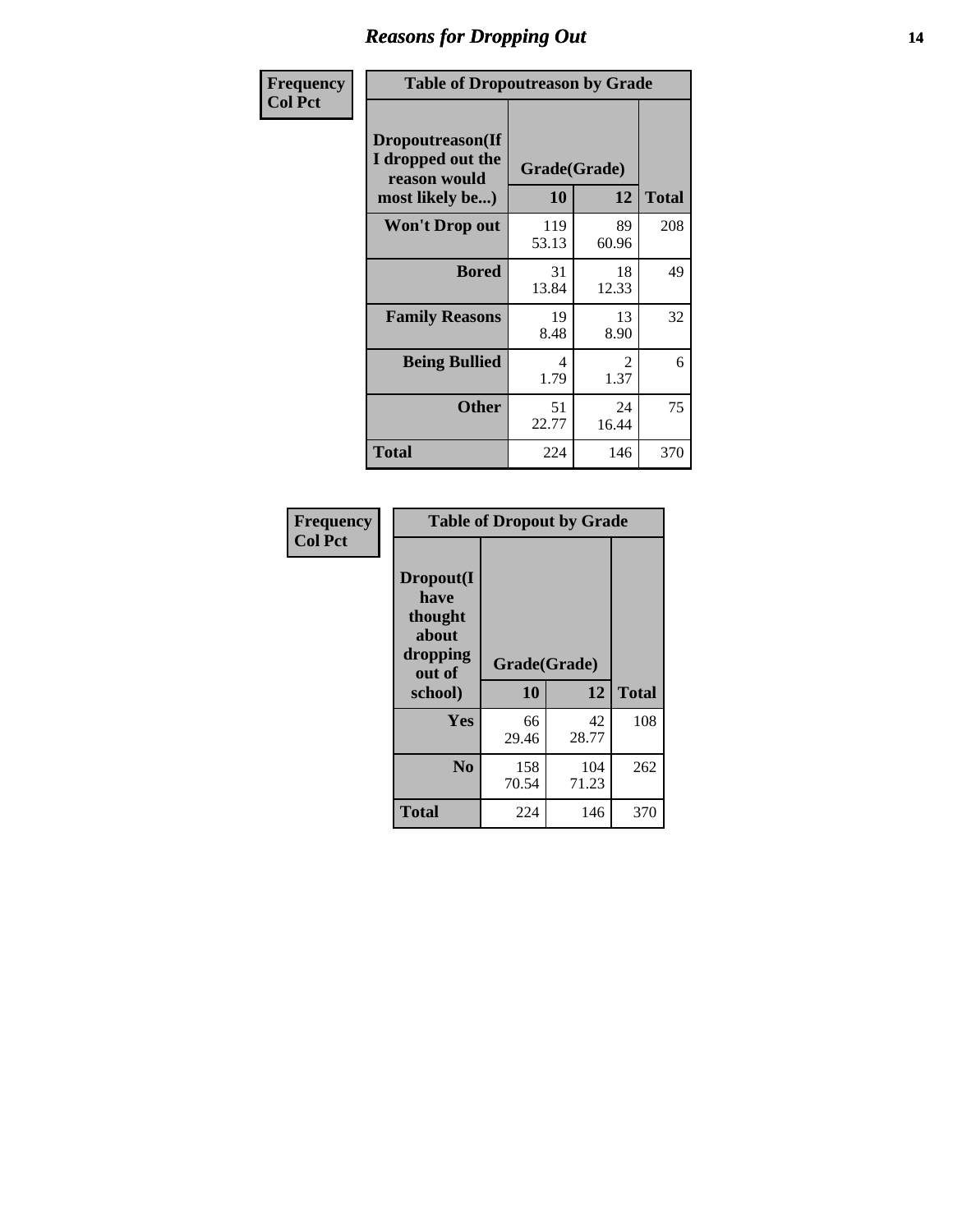## Reasons for Dropping Out

**Frequency**
**Col Pct**

**Table of Dropoutreason by Grade**

| Dropoutreason(If I dropped out the reason would most likely be...) | Grade(Grade) 10 | 12 | Total |
|---|---|---|---|
| **Won't Drop out** | 119<br>53.13 | 89<br>60.96 | 208 |
| **Bored** | 31<br>13.84 | 18<br>12.33 | 49 |
| **Family Reasons** | 19<br>8.48 | 13<br>8.90 | 32 |
| **Being Bullied** | 4<br>1.79 | 2<br>1.37 | 6 |
| **Other** | 51<br>22.77 | 24<br>16.44 | 75 |
| **Total** | 224 | 146 | 370 |

**Frequency**
**Col Pct**

**Table of Dropout by Grade**

| Dropout(I have thought about dropping out of school) | Grade(Grade) 10 | 12 | Total |
|---|---|---|---|
| **Yes** | 66<br>29.46 | 42<br>28.77 | 108 |
| **No** | 158<br>70.54 | 104<br>71.23 | 262 |
| **Total** | 224 | 146 | 370 |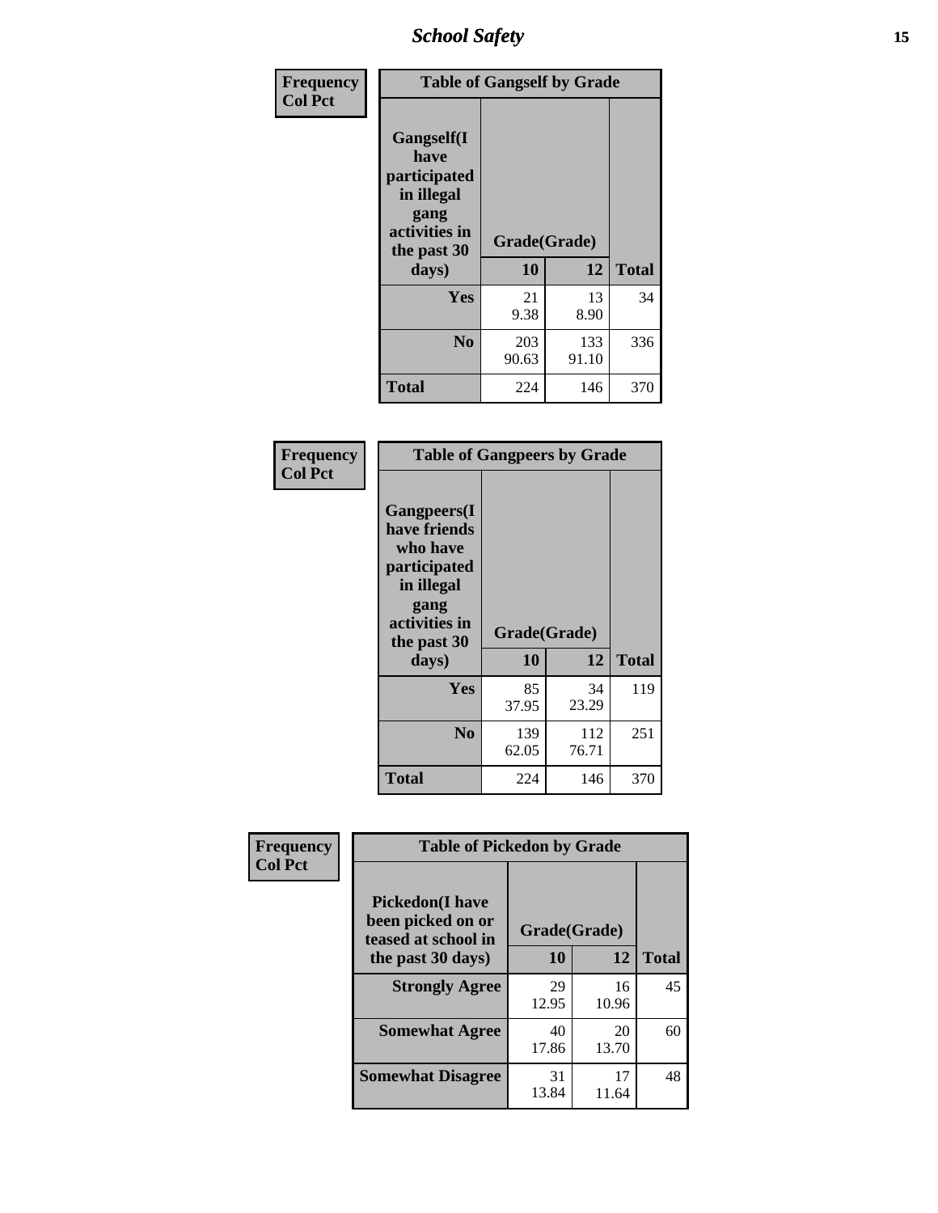| Frequency<br>Col Pct | | | |
|---|---|---|---|

**Table of Gangself by Grade**

| Gangself(I have participated in illegal gang activities in the past 30 days) | Grade(Grade) | | |
|---|---|---|---|
| | 10 | 12 | Total |
| Yes | 21<br>9.38 | 13<br>8.90 | 34 |
| No | 203<br>90.63 | 133<br>91.10 | 336 |
| Total | 224 | 146 | 370 |

| Frequency<br>Col Pct | | | |
|---|---|---|---|

**Table of Gangpeers by Grade**

| Gangpeers(I have friends who have participated in illegal gang activities in the past 30 days) | Grade(Grade) | | |
|---|---|---|---|
| | 10 | 12 | Total |
| Yes | 85<br>37.95 | 34<br>23.29 | 119 |
| No | 139<br>62.05 | 112<br>76.71 | 251 |
| Total | 224 | 146 | 370 |

| Frequency<br>Col Pct | | | |
|---|---|---|---|

**Table of Pickedon by Grade**

| Pickedon(I have been picked on or teased at school in the past 30 days) | Grade(Grade) | | |
|---|---|---|---|
| | 10 | 12 | Total |
| Strongly Agree | 29<br>12.95 | 16<br>10.96 | 45 |
| Somewhat Agree | 40<br>17.86 | 20<br>13.70 | 60 |
| Somewhat Disagree | 31<br>13.84 | 17<br>11.64 | 48 |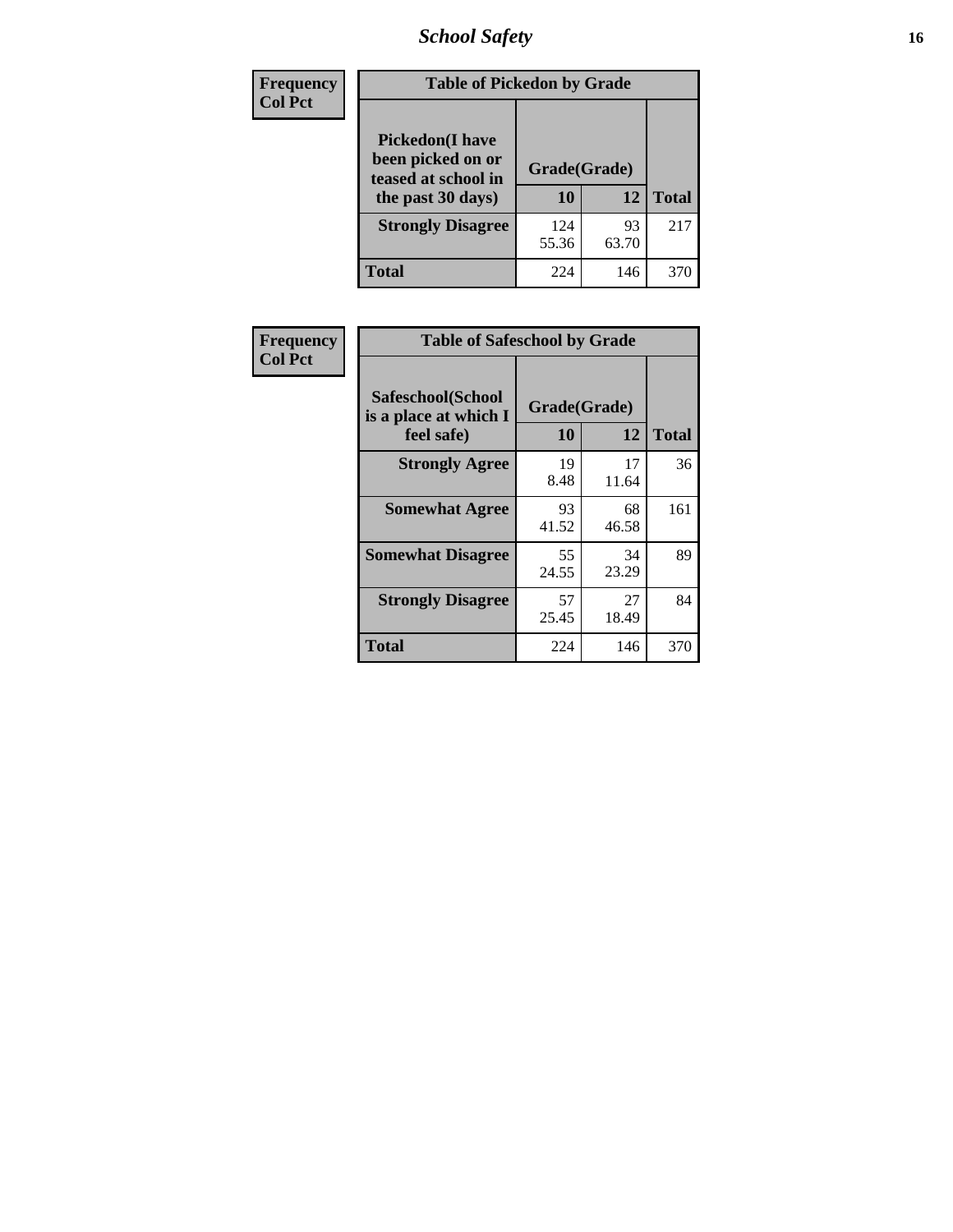| Frequency Col Pct | Table of Pickedon by Grade | | |
|---|---|---|---|
| **Pickedon(I have been picked on or teased at school in the past 30 days)** | **Grade(Grade)** | | |
| | **10** | **12** | **Total** |
| **Strongly Disagree** | 124<br>55.36 | 93<br>63.70 | 217 |
| **Total** | 224 | 146 | 370 |

| Frequency Col Pct | Table of Safeschool by Grade | | |
|---|---|---|---|
| **Safeschool(School is a place at which I feel safe)** | **Grade(Grade)** | | |
| | **10** | **12** | **Total** |
| **Strongly Agree** | 19<br>8.48 | 17<br>11.64 | 36 |
| **Somewhat Agree** | 93<br>41.52 | 68<br>46.58 | 161 |
| **Somewhat Disagree** | 55<br>24.55 | 34<br>23.29 | 89 |
| **Strongly Disagree** | 57<br>25.45 | 27<br>18.49 | 84 |
| **Total** | 224 | 146 | 370 |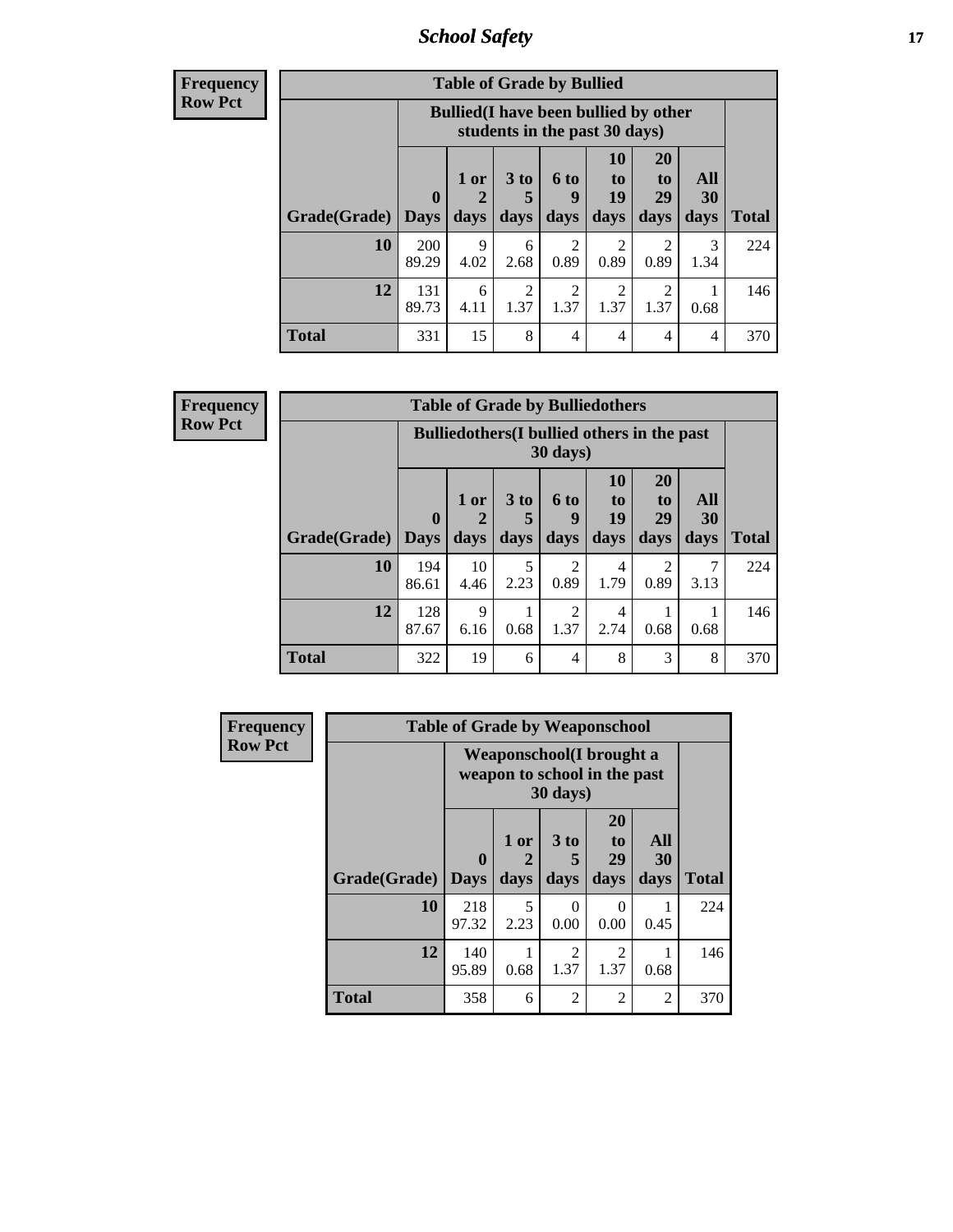| Frequency<br>Row Pct | Table of Grade by Bullied | | | | | | | |
|---|---|---|---|---|---|---|---|---|
| | Bullied(I have been bullied by other students in the past 30 days) | | | | | | | |
| Grade(Grade) | 0 Days | 1 or 2 days | 3 to 5 days | 6 to 9 days | 10 to 19 days | 20 to 29 days | All 30 days | Total |
| 10 | 200<br>89.29 | 9<br>4.02 | 6<br>2.68 | 2<br>0.89 | 2<br>0.89 | 2<br>0.89 | 3<br>1.34 | 224 |
| 12 | 131<br>89.73 | 6<br>4.11 | 2<br>1.37 | 2<br>1.37 | 2<br>1.37 | 2<br>1.37 | 1<br>0.68 | 146 |
| Total | 331 | 15 | 8 | 4 | 4 | 4 | 4 | 370 |

| Frequency<br>Row Pct | Table of Grade by Bulliedothers | | | | | | | |
|---|---|---|---|---|---|---|---|---|
| | Bulliedothers(I bullied others in the past 30 days) | | | | | | | |
| Grade(Grade) | 0 Days | 1 or 2 days | 3 to 5 days | 6 to 9 days | 10 to 19 days | 20 to 29 days | All 30 days | Total |
| 10 | 194<br>86.61 | 10<br>4.46 | 5<br>2.23 | 2<br>0.89 | 4<br>1.79 | 2<br>0.89 | 7<br>3.13 | 224 |
| 12 | 128<br>87.67 | 9<br>6.16 | 1<br>0.68 | 2<br>1.37 | 4<br>2.74 | 1<br>0.68 | 1<br>0.68 | 146 |
| Total | 322 | 19 | 6 | 4 | 8 | 3 | 8 | 370 |

| Frequency<br>Row Pct | Table of Grade by Weaponschool | | | | | |
|---|---|---|---|---|---|---|
| | Weaponschool(I brought a weapon to school in the past 30 days) | | | | | |
| Grade(Grade) | 0 Days | 1 or 2 days | 3 to 5 days | 20 to 29 days | All 30 days | Total |
| 10 | 218<br>97.32 | 5<br>2.23 | 0<br>0.00 | 0<br>0.00 | 1<br>0.45 | 224 |
| 12 | 140<br>95.89 | 1<br>0.68 | 2<br>1.37 | 2<br>1.37 | 1<br>0.68 | 146 |
| Total | 358 | 6 | 2 | 2 | 2 | 370 |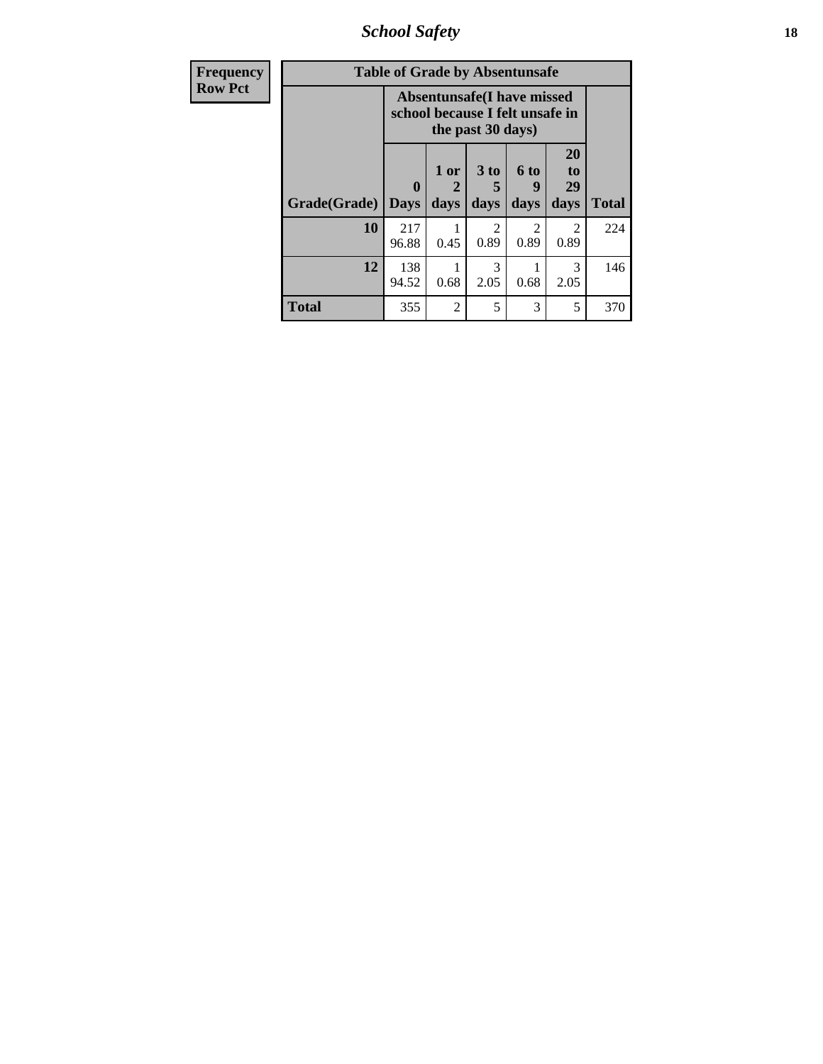| Frequency<br>Row Pct |
|---|

**Table of Grade by Absentunsafe**

| Grade(Grade) | Absentunsafe(I have missed school because I felt unsafe in the past 30 days) | | | | | Total |
|---|---|---|---|---|---|---|
| | 0 Days | 1 or 2 days | 3 to 5 days | 6 to 9 days | 20 to 29 days | |
| **10** | 217<br>96.88 | 1<br>0.45 | 2<br>0.89 | 2<br>0.89 | 2<br>0.89 | 224 |
| **12** | 138<br>94.52 | 1<br>0.68 | 3<br>2.05 | 1<br>0.68 | 3<br>2.05 | 146 |
| **Total** | 355 | 2 | 5 | 3 | 5 | 370 |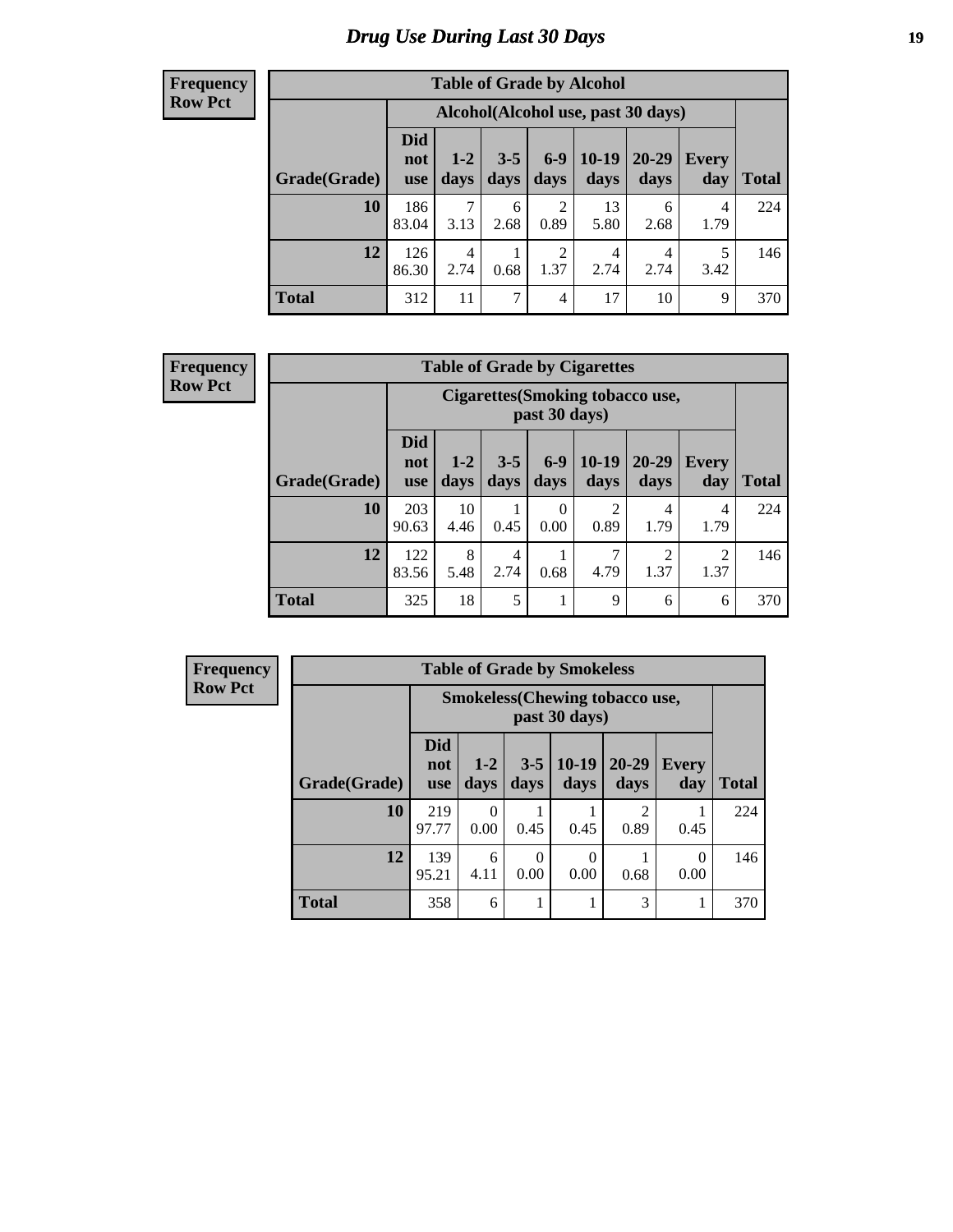# Drug Use During Last 30 Days

**Frequency Row Pct**

| Table of Grade by Alcohol | | | | | | | | |
|---|---|---|---|---|---|---|---|---|
| | Alcohol(Alcohol use, past 30 days) | | | | | | | |
| Grade(Grade) | Did not use | 1-2 days | 3-5 days | 6-9 days | 10-19 days | 20-29 days | Every day | Total |
| 10 | 186<br>83.04 | 7<br>3.13 | 6<br>2.68 | 2<br>0.89 | 13<br>5.80 | 6<br>2.68 | 4<br>1.79 | 224 |
| 12 | 126<br>86.30 | 4<br>2.74 | 1<br>0.68 | 2<br>1.37 | 4<br>2.74 | 4<br>2.74 | 5<br>3.42 | 146 |
| Total | 312 | 11 | 7 | 4 | 17 | 10 | 9 | 370 |

**Frequency Row Pct**

| Table of Grade by Cigarettes | | | | | | | | |
|---|---|---|---|---|---|---|---|---|
| | Cigarettes(Smoking tobacco use, past 30 days) | | | | | | | |
| Grade(Grade) | Did not use | 1-2 days | 3-5 days | 6-9 days | 10-19 days | 20-29 days | Every day | Total |
| 10 | 203<br>90.63 | 10<br>4.46 | 1<br>0.45 | 0<br>0.00 | 2<br>0.89 | 4<br>1.79 | 4<br>1.79 | 224 |
| 12 | 122<br>83.56 | 8<br>5.48 | 4<br>2.74 | 1<br>0.68 | 7<br>4.79 | 2<br>1.37 | 2<br>1.37 | 146 |
| Total | 325 | 18 | 5 | 1 | 9 | 6 | 6 | 370 |

**Frequency Row Pct**

| Table of Grade by Smokeless | | | | | | | |
|---|---|---|---|---|---|---|---|
| | Smokeless(Chewing tobacco use, past 30 days) | | | | | | |
| Grade(Grade) | Did not use | 1-2 days | 3-5 days | 10-19 days | 20-29 days | Every day | Total |
| 10 | 219<br>97.77 | 0<br>0.00 | 1<br>0.45 | 1<br>0.45 | 2<br>0.89 | 1<br>0.45 | 224 |
| 12 | 139<br>95.21 | 6<br>4.11 | 0<br>0.00 | 0<br>0.00 | 1<br>0.68 | 0<br>0.00 | 146 |
| Total | 358 | 6 | 1 | 1 | 3 | 1 | 370 |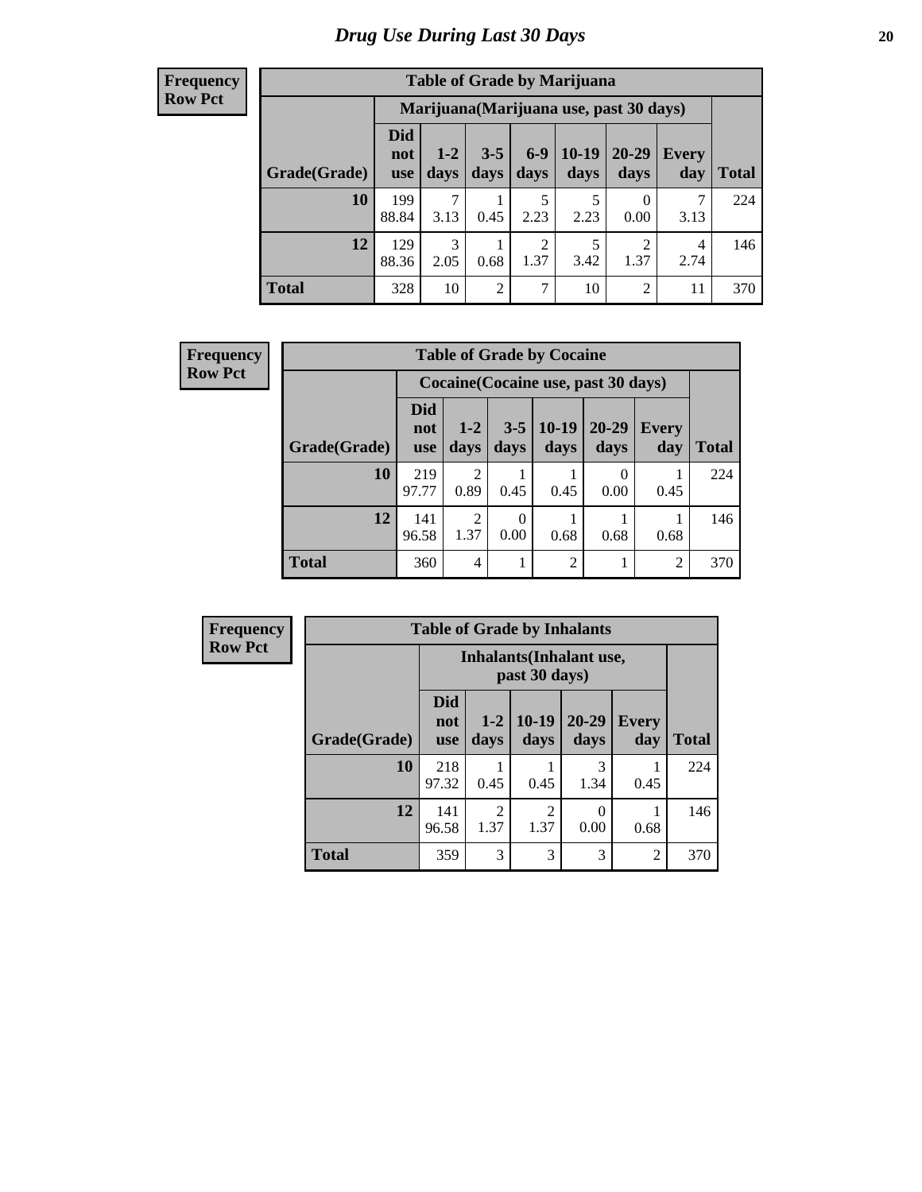# Drug Use During Last 30 Days

**Frequency**
**Row Pct**

| Table of Grade by Marijuana | | | | | | | | |
|---|---|---|---|---|---|---|---|---|
| | Marijuana(Marijuana use, past 30 days) | | | | | | | |
| Grade(Grade) | Did not use | 1-2 days | 3-5 days | 6-9 days | 10-19 days | 20-29 days | Every day | Total |
| **10** | 199<br>88.84 | 7<br>3.13 | 1<br>0.45 | 5<br>2.23 | 5<br>2.23 | 0<br>0.00 | 7<br>3.13 | 224 |
| **12** | 129<br>88.36 | 3<br>2.05 | 1<br>0.68 | 2<br>1.37 | 5<br>3.42 | 2<br>1.37 | 4<br>2.74 | 146 |
| **Total** | 328 | 10 | 2 | 7 | 10 | 2 | 11 | 370 |

**Frequency**
**Row Pct**

| Table of Grade by Cocaine | | | | | | | |
|---|---|---|---|---|---|---|---|
| | Cocaine(Cocaine use, past 30 days) | | | | | | |
| Grade(Grade) | Did not use | 1-2 days | 3-5 days | 10-19 days | 20-29 days | Every day | Total |
| **10** | 219<br>97.77 | 2<br>0.89 | 1<br>0.45 | 1<br>0.45 | 0<br>0.00 | 1<br>0.45 | 224 |
| **12** | 141<br>96.58 | 2<br>1.37 | 0<br>0.00 | 1<br>0.68 | 1<br>0.68 | 1<br>0.68 | 146 |
| **Total** | 360 | 4 | 1 | 2 | 1 | 2 | 370 |

**Frequency**
**Row Pct**

| Table of Grade by Inhalants | | | | | | |
|---|---|---|---|---|---|---|
| | Inhalants(Inhalant use, past 30 days) | | | | | |
| Grade(Grade) | Did not use | 1-2 days | 10-19 days | 20-29 days | Every day | Total |
| **10** | 218<br>97.32 | 1<br>0.45 | 1<br>0.45 | 3<br>1.34 | 1<br>0.45 | 224 |
| **12** | 141<br>96.58 | 2<br>1.37 | 2<br>1.37 | 0<br>0.00 | 1<br>0.68 | 146 |
| **Total** | 359 | 3 | 3 | 3 | 2 | 370 |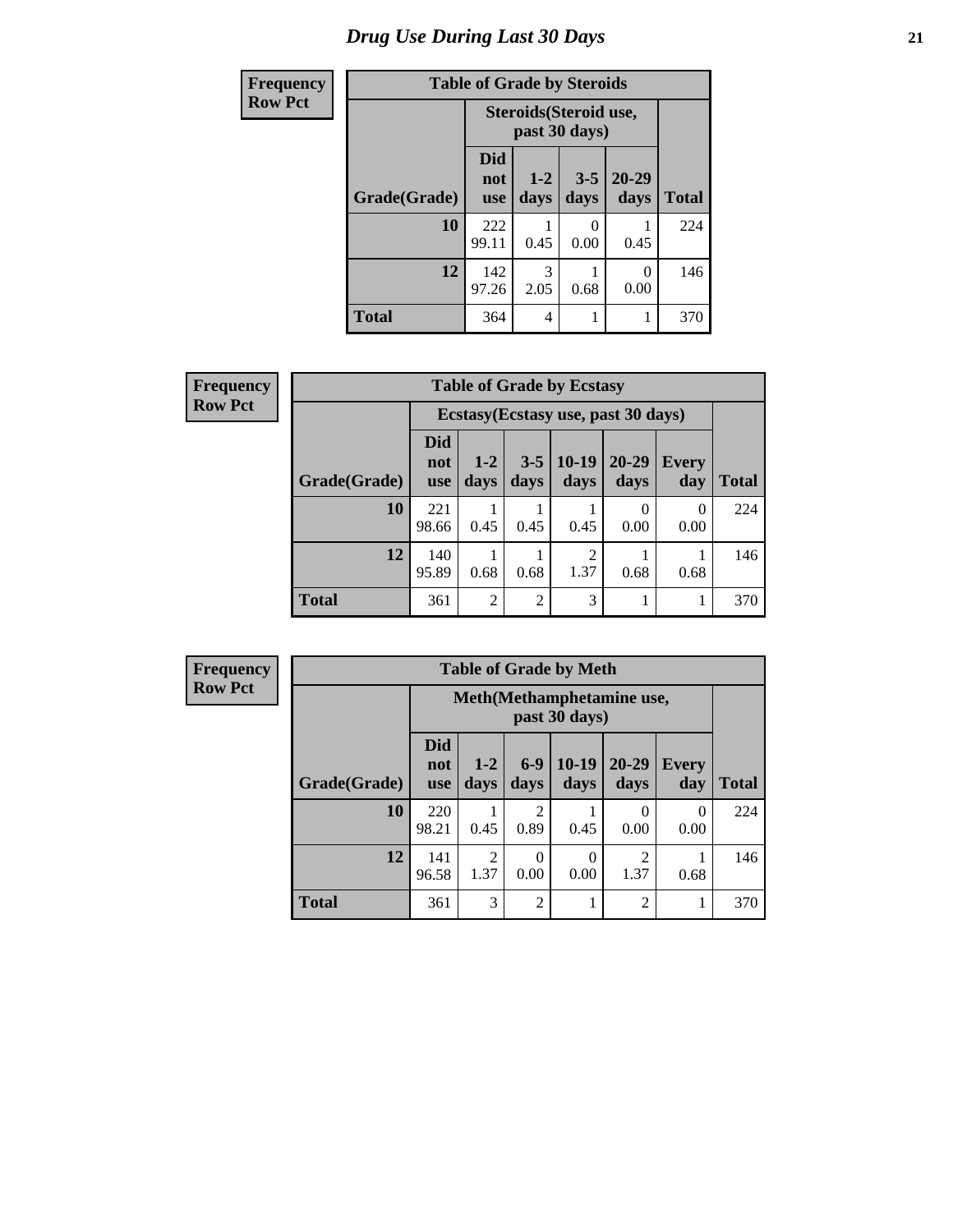# Drug Use During Last 30 Days

**Frequency**
**Row Pct**

**Table of Grade by Steroids**

| Grade(Grade) | Steroids(Steroid use, past 30 days) | | | | Total |
|---|---|---|---|---|---|
| | Did not use | 1-2 days | 3-5 days | 20-29 days | |
| **10** | 222<br>99.11 | 1<br>0.45 | 0<br>0.00 | 1<br>0.45 | 224 |
| **12** | 142<br>97.26 | 3<br>2.05 | 1<br>0.68 | 0<br>0.00 | 146 |
| **Total** | 364 | 4 | 1 | 1 | 370 |

**Frequency**
**Row Pct**

**Table of Grade by Ecstasy**

| Grade(Grade) | Ecstasy(Ecstasy use, past 30 days) | | | | | | Total |
|---|---|---|---|---|---|---|---|
| | Did not use | 1-2 days | 3-5 days | 10-19 days | 20-29 days | Every day | |
| **10** | 221<br>98.66 | 1<br>0.45 | 1<br>0.45 | 1<br>0.45 | 0<br>0.00 | 0<br>0.00 | 224 |
| **12** | 140<br>95.89 | 1<br>0.68 | 1<br>0.68 | 2<br>1.37 | 1<br>0.68 | 1<br>0.68 | 146 |
| **Total** | 361 | 2 | 2 | 3 | 1 | 1 | 370 |

**Frequency**
**Row Pct**

**Table of Grade by Meth**

| Grade(Grade) | Meth(Methamphetamine use, past 30 days) | | | | | | Total |
|---|---|---|---|---|---|---|---|
| | Did not use | 1-2 days | 6-9 days | 10-19 days | 20-29 days | Every day | |
| **10** | 220<br>98.21 | 1<br>0.45 | 2<br>0.89 | 1<br>0.45 | 0<br>0.00 | 0<br>0.00 | 224 |
| **12** | 141<br>96.58 | 2<br>1.37 | 0<br>0.00 | 0<br>0.00 | 2<br>1.37 | 1<br>0.68 | 146 |
| **Total** | 361 | 3 | 2 | 1 | 2 | 1 | 370 |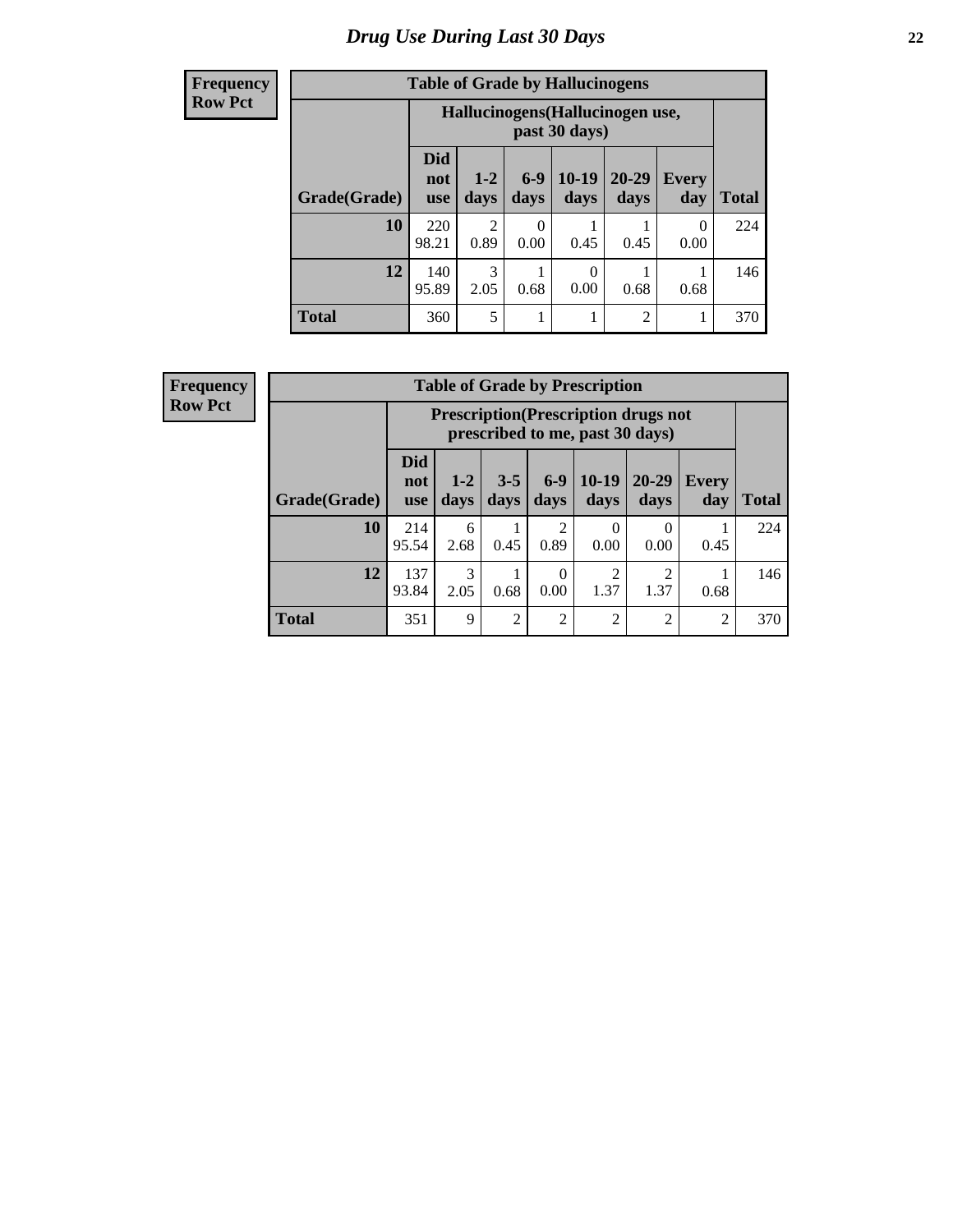# Drug Use During Last 30 Days

| Frequency<br>Row Pct | | | | | | | |
|---|---|---|---|---|---|---|---|
| **Table of Grade by Hallucinogens** | | | | | | | |
| | **Hallucinogens(Hallucinogen use, past 30 days)** | | | | | | |
| **Grade(Grade)** | **Did not use** | **1-2 days** | **6-9 days** | **10-19 days** | **20-29 days** | **Every day** | **Total** |
| **10** | 220<br>98.21 | 2<br>0.89 | 0<br>0.00 | 1<br>0.45 | 1<br>0.45 | 0<br>0.00 | 224 |
| **12** | 140<br>95.89 | 3<br>2.05 | 1<br>0.68 | 0<br>0.00 | 1<br>0.68 | 1<br>0.68 | 146 |
| **Total** | 360 | 5 | 1 | 1 | 2 | 1 | 370 |

| Frequency<br>Row Pct | | | | | | | | |
|---|---|---|---|---|---|---|---|---|
| **Table of Grade by Prescription** | | | | | | | | |
| | **Prescription(Prescription drugs not prescribed to me, past 30 days)** | | | | | | | |
| **Grade(Grade)** | **Did not use** | **1-2 days** | **3-5 days** | **6-9 days** | **10-19 days** | **20-29 days** | **Every day** | **Total** |
| **10** | 214<br>95.54 | 6<br>2.68 | 1<br>0.45 | 2<br>0.89 | 0<br>0.00 | 0<br>0.00 | 1<br>0.45 | 224 |
| **12** | 137<br>93.84 | 3<br>2.05 | 1<br>0.68 | 0<br>0.00 | 2<br>1.37 | 2<br>1.37 | 1<br>0.68 | 146 |
| **Total** | 351 | 9 | 2 | 2 | 2 | 2 | 2 | 370 |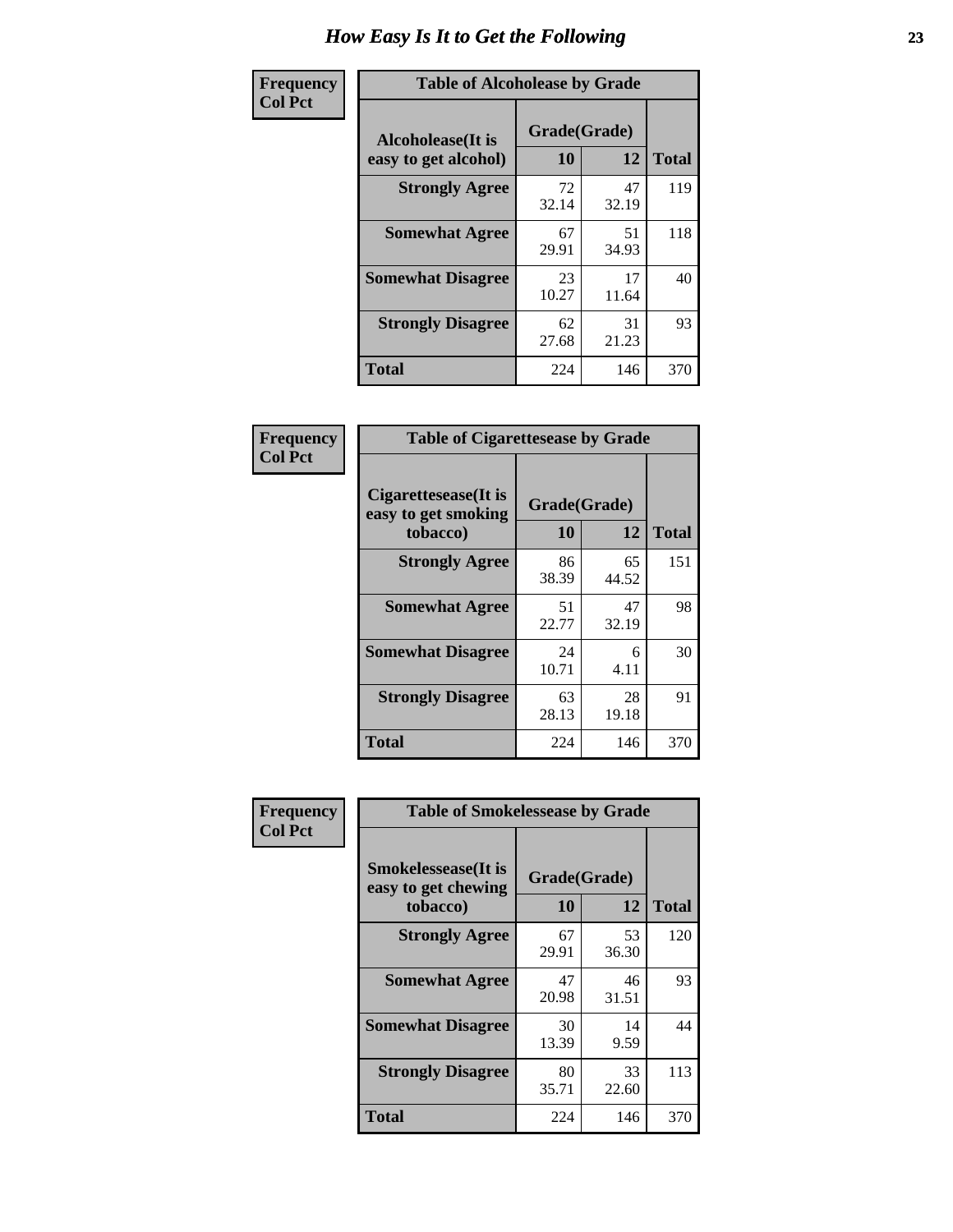# How Easy Is It to Get the Following

**Frequency**
**Col Pct**

| Table of Alcoholease by Grade | | | |
|---|---|---|---|
| Alcoholease(It is easy to get alcohol) | Grade(Grade) | | Total |
| | 10 | 12 | |
| Strongly Agree | 72<br>32.14 | 47<br>32.19 | 119 |
| Somewhat Agree | 67<br>29.91 | 51<br>34.93 | 118 |
| Somewhat Disagree | 23<br>10.27 | 17<br>11.64 | 40 |
| Strongly Disagree | 62<br>27.68 | 31<br>21.23 | 93 |
| Total | 224 | 146 | 370 |

**Frequency**
**Col Pct**

| Table of Cigarettesease by Grade | | | |
|---|---|---|---|
| Cigarettesease(It is easy to get smoking tobacco) | Grade(Grade) | | Total |
| | 10 | 12 | |
| Strongly Agree | 86<br>38.39 | 65<br>44.52 | 151 |
| Somewhat Agree | 51<br>22.77 | 47<br>32.19 | 98 |
| Somewhat Disagree | 24<br>10.71 | 6<br>4.11 | 30 |
| Strongly Disagree | 63<br>28.13 | 28<br>19.18 | 91 |
| Total | 224 | 146 | 370 |

**Frequency**
**Col Pct**

| Table of Smokelessease by Grade | | | |
|---|---|---|---|
| Smokelessease(It is easy to get chewing tobacco) | Grade(Grade) | | Total |
| | 10 | 12 | |
| Strongly Agree | 67<br>29.91 | 53<br>36.30 | 120 |
| Somewhat Agree | 47<br>20.98 | 46<br>31.51 | 93 |
| Somewhat Disagree | 30<br>13.39 | 14<br>9.59 | 44 |
| Strongly Disagree | 80<br>35.71 | 33<br>22.60 | 113 |
| Total | 224 | 146 | 370 |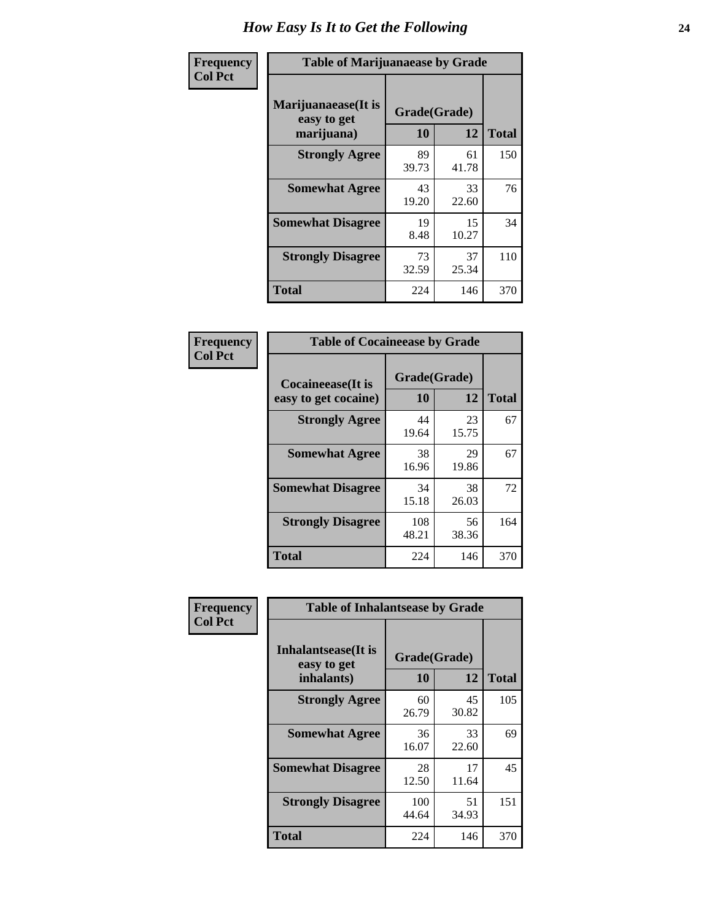# How Easy Is It to Get the Following

**Frequency**
**Col Pct**

**Table of Marijuanaease by Grade**

| Marijuanaease(It is easy to get marijuana) | Grade(Grade) | | Total |
|---|---|---|---|
| | 10 | 12 | |
| Strongly Agree | 89<br>39.73 | 61<br>41.78 | 150 |
| Somewhat Agree | 43<br>19.20 | 33<br>22.60 | 76 |
| Somewhat Disagree | 19<br>8.48 | 15<br>10.27 | 34 |
| Strongly Disagree | 73<br>32.59 | 37<br>25.34 | 110 |
| Total | 224 | 146 | 370 |

**Frequency**
**Col Pct**

**Table of Cocaineease by Grade**

| Cocaineease(It is easy to get cocaine) | Grade(Grade) | | Total |
|---|---|---|---|
| | 10 | 12 | |
| Strongly Agree | 44<br>19.64 | 23<br>15.75 | 67 |
| Somewhat Agree | 38<br>16.96 | 29<br>19.86 | 67 |
| Somewhat Disagree | 34<br>15.18 | 38<br>26.03 | 72 |
| Strongly Disagree | 108<br>48.21 | 56<br>38.36 | 164 |
| Total | 224 | 146 | 370 |

**Frequency**
**Col Pct**

**Table of Inhalantsease by Grade**

| Inhalantsease(It is easy to get inhalants) | Grade(Grade) | | Total |
|---|---|---|---|
| | 10 | 12 | |
| Strongly Agree | 60<br>26.79 | 45<br>30.82 | 105 |
| Somewhat Agree | 36<br>16.07 | 33<br>22.60 | 69 |
| Somewhat Disagree | 28<br>12.50 | 17<br>11.64 | 45 |
| Strongly Disagree | 100<br>44.64 | 51<br>34.93 | 151 |
| Total | 224 | 146 | 370 |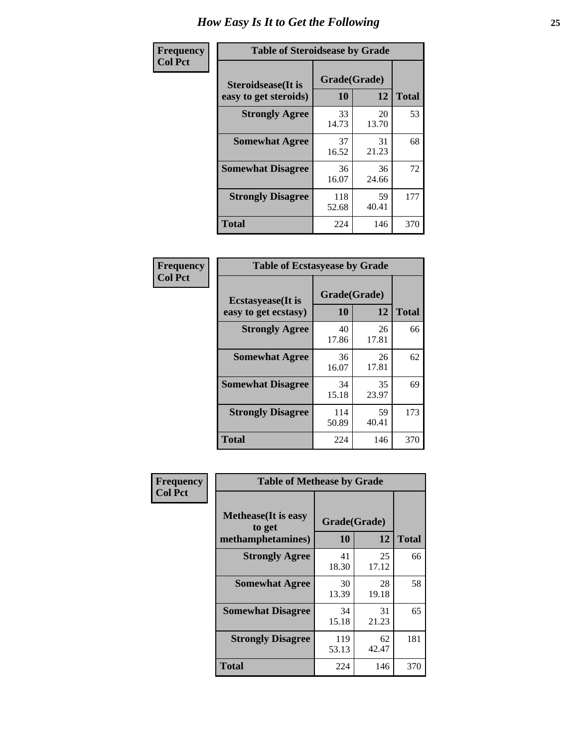# How Easy Is It to Get the Following

**Frequency**
**Col Pct**

**Table of Steroidsease by Grade**

| Steroidsease(It is easy to get steroids) | Grade(Grade) 10 | 12 | Total |
|---|---|---|---|
| **Strongly Agree** | 33<br>14.73 | 20<br>13.70 | 53 |
| **Somewhat Agree** | 37<br>16.52 | 31<br>21.23 | 68 |
| **Somewhat Disagree** | 36<br>16.07 | 36<br>24.66 | 72 |
| **Strongly Disagree** | 118<br>52.68 | 59<br>40.41 | 177 |
| **Total** | 224 | 146 | 370 |

**Frequency**
**Col Pct**

**Table of Ecstasyease by Grade**

| Ecstasyease(It is easy to get ecstasy) | Grade(Grade) 10 | 12 | Total |
|---|---|---|---|
| **Strongly Agree** | 40<br>17.86 | 26<br>17.81 | 66 |
| **Somewhat Agree** | 36<br>16.07 | 26<br>17.81 | 62 |
| **Somewhat Disagree** | 34<br>15.18 | 35<br>23.97 | 69 |
| **Strongly Disagree** | 114<br>50.89 | 59<br>40.41 | 173 |
| **Total** | 224 | 146 | 370 |

**Frequency**
**Col Pct**

**Table of Methease by Grade**

| Methease(It is easy to get methamphetamines) | Grade(Grade) 10 | 12 | Total |
|---|---|---|---|
| **Strongly Agree** | 41<br>18.30 | 25<br>17.12 | 66 |
| **Somewhat Agree** | 30<br>13.39 | 28<br>19.18 | 58 |
| **Somewhat Disagree** | 34<br>15.18 | 31<br>21.23 | 65 |
| **Strongly Disagree** | 119<br>53.13 | 62<br>42.47 | 181 |
| **Total** | 224 | 146 | 370 |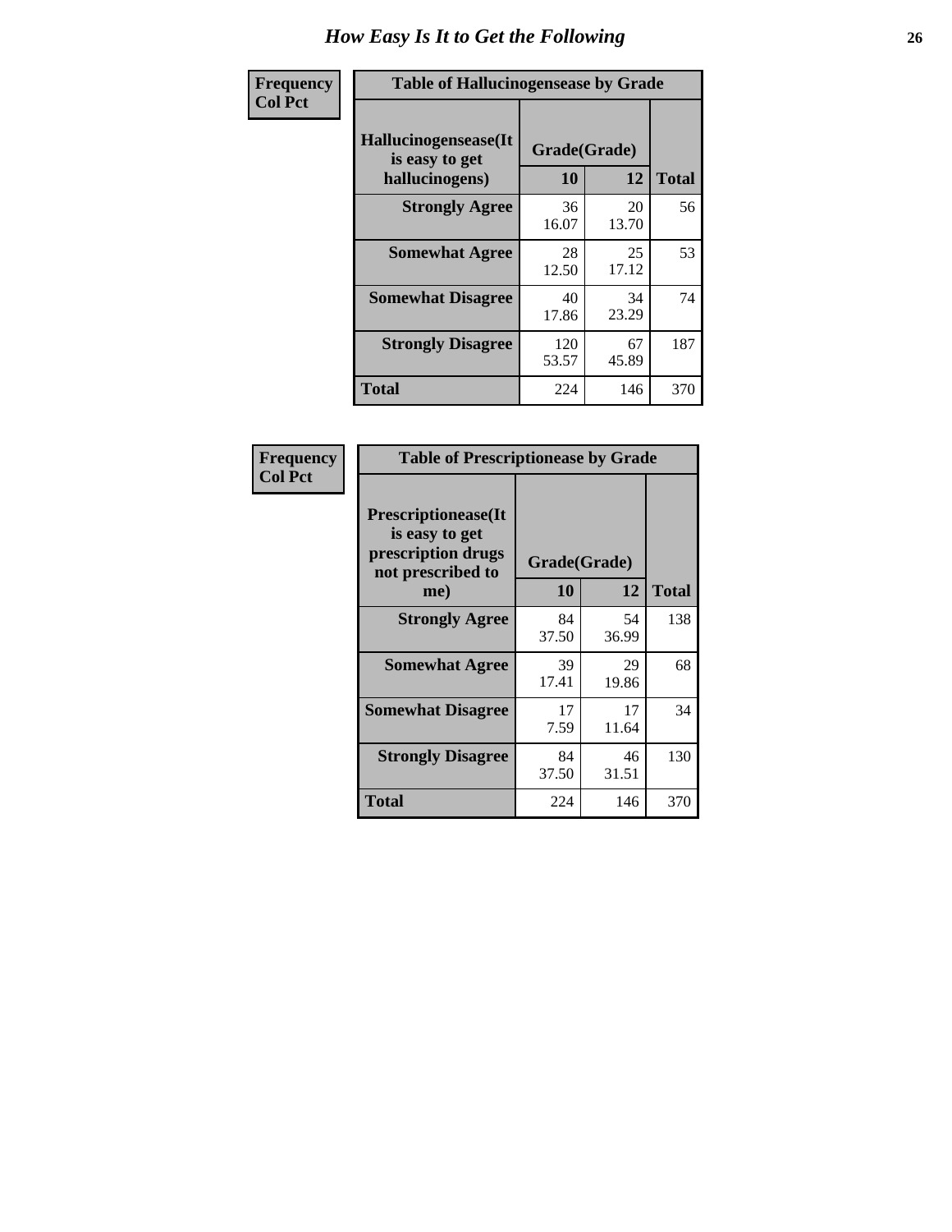# How Easy Is It to Get the Following

**Frequency**
**Col Pct**

| Table of Hallucinogensease by Grade | | | |
|---|---|---|---|
| **Hallucinogensease(It is easy to get hallucinogens)** | **Grade(Grade)** | | **Total** |
| | **10** | **12** | |
| **Strongly Agree** | 36<br>16.07 | 20<br>13.70 | 56 |
| **Somewhat Agree** | 28<br>12.50 | 25<br>17.12 | 53 |
| **Somewhat Disagree** | 40<br>17.86 | 34<br>23.29 | 74 |
| **Strongly Disagree** | 120<br>53.57 | 67<br>45.89 | 187 |
| **Total** | 224 | 146 | 370 |

**Frequency**
**Col Pct**

| Table of Prescriptionease by Grade | | | |
|---|---|---|---|
| **Prescriptionease(It is easy to get prescription drugs not prescribed to me)** | **Grade(Grade)** | | **Total** |
| | **10** | **12** | |
| **Strongly Agree** | 84<br>37.50 | 54<br>36.99 | 138 |
| **Somewhat Agree** | 39<br>17.41 | 29<br>19.86 | 68 |
| **Somewhat Disagree** | 17<br>7.59 | 17<br>11.64 | 34 |
| **Strongly Disagree** | 84<br>37.50 | 46<br>31.51 | 130 |
| **Total** | 224 | 146 | 370 |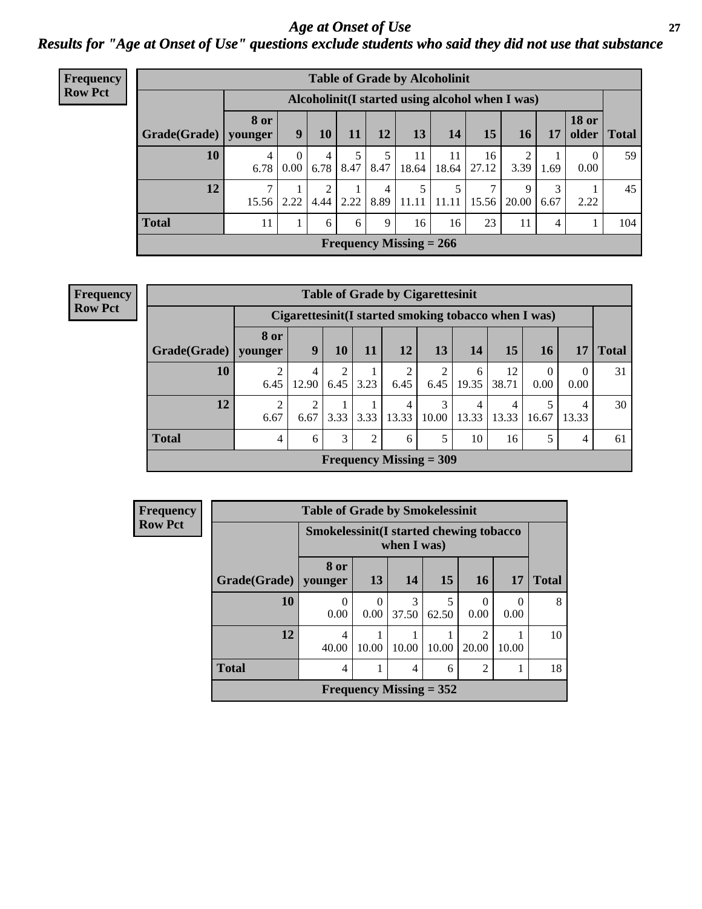# Age at Onset of Use

## Results for "Age at Onset of Use" questions exclude students who said they did not use that substance

**Frequency**
**Row Pct**

**Table of Grade by Alcoholinit**

| | Alcoholinit(I started using alcohol when I was) | | | | | | | | | | | |
|---|---|---|---|---|---|---|---|---|---|---|---|---|
| Grade(Grade) | 8 or younger | 9 | 10 | 11 | 12 | 13 | 14 | 15 | 16 | 17 | 18 or older | Total |
| 10 | 4<br>6.78 | 0<br>0.00 | 4<br>6.78 | 5<br>8.47 | 5<br>8.47 | 11<br>18.64 | 11<br>18.64 | 16<br>27.12 | 2<br>3.39 | 1<br>1.69 | 0<br>0.00 | 59 |
| 12 | 7<br>15.56 | 1<br>2.22 | 2<br>4.44 | 1<br>2.22 | 4<br>8.89 | 5<br>11.11 | 5<br>11.11 | 7<br>15.56 | 9<br>20.00 | 3<br>6.67 | 1<br>2.22 | 45 |
| Total | 11 | 1 | 6 | 6 | 9 | 16 | 16 | 23 | 11 | 4 | 1 | 104 |

Frequency Missing = 266

**Frequency**
**Row Pct**

**Table of Grade by Cigarettesinit**

| | Cigarettesinit(I started smoking tobacco when I was) | | | | | | | | | | |
|---|---|---|---|---|---|---|---|---|---|---|---|
| Grade(Grade) | 8 or younger | 9 | 10 | 11 | 12 | 13 | 14 | 15 | 16 | 17 | Total |
| 10 | 2<br>6.45 | 4<br>12.90 | 2<br>6.45 | 1<br>3.23 | 2<br>6.45 | 2<br>6.45 | 6<br>19.35 | 12<br>38.71 | 0<br>0.00 | 0<br>0.00 | 31 |
| 12 | 2<br>6.67 | 2<br>6.67 | 1<br>3.33 | 1<br>3.33 | 4<br>13.33 | 3<br>10.00 | 4<br>13.33 | 4<br>13.33 | 5<br>16.67 | 4<br>13.33 | 30 |
| Total | 4 | 6 | 3 | 2 | 6 | 5 | 10 | 16 | 5 | 4 | 61 |

Frequency Missing = 309

**Frequency**
**Row Pct**

**Table of Grade by Smokelessinit**

| | Smokelessinit(I started chewing tobacco when I was) | | | | | | |
|---|---|---|---|---|---|---|---|
| Grade(Grade) | 8 or younger | 13 | 14 | 15 | 16 | 17 | Total |
| 10 | 0<br>0.00 | 0<br>0.00 | 3<br>37.50 | 5<br>62.50 | 0<br>0.00 | 0<br>0.00 | 8 |
| 12 | 4<br>40.00 | 1<br>10.00 | 1<br>10.00 | 1<br>10.00 | 2<br>20.00 | 1<br>10.00 | 10 |
| Total | 4 | 1 | 4 | 6 | 2 | 1 | 18 |

Frequency Missing = 352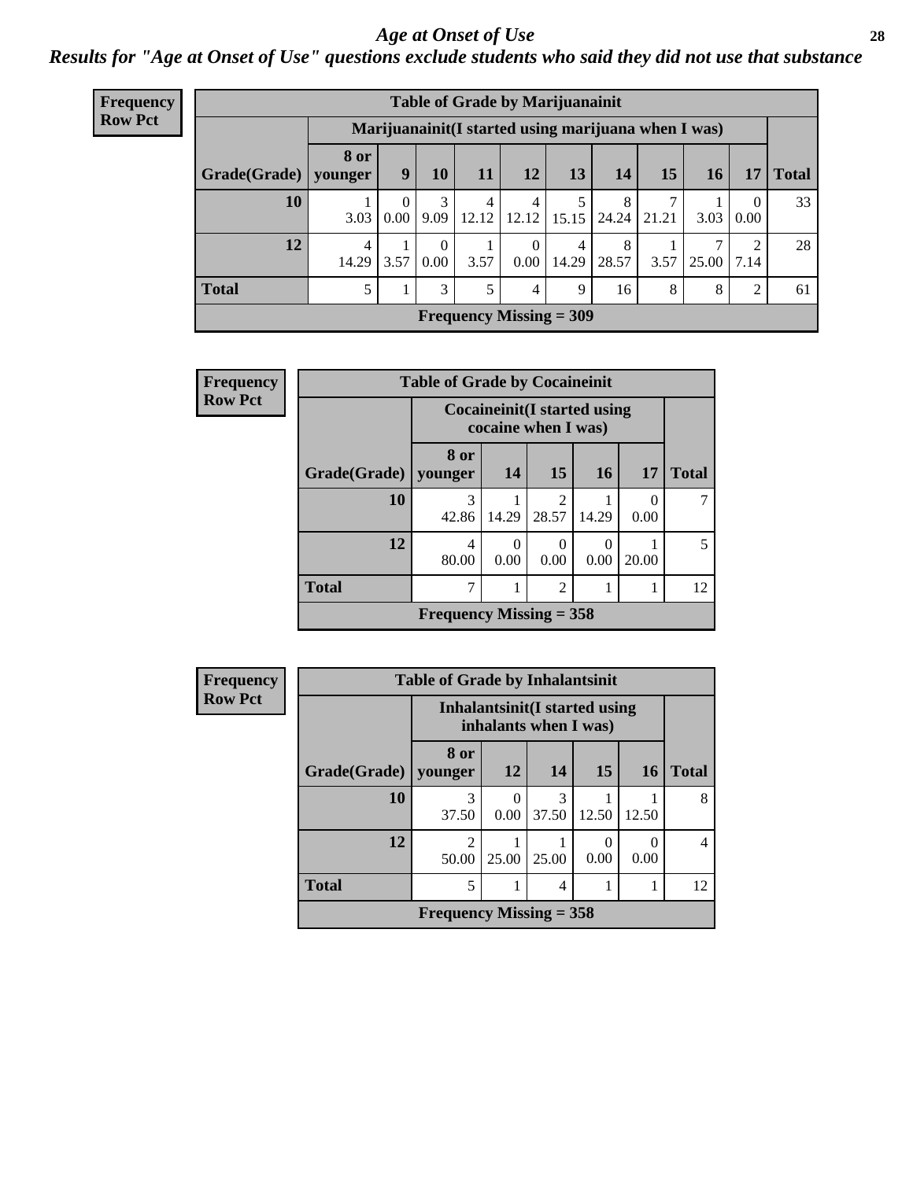# *Age at Onset of Use*

## *Results for "Age at Onset of Use" questions exclude students who said they did not use that substance*

**Frequency**
**Row Pct**

| Table of Grade by Marijuanainit | | | | | | | | | | | |
|---|---|---|---|---|---|---|---|---|---|---|---|
| | Marijuanainit(I started using marijuana when I was) | | | | | | | | | | |
| Grade(Grade) | 8 or younger | 9 | 10 | 11 | 12 | 13 | 14 | 15 | 16 | 17 | Total |
| **10** | 1<br>3.03 | 0<br>0.00 | 3<br>9.09 | 4<br>12.12 | 4<br>12.12 | 5<br>15.15 | 8<br>24.24 | 7<br>21.21 | 1<br>3.03 | 0<br>0.00 | 33 |
| **12** | 4<br>14.29 | 1<br>3.57 | 0<br>0.00 | 1<br>3.57 | 0<br>0.00 | 4<br>14.29 | 8<br>28.57 | 1<br>3.57 | 7<br>25.00 | 2<br>7.14 | 28 |
| **Total** | 5 | 1 | 3 | 5 | 4 | 9 | 16 | 8 | 8 | 2 | 61 |
| Frequency Missing = 309 | | | | | | | | | | | |

**Frequency**
**Row Pct**

| Table of Grade by Cocaineinit | | | | | | |
|---|---|---|---|---|---|---|
| | Cocaineinit(I started using cocaine when I was) | | | | | |
| Grade(Grade) | 8 or younger | 14 | 15 | 16 | 17 | Total |
| **10** | 3<br>42.86 | 1<br>14.29 | 2<br>28.57 | 1<br>14.29 | 0<br>0.00 | 7 |
| **12** | 4<br>80.00 | 0<br>0.00 | 0<br>0.00 | 0<br>0.00 | 1<br>20.00 | 5 |
| **Total** | 7 | 1 | 2 | 1 | 1 | 12 |
| Frequency Missing = 358 | | | | | | |

**Frequency**
**Row Pct**

| Table of Grade by Inhalantsinit | | | | | | |
|---|---|---|---|---|---|---|
| | Inhalantsinit(I started using inhalants when I was) | | | | | |
| Grade(Grade) | 8 or younger | 12 | 14 | 15 | 16 | Total |
| **10** | 3<br>37.50 | 0<br>0.00 | 3<br>37.50 | 1<br>12.50 | 1<br>12.50 | 8 |
| **12** | 2<br>50.00 | 1<br>25.00 | 1<br>25.00 | 0<br>0.00 | 0<br>0.00 | 4 |
| **Total** | 5 | 1 | 4 | 1 | 1 | 12 |
| Frequency Missing = 358 | | | | | | |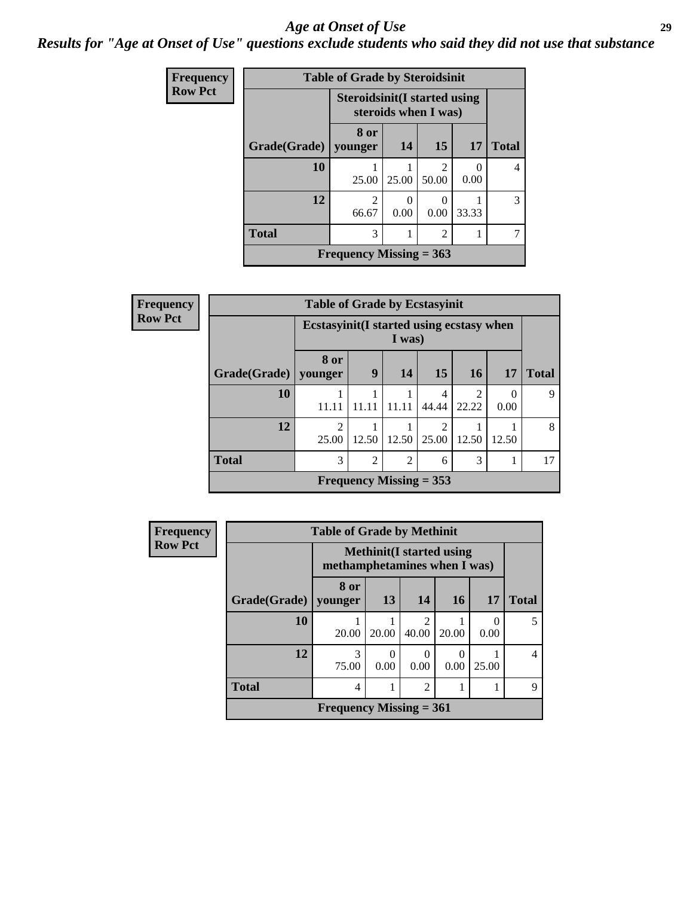# *Age at Onset of Use*

## *Results for "Age at Onset of Use" questions exclude students who said they did not use that substance*

**Frequency**
**Row Pct**

**Table of Grade by Steroidsinit**

| Grade(Grade) | Steroidsinit(I started using steroids when I was) | | | | Total |
|---|---|---|---|---|---|
| | 8 or younger | 14 | 15 | 17 | |
| **10** | 1<br>25.00 | 1<br>25.00 | 2<br>50.00 | 0<br>0.00 | 4 |
| **12** | 2<br>66.67 | 0<br>0.00 | 0<br>0.00 | 1<br>33.33 | 3 |
| **Total** | 3 | 1 | 2 | 1 | 7 |
| **Frequency Missing = 363** | | | | | |

**Frequency**
**Row Pct**

**Table of Grade by Ecstasyinit**

| Grade(Grade) | Ecstasyinit(I started using ecstasy when I was) | | | | | | Total |
|---|---|---|---|---|---|---|---|
| | 8 or younger | 9 | 14 | 15 | 16 | 17 | |
| **10** | 1<br>11.11 | 1<br>11.11 | 1<br>11.11 | 4<br>44.44 | 2<br>22.22 | 0<br>0.00 | 9 |
| **12** | 2<br>25.00 | 1<br>12.50 | 1<br>12.50 | 2<br>25.00 | 1<br>12.50 | 1<br>12.50 | 8 |
| **Total** | 3 | 2 | 2 | 6 | 3 | 1 | 17 |
| **Frequency Missing = 353** | | | | | | | |

**Frequency**
**Row Pct**

**Table of Grade by Methinit**

| Grade(Grade) | Methinit(I started using methamphetamines when I was) | | | | | Total |
|---|---|---|---|---|---|---|
| | 8 or younger | 13 | 14 | 16 | 17 | |
| **10** | 1<br>20.00 | 1<br>20.00 | 2<br>40.00 | 1<br>20.00 | 0<br>0.00 | 5 |
| **12** | 3<br>75.00 | 0<br>0.00 | 0<br>0.00 | 0<br>0.00 | 1<br>25.00 | 4 |
| **Total** | 4 | 1 | 2 | 1 | 1 | 9 |
| **Frequency Missing = 361** | | | | | | |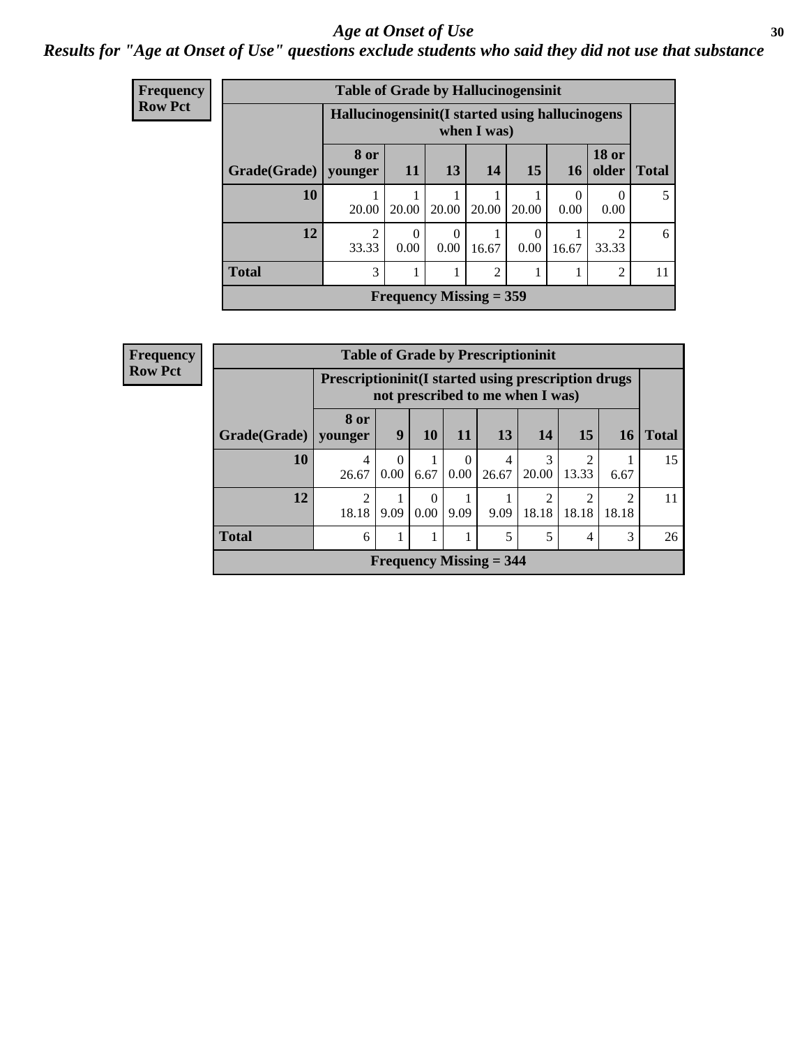# *Age at Onset of Use*

## *Results for "Age at Onset of Use" questions exclude students who said they did not use that substance*

**Frequency**
**Row Pct**

**Table of Grade by Hallucinogensinit**

| Grade(Grade) | Hallucinogensinit(I started using hallucinogens when I was) | | | | | | | Total |
|---|---|---|---|---|---|---|---|---|
| | 8 or younger | 11 | 13 | 14 | 15 | 16 | 18 or older | |
| 10 | 1<br>20.00 | 1<br>20.00 | 1<br>20.00 | 1<br>20.00 | 1<br>20.00 | 0<br>0.00 | 0<br>0.00 | 5 |
| 12 | 2<br>33.33 | 0<br>0.00 | 0<br>0.00 | 1<br>16.67 | 0<br>0.00 | 1<br>16.67 | 2<br>33.33 | 6 |
| Total | 3 | 1 | 1 | 2 | 1 | 1 | 2 | 11 |

**Frequency Missing = 359**

**Frequency**
**Row Pct**

**Table of Grade by Prescriptioninit**

| Grade(Grade) | Prescriptioninit(I started using prescription drugs not prescribed to me when I was) | | | | | | | | Total |
|---|---|---|---|---|---|---|---|---|---|
| | 8 or younger | 9 | 10 | 11 | 13 | 14 | 15 | 16 | |
| 10 | 4<br>26.67 | 0<br>0.00 | 1<br>6.67 | 0<br>0.00 | 4<br>26.67 | 3<br>20.00 | 2<br>13.33 | 1<br>6.67 | 15 |
| 12 | 2<br>18.18 | 1<br>9.09 | 0<br>0.00 | 1<br>9.09 | 1<br>9.09 | 2<br>18.18 | 2<br>18.18 | 2<br>18.18 | 11 |
| Total | 6 | 1 | 1 | 1 | 5 | 5 | 4 | 3 | 26 |

**Frequency Missing = 344**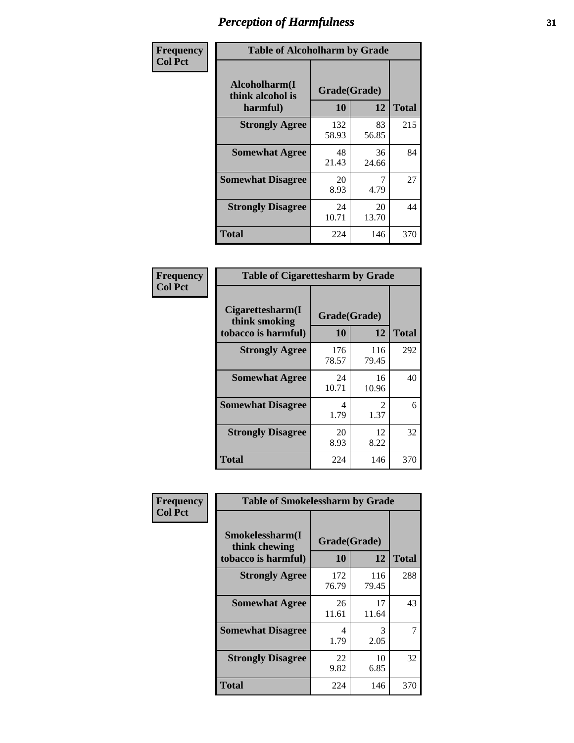# Perception of Harmfulness

**Frequency Col Pct**

**Table of Alcoholharm by Grade**

| Alcoholharm(I think alcohol is harmful) | Grade(Grade) | | Total |
|---|---|---|---|
| | 10 | 12 | |
| Strongly Agree | 132<br>58.93 | 83<br>56.85 | 215 |
| Somewhat Agree | 48<br>21.43 | 36<br>24.66 | 84 |
| Somewhat Disagree | 20<br>8.93 | 7<br>4.79 | 27 |
| Strongly Disagree | 24<br>10.71 | 20<br>13.70 | 44 |
| Total | 224 | 146 | 370 |

**Frequency Col Pct**

**Table of Cigarettesharm by Grade**

| Cigarettesharm(I think smoking tobacco is harmful) | Grade(Grade) | | Total |
|---|---|---|---|
| | 10 | 12 | |
| Strongly Agree | 176<br>78.57 | 116<br>79.45 | 292 |
| Somewhat Agree | 24<br>10.71 | 16<br>10.96 | 40 |
| Somewhat Disagree | 4<br>1.79 | 2<br>1.37 | 6 |
| Strongly Disagree | 20<br>8.93 | 12<br>8.22 | 32 |
| Total | 224 | 146 | 370 |

**Frequency Col Pct**

**Table of Smokelessharm by Grade**

| Smokelessharm(I think chewing tobacco is harmful) | Grade(Grade) | | Total |
|---|---|---|---|
| | 10 | 12 | |
| Strongly Agree | 172<br>76.79 | 116<br>79.45 | 288 |
| Somewhat Agree | 26<br>11.61 | 17<br>11.64 | 43 |
| Somewhat Disagree | 4<br>1.79 | 3<br>2.05 | 7 |
| Strongly Disagree | 22<br>9.82 | 10<br>6.85 | 32 |
| Total | 224 | 146 | 370 |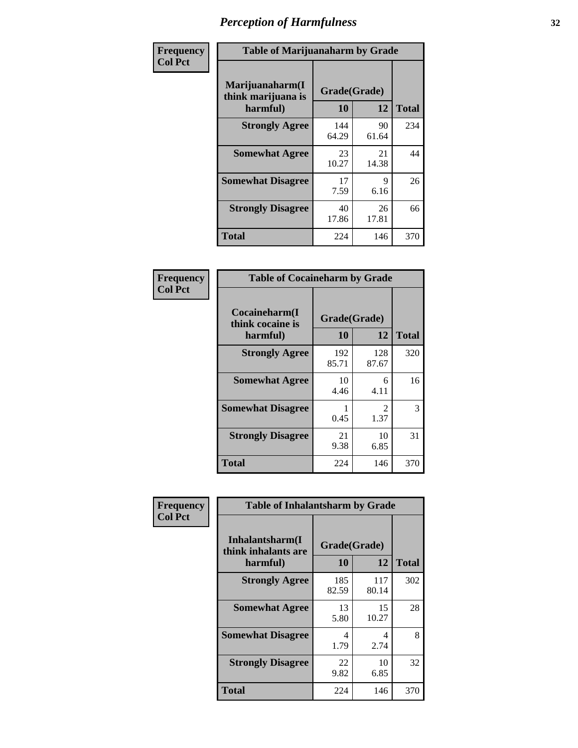# Perception of Harmfulness

**Frequency**
**Col Pct**

| Table of Marijuanaharm by Grade | | | |
|---|---|---|---|
| **Marijuanaharm(I think marijuana is harmful)** | **Grade(Grade)** | | **Total** |
| | **10** | **12** | |
| **Strongly Agree** | 144<br>64.29 | 90<br>61.64 | 234 |
| **Somewhat Agree** | 23<br>10.27 | 21<br>14.38 | 44 |
| **Somewhat Disagree** | 17<br>7.59 | 9<br>6.16 | 26 |
| **Strongly Disagree** | 40<br>17.86 | 26<br>17.81 | 66 |
| **Total** | 224 | 146 | 370 |

**Frequency**
**Col Pct**

| Table of Cocaineharm by Grade | | | |
|---|---|---|---|
| **Cocaineharm(I think cocaine is harmful)** | **Grade(Grade)** | | **Total** |
| | **10** | **12** | |
| **Strongly Agree** | 192<br>85.71 | 128<br>87.67 | 320 |
| **Somewhat Agree** | 10<br>4.46 | 6<br>4.11 | 16 |
| **Somewhat Disagree** | 1<br>0.45 | 2<br>1.37 | 3 |
| **Strongly Disagree** | 21<br>9.38 | 10<br>6.85 | 31 |
| **Total** | 224 | 146 | 370 |

**Frequency**
**Col Pct**

| Table of Inhalantsharm by Grade | | | |
|---|---|---|---|
| **Inhalantsharm(I think inhalants are harmful)** | **Grade(Grade)** | | **Total** |
| | **10** | **12** | |
| **Strongly Agree** | 185<br>82.59 | 117<br>80.14 | 302 |
| **Somewhat Agree** | 13<br>5.80 | 15<br>10.27 | 28 |
| **Somewhat Disagree** | 4<br>1.79 | 4<br>2.74 | 8 |
| **Strongly Disagree** | 22<br>9.82 | 10<br>6.85 | 32 |
| **Total** | 224 | 146 | 370 |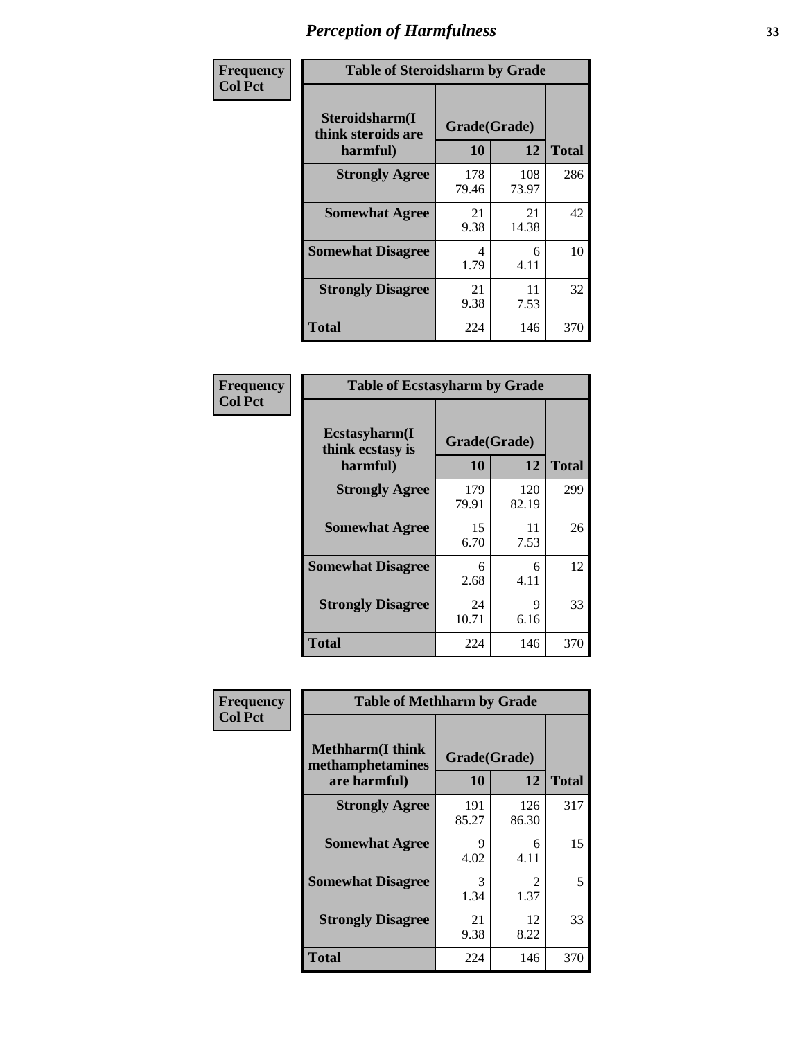# Perception of Harmfulness

**Frequency**
**Col Pct**

| Table of Steroidsharm by Grade | | | |
|---|---|---|---|
| **Steroidsharm(I think steroids are harmful)** | **Grade(Grade)** | | **Total** |
| | **10** | **12** | |
| **Strongly Agree** | 178<br>79.46 | 108<br>73.97 | 286 |
| **Somewhat Agree** | 21<br>9.38 | 21<br>14.38 | 42 |
| **Somewhat Disagree** | 4<br>1.79 | 6<br>4.11 | 10 |
| **Strongly Disagree** | 21<br>9.38 | 11<br>7.53 | 32 |
| **Total** | 224 | 146 | 370 |

**Frequency**
**Col Pct**

| Table of Ecstasyharm by Grade | | | |
|---|---|---|---|
| **Ecstasyharm(I think ecstasy is harmful)** | **Grade(Grade)** | | **Total** |
| | **10** | **12** | |
| **Strongly Agree** | 179<br>79.91 | 120<br>82.19 | 299 |
| **Somewhat Agree** | 15<br>6.70 | 11<br>7.53 | 26 |
| **Somewhat Disagree** | 6<br>2.68 | 6<br>4.11 | 12 |
| **Strongly Disagree** | 24<br>10.71 | 9<br>6.16 | 33 |
| **Total** | 224 | 146 | 370 |

**Frequency**
**Col Pct**

| Table of Methharm by Grade | | | |
|---|---|---|---|
| **Methharm(I think methamphetamines are harmful)** | **Grade(Grade)** | | **Total** |
| | **10** | **12** | |
| **Strongly Agree** | 191<br>85.27 | 126<br>86.30 | 317 |
| **Somewhat Agree** | 9<br>4.02 | 6<br>4.11 | 15 |
| **Somewhat Disagree** | 3<br>1.34 | 2<br>1.37 | 5 |
| **Strongly Disagree** | 21<br>9.38 | 12<br>8.22 | 33 |
| **Total** | 224 | 146 | 370 |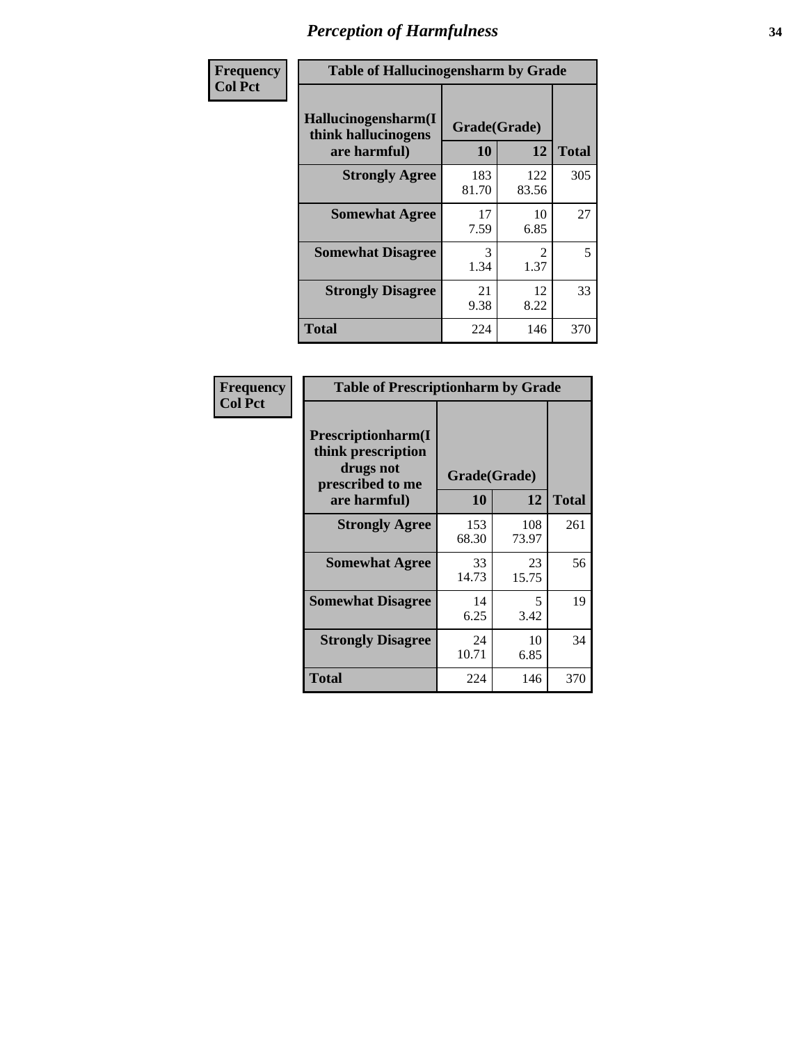# Perception of Harmfulness

| Frequency Col Pct | | | |
|---|---|---|---|

**Table of Hallucinogensharm by Grade**

| Hallucinogensharm(I think hallucinogens are harmful) | Grade(Grade) 10 | 12 | Total |
|---|---|---|---|
| **Strongly Agree** | 183<br>81.70 | 122<br>83.56 | 305 |
| **Somewhat Agree** | 17<br>7.59 | 10<br>6.85 | 27 |
| **Somewhat Disagree** | 3<br>1.34 | 2<br>1.37 | 5 |
| **Strongly Disagree** | 21<br>9.38 | 12<br>8.22 | 33 |
| **Total** | 224 | 146 | 370 |

| Frequency Col Pct | | | |
|---|---|---|---|

**Table of Prescriptionharm by Grade**

| Prescriptionharm(I think prescription drugs not prescribed to me are harmful) | Grade(Grade) 10 | 12 | Total |
|---|---|---|---|
| **Strongly Agree** | 153<br>68.30 | 108<br>73.97 | 261 |
| **Somewhat Agree** | 33<br>14.73 | 23<br>15.75 | 56 |
| **Somewhat Disagree** | 14<br>6.25 | 5<br>3.42 | 19 |
| **Strongly Disagree** | 24<br>10.71 | 10<br>6.85 | 34 |
| **Total** | 224 | 146 | 370 |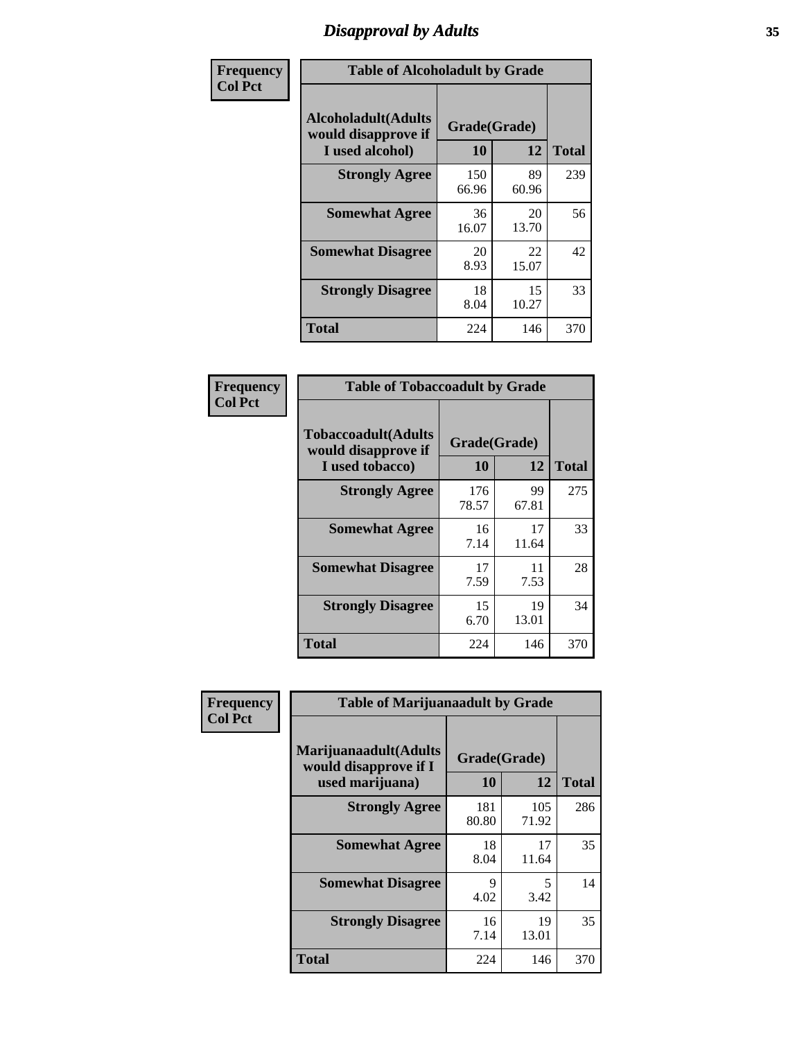# Disapproval by Adults

**Frequency**
**Col Pct**

| Table of Alcoholadult by Grade | | | |
|---|---|---|---|
| **Alcoholadult(Adults would disapprove if I used alcohol)** | **Grade(Grade)** | | **Total** |
| | **10** | **12** | |
| **Strongly Agree** | 150<br>66.96 | 89<br>60.96 | 239 |
| **Somewhat Agree** | 36<br>16.07 | 20<br>13.70 | 56 |
| **Somewhat Disagree** | 20<br>8.93 | 22<br>15.07 | 42 |
| **Strongly Disagree** | 18<br>8.04 | 15<br>10.27 | 33 |
| **Total** | 224 | 146 | 370 |

**Frequency**
**Col Pct**

| Table of Tobaccoadult by Grade | | | |
|---|---|---|---|
| **Tobaccoadult(Adults would disapprove if I used tobacco)** | **Grade(Grade)** | | **Total** |
| | **10** | **12** | |
| **Strongly Agree** | 176<br>78.57 | 99<br>67.81 | 275 |
| **Somewhat Agree** | 16<br>7.14 | 17<br>11.64 | 33 |
| **Somewhat Disagree** | 17<br>7.59 | 11<br>7.53 | 28 |
| **Strongly Disagree** | 15<br>6.70 | 19<br>13.01 | 34 |
| **Total** | 224 | 146 | 370 |

**Frequency**
**Col Pct**

| Table of Marijuanaadult by Grade | | | |
|---|---|---|---|
| **Marijuanaadult(Adults would disapprove if I used marijuana)** | **Grade(Grade)** | | **Total** |
| | **10** | **12** | |
| **Strongly Agree** | 181<br>80.80 | 105<br>71.92 | 286 |
| **Somewhat Agree** | 18<br>8.04 | 17<br>11.64 | 35 |
| **Somewhat Disagree** | 9<br>4.02 | 5<br>3.42 | 14 |
| **Strongly Disagree** | 16<br>7.14 | 19<br>13.01 | 35 |
| **Total** | 224 | 146 | 370 |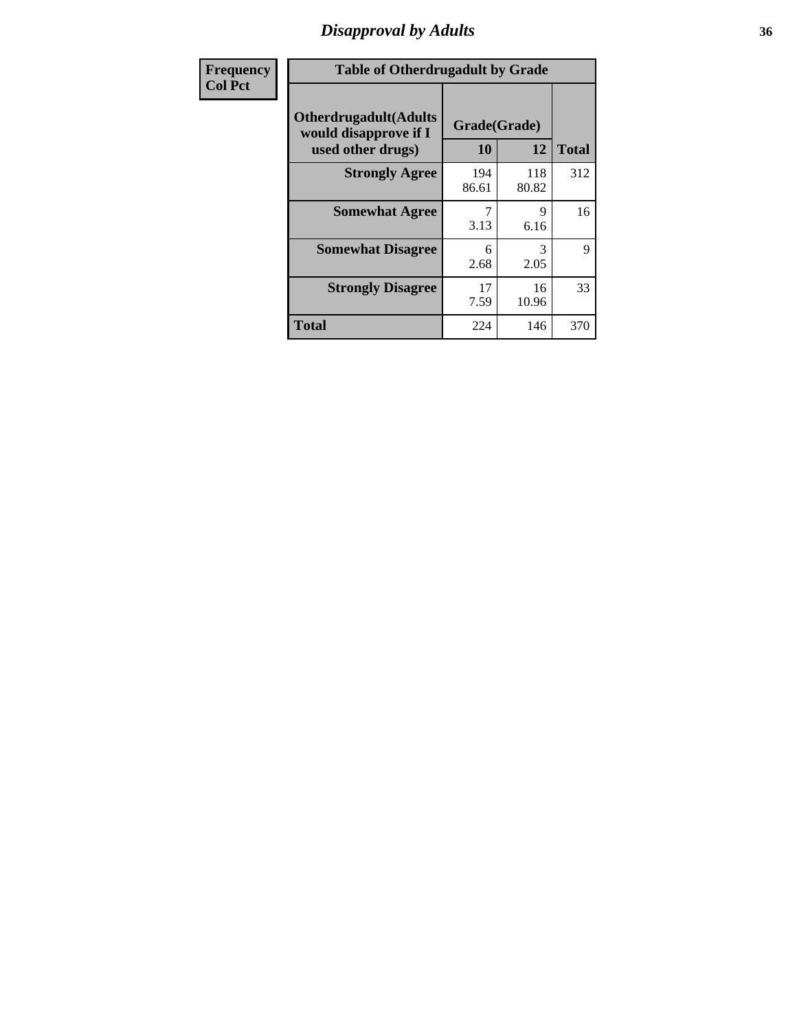# Disapproval by Adults

| Frequency Col Pct |
|---|

**Table of Otherdrugadult by Grade**

| Otherdrugadult(Adults would disapprove if I used other drugs) | Grade(Grade) | | |
|---|---|---|---|
| | 10 | 12 | Total |
| **Strongly Agree** | 194<br>86.61 | 118<br>80.82 | 312 |
| **Somewhat Agree** | 7<br>3.13 | 9<br>6.16 | 16 |
| **Somewhat Disagree** | 6<br>2.68 | 3<br>2.05 | 9 |
| **Strongly Disagree** | 17<br>7.59 | 16<br>10.96 | 33 |
| **Total** | 224 | 146 | 370 |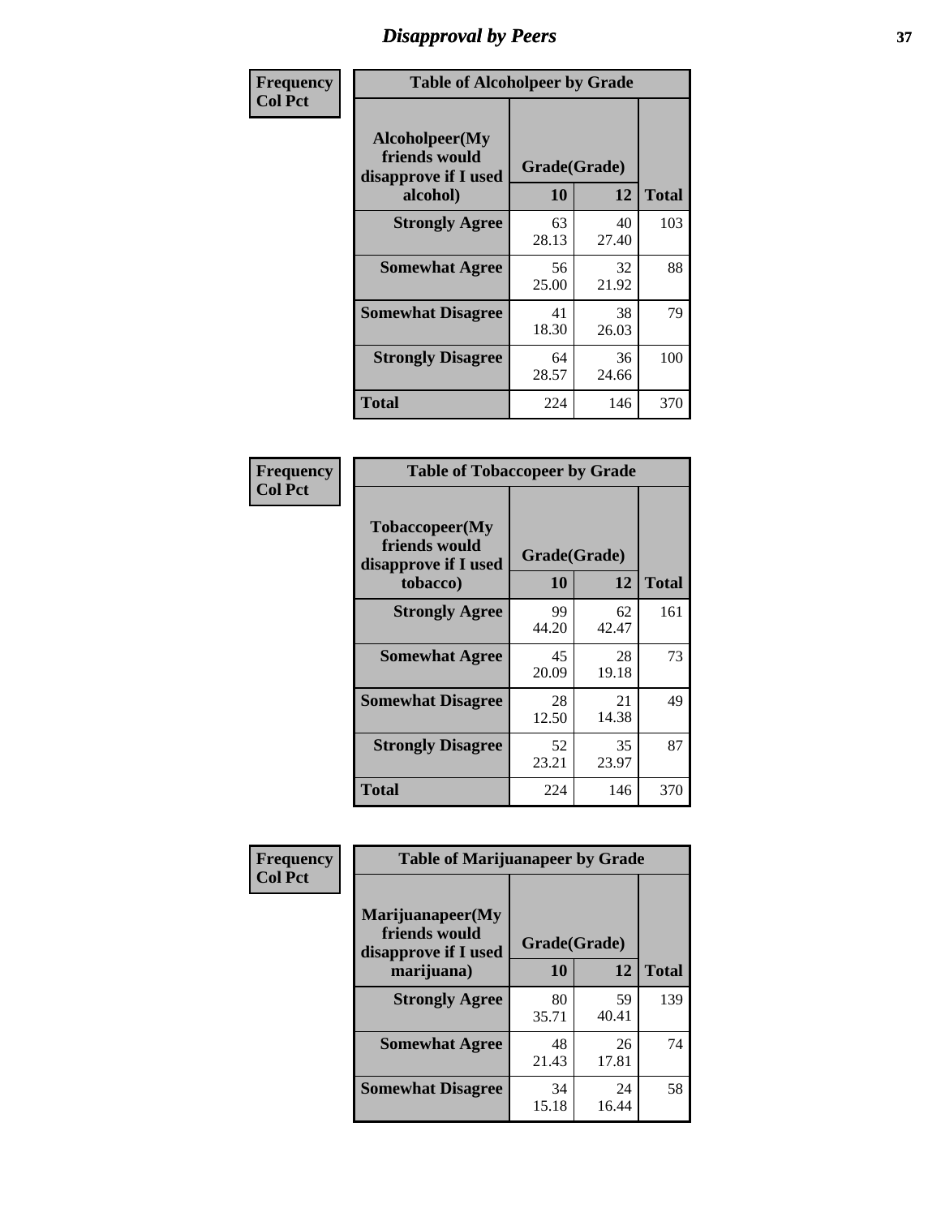# Disapproval by Peers

| Frequency Col Pct | Table of Alcoholpeer by Grade | | |
|---|---|---|---|
| Alcoholpeer(My friends would disapprove if I used alcohol) | Grade(Grade) | | |
| | 10 | 12 | Total |
| Strongly Agree | 63<br>28.13 | 40<br>27.40 | 103 |
| Somewhat Agree | 56<br>25.00 | 32<br>21.92 | 88 |
| Somewhat Disagree | 41<br>18.30 | 38<br>26.03 | 79 |
| Strongly Disagree | 64<br>28.57 | 36<br>24.66 | 100 |
| Total | 224 | 146 | 370 |

| Frequency Col Pct | Table of Tobaccopeer by Grade | | |
|---|---|---|---|
| Tobaccopeer(My friends would disapprove if I used tobacco) | Grade(Grade) | | |
| | 10 | 12 | Total |
| Strongly Agree | 99<br>44.20 | 62<br>42.47 | 161 |
| Somewhat Agree | 45<br>20.09 | 28<br>19.18 | 73 |
| Somewhat Disagree | 28<br>12.50 | 21<br>14.38 | 49 |
| Strongly Disagree | 52<br>23.21 | 35<br>23.97 | 87 |
| Total | 224 | 146 | 370 |

| Frequency Col Pct | Table of Marijuanapeer by Grade | | |
|---|---|---|---|
| Marijuanapeer(My friends would disapprove if I used marijuana) | Grade(Grade) | | |
| | 10 | 12 | Total |
| Strongly Agree | 80<br>35.71 | 59<br>40.41 | 139 |
| Somewhat Agree | 48<br>21.43 | 26<br>17.81 | 74 |
| Somewhat Disagree | 34<br>15.18 | 24<br>16.44 | 58 |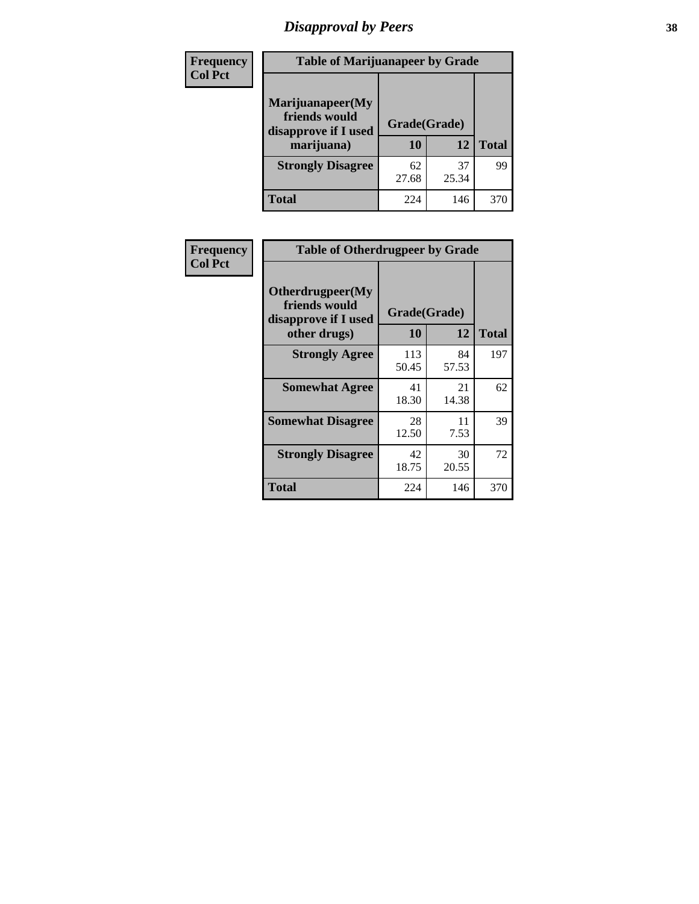# Disapproval by Peers

| Frequency<br>Col Pct | Table of Marijuanapeer by Grade | | |
|---|---|---|---|
| Marijuanapeer(My friends would disapprove if I used marijuana) | Grade(Grade) | | |
| | 10 | 12 | Total |
| Strongly Disagree | 62<br>27.68 | 37<br>25.34 | 99 |
| Total | 224 | 146 | 370 |

| Frequency<br>Col Pct | Table of Otherdrugpeer by Grade | | |
|---|---|---|---|
| Otherdrugpeer(My friends would disapprove if I used other drugs) | Grade(Grade) | | |
| | 10 | 12 | Total |
| Strongly Agree | 113<br>50.45 | 84<br>57.53 | 197 |
| Somewhat Agree | 41<br>18.30 | 21<br>14.38 | 62 |
| Somewhat Disagree | 28<br>12.50 | 11<br>7.53 | 39 |
| Strongly Disagree | 42<br>18.75 | 30<br>20.55 | 72 |
| Total | 224 | 146 | 370 |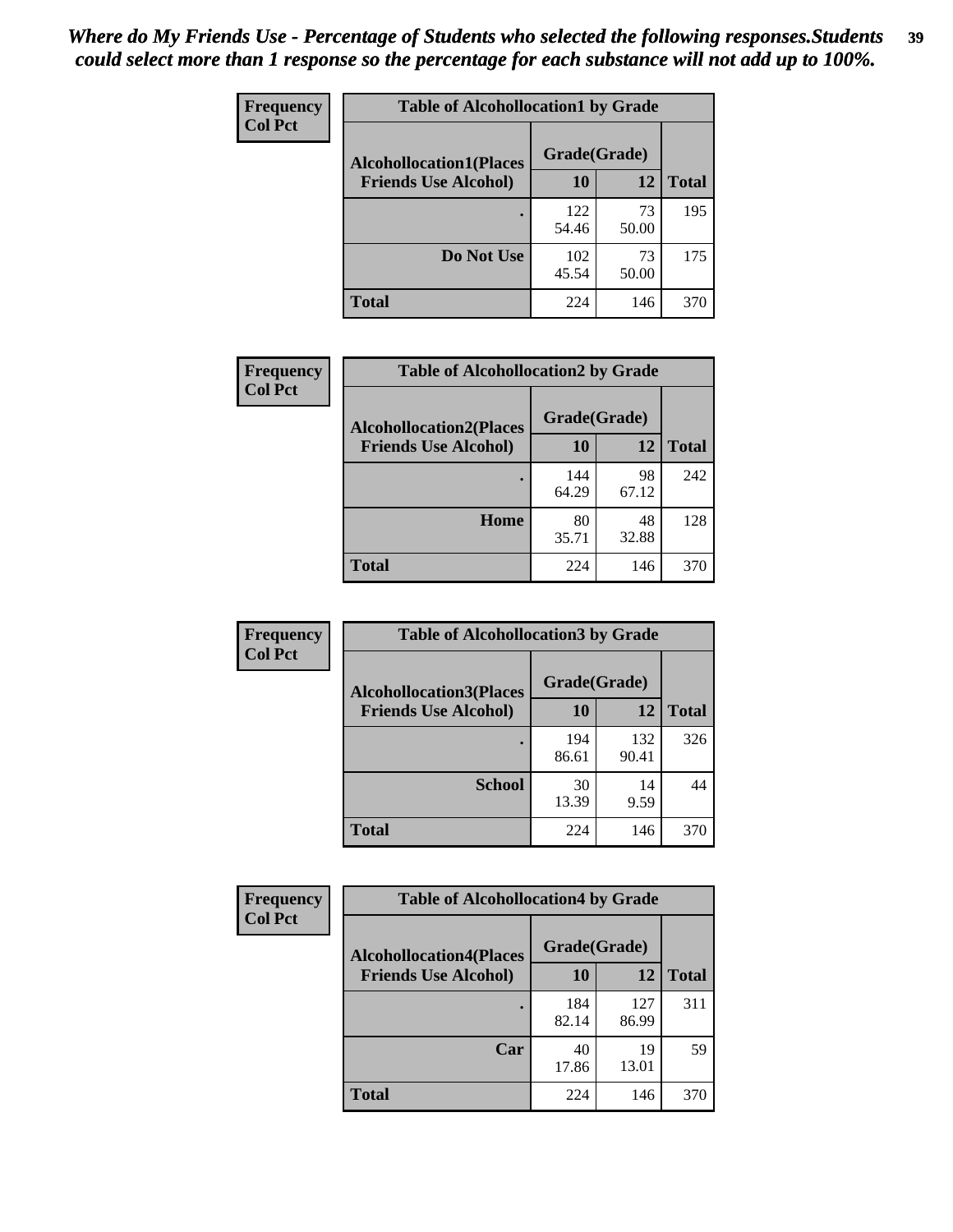*Where do My Friends Use - Percentage of Students who selected the following responses.Students could select more than 1 response so the percentage for each substance will not add up to 100%.*

**Frequency**
**Col Pct**

| Table of Alcohollocation1 by Grade | | | |
|---|---|---|---|
| **Alcohollocation1(Places Friends Use Alcohol)** | **Grade(Grade)** | | **Total** |
| | **10** | **12** | |
| **.** | 122<br>54.46 | 73<br>50.00 | 195 |
| **Do Not Use** | 102<br>45.54 | 73<br>50.00 | 175 |
| **Total** | 224 | 146 | 370 |

**Frequency**
**Col Pct**

| Table of Alcohollocation2 by Grade | | | |
|---|---|---|---|
| **Alcohollocation2(Places Friends Use Alcohol)** | **Grade(Grade)** | | **Total** |
| | **10** | **12** | |
| **.** | 144<br>64.29 | 98<br>67.12 | 242 |
| **Home** | 80<br>35.71 | 48<br>32.88 | 128 |
| **Total** | 224 | 146 | 370 |

**Frequency**
**Col Pct**

| Table of Alcohollocation3 by Grade | | | |
|---|---|---|---|
| **Alcohollocation3(Places Friends Use Alcohol)** | **Grade(Grade)** | | **Total** |
| | **10** | **12** | |
| **.** | 194<br>86.61 | 132<br>90.41 | 326 |
| **School** | 30<br>13.39 | 14<br>9.59 | 44 |
| **Total** | 224 | 146 | 370 |

**Frequency**
**Col Pct**

| Table of Alcohollocation4 by Grade | | | |
|---|---|---|---|
| **Alcohollocation4(Places Friends Use Alcohol)** | **Grade(Grade)** | | **Total** |
| | **10** | **12** | |
| **.** | 184<br>82.14 | 127<br>86.99 | 311 |
| **Car** | 40<br>17.86 | 19<br>13.01 | 59 |
| **Total** | 224 | 146 | 370 |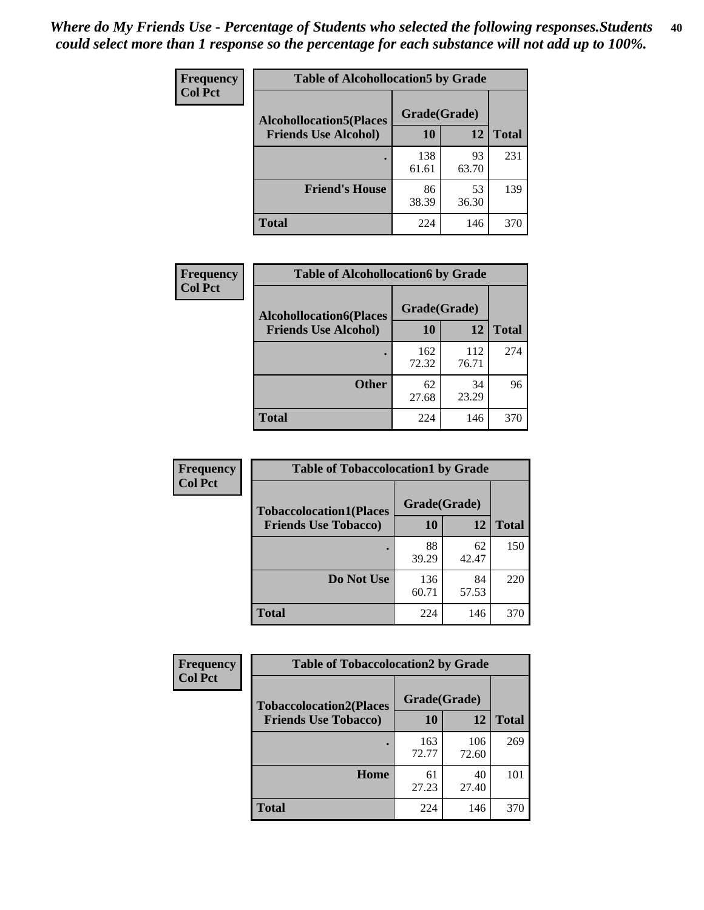*Where do My Friends Use - Percentage of Students who selected the following responses.Students could select more than 1 response so the percentage for each substance will not add up to 100%.*

**Frequency**
**Col Pct**

| Table of Alcohollocation5 by Grade | | | |
|---|---|---|---|
| **Alcohollocation5(Places Friends Use Alcohol)** | **Grade(Grade)** | | |
| | **10** | **12** | **Total** |
| **.** | 138<br>61.61 | 93<br>63.70 | 231 |
| **Friend's House** | 86<br>38.39 | 53<br>36.30 | 139 |
| **Total** | 224 | 146 | 370 |

**Frequency**
**Col Pct**

| Table of Alcohollocation6 by Grade | | | |
|---|---|---|---|
| **Alcohollocation6(Places Friends Use Alcohol)** | **Grade(Grade)** | | |
| | **10** | **12** | **Total** |
| **.** | 162<br>72.32 | 112<br>76.71 | 274 |
| **Other** | 62<br>27.68 | 34<br>23.29 | 96 |
| **Total** | 224 | 146 | 370 |

**Frequency**
**Col Pct**

| Table of Tobaccolocation1 by Grade | | | |
|---|---|---|---|
| **Tobaccolocation1(Places Friends Use Tobacco)** | **Grade(Grade)** | | |
| | **10** | **12** | **Total** |
| **.** | 88<br>39.29 | 62<br>42.47 | 150 |
| **Do Not Use** | 136<br>60.71 | 84<br>57.53 | 220 |
| **Total** | 224 | 146 | 370 |

**Frequency**
**Col Pct**

| Table of Tobaccolocation2 by Grade | | | |
|---|---|---|---|
| **Tobaccolocation2(Places Friends Use Tobacco)** | **Grade(Grade)** | | |
| | **10** | **12** | **Total** |
| **.** | 163<br>72.77 | 106<br>72.60 | 269 |
| **Home** | 61<br>27.23 | 40<br>27.40 | 101 |
| **Total** | 224 | 146 | 370 |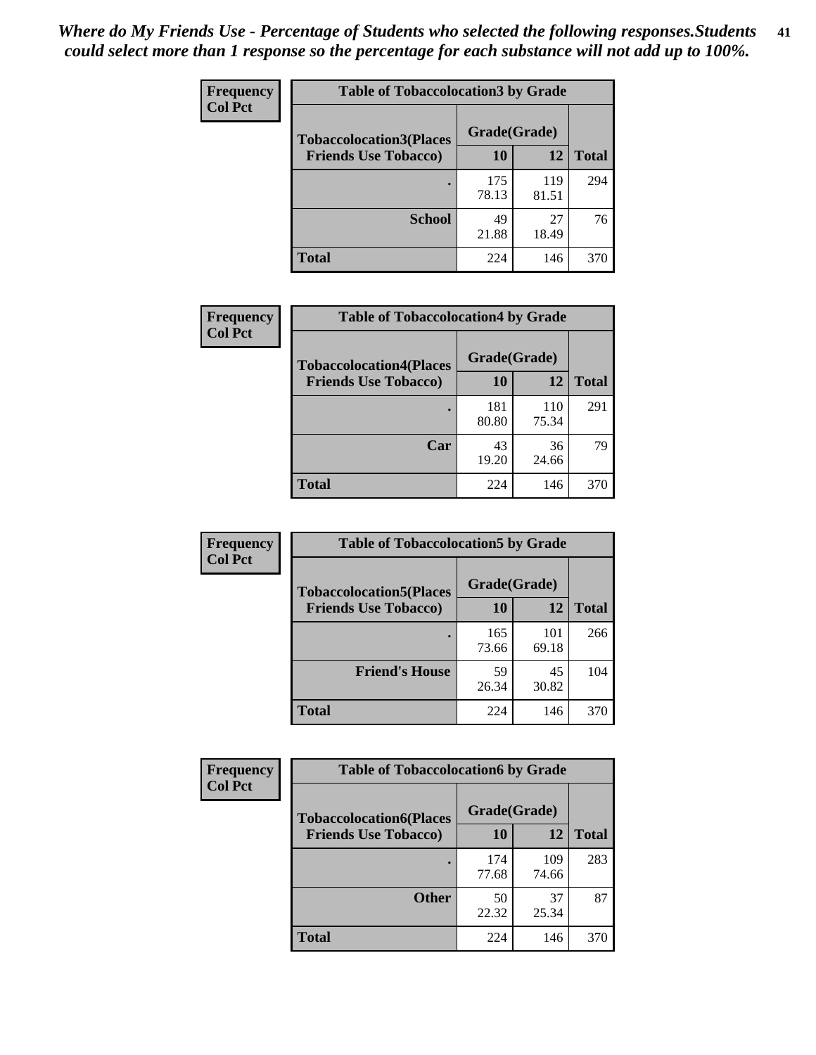*Where do My Friends Use - Percentage of Students who selected the following responses.Students could select more than 1 response so the percentage for each substance will not add up to 100%.*

**Frequency / Col Pct**

| Table of Tobaccolocation3 by Grade | | | |
|---|---|---|---|
| Tobaccolocation3(Places Friends Use Tobacco) | Grade(Grade) | | |
| | 10 | 12 | Total |
| . | 175<br>78.13 | 119<br>81.51 | 294 |
| School | 49<br>21.88 | 27<br>18.49 | 76 |
| Total | 224 | 146 | 370 |

**Frequency / Col Pct**

| Table of Tobaccolocation4 by Grade | | | |
|---|---|---|---|
| Tobaccolocation4(Places Friends Use Tobacco) | Grade(Grade) | | |
| | 10 | 12 | Total |
| . | 181<br>80.80 | 110<br>75.34 | 291 |
| Car | 43<br>19.20 | 36<br>24.66 | 79 |
| Total | 224 | 146 | 370 |

**Frequency / Col Pct**

| Table of Tobaccolocation5 by Grade | | | |
|---|---|---|---|
| Tobaccolocation5(Places Friends Use Tobacco) | Grade(Grade) | | |
| | 10 | 12 | Total |
| . | 165<br>73.66 | 101<br>69.18 | 266 |
| Friend's House | 59<br>26.34 | 45<br>30.82 | 104 |
| Total | 224 | 146 | 370 |

**Frequency / Col Pct**

| Table of Tobaccolocation6 by Grade | | | |
|---|---|---|---|
| Tobaccolocation6(Places Friends Use Tobacco) | Grade(Grade) | | |
| | 10 | 12 | Total |
| . | 174<br>77.68 | 109<br>74.66 | 283 |
| Other | 50<br>22.32 | 37<br>25.34 | 87 |
| Total | 224 | 146 | 370 |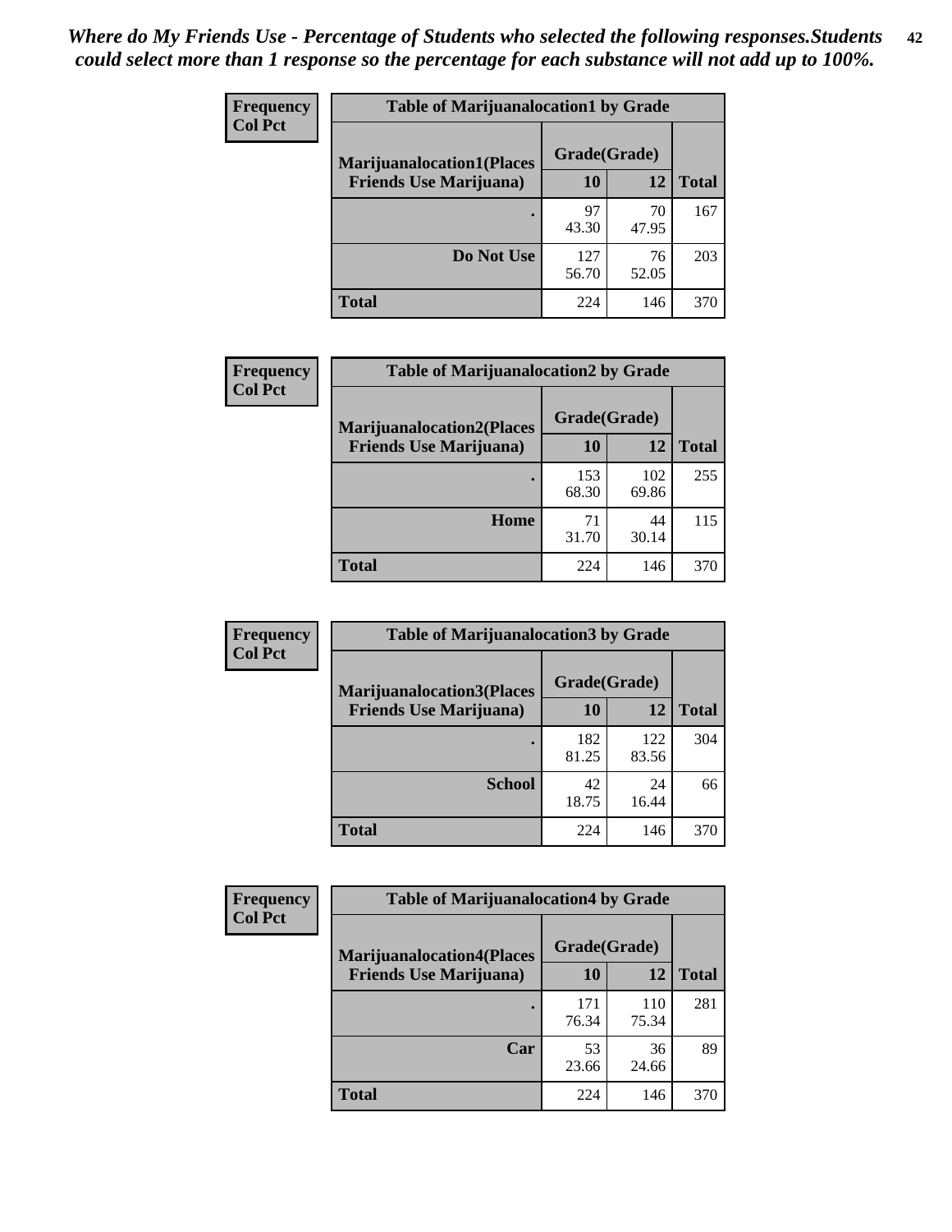*Where do My Friends Use - Percentage of Students who selected the following responses.Students could select more than 1 response so the percentage for each substance will not add up to 100%.*

**Frequency**
**Col Pct**

| Table of Marijuanalocation1 by Grade | | | |
|---|---|---|---|
| **Marijuanalocation1(Places Friends Use Marijuana)** | **Grade(Grade)** | | |
| | **10** | **12** | **Total** |
| **.** | 97<br>43.30 | 70<br>47.95 | 167 |
| **Do Not Use** | 127<br>56.70 | 76<br>52.05 | 203 |
| **Total** | 224 | 146 | 370 |

**Frequency**
**Col Pct**

| Table of Marijuanalocation2 by Grade | | | |
|---|---|---|---|
| **Marijuanalocation2(Places Friends Use Marijuana)** | **Grade(Grade)** | | |
| | **10** | **12** | **Total** |
| **.** | 153<br>68.30 | 102<br>69.86 | 255 |
| **Home** | 71<br>31.70 | 44<br>30.14 | 115 |
| **Total** | 224 | 146 | 370 |

**Frequency**
**Col Pct**

| Table of Marijuanalocation3 by Grade | | | |
|---|---|---|---|
| **Marijuanalocation3(Places Friends Use Marijuana)** | **Grade(Grade)** | | |
| | **10** | **12** | **Total** |
| **.** | 182<br>81.25 | 122<br>83.56 | 304 |
| **School** | 42<br>18.75 | 24<br>16.44 | 66 |
| **Total** | 224 | 146 | 370 |

**Frequency**
**Col Pct**

| Table of Marijuanalocation4 by Grade | | | |
|---|---|---|---|
| **Marijuanalocation4(Places Friends Use Marijuana)** | **Grade(Grade)** | | |
| | **10** | **12** | **Total** |
| **.** | 171<br>76.34 | 110<br>75.34 | 281 |
| **Car** | 53<br>23.66 | 36<br>24.66 | 89 |
| **Total** | 224 | 146 | 370 |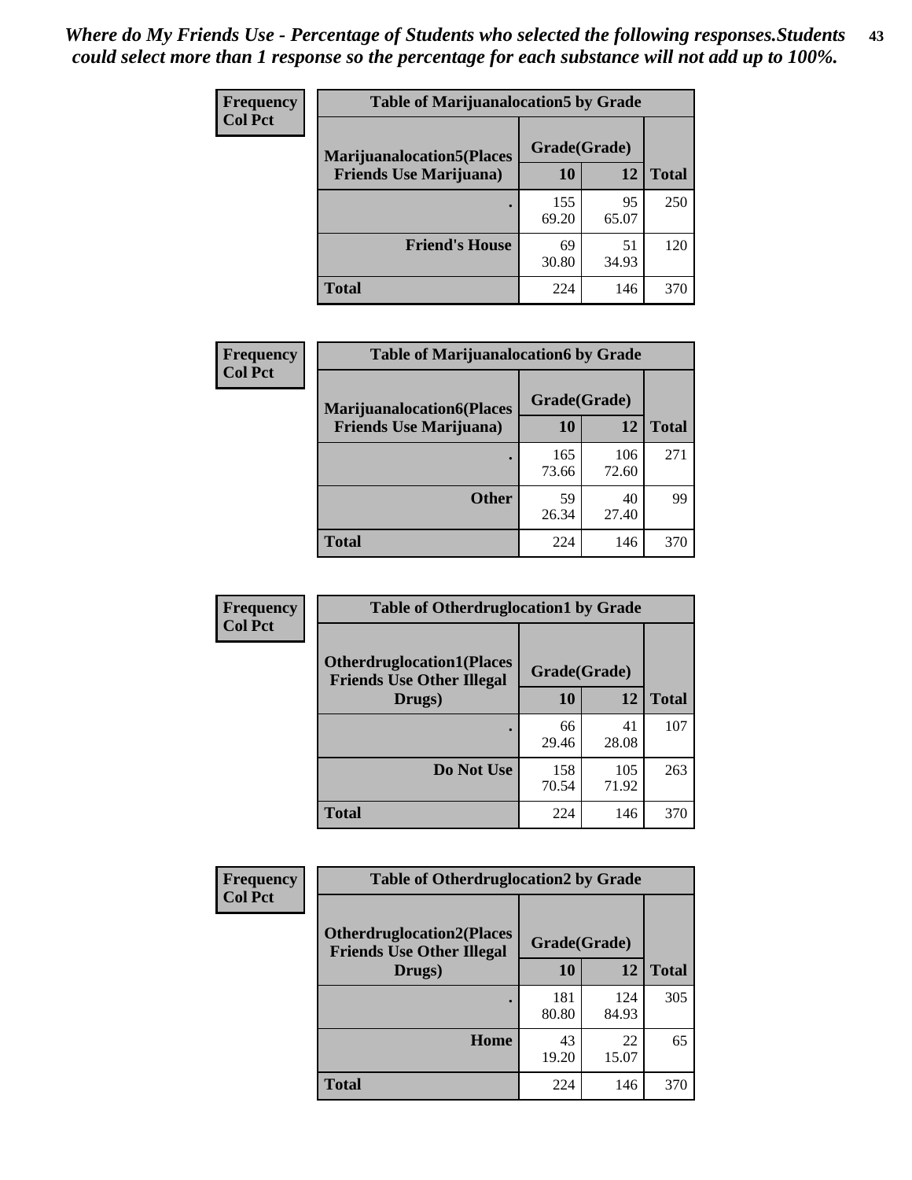*Where do My Friends Use - Percentage of Students who selected the following responses.Students could select more than 1 response so the percentage for each substance will not add up to 100%.*

**Frequency**
**Col Pct**

| Table of Marijuanalocation5 by Grade | | | |
|---|---|---|---|
| **Marijuanalocation5(Places Friends Use Marijuana)** | **Grade(Grade)** | | **Total** |
| | **10** | **12** | |
| . | 155<br>69.20 | 95<br>65.07 | 250 |
| **Friend's House** | 69<br>30.80 | 51<br>34.93 | 120 |
| **Total** | 224 | 146 | 370 |

**Frequency**
**Col Pct**

| Table of Marijuanalocation6 by Grade | | | |
|---|---|---|---|
| **Marijuanalocation6(Places Friends Use Marijuana)** | **Grade(Grade)** | | **Total** |
| | **10** | **12** | |
| . | 165<br>73.66 | 106<br>72.60 | 271 |
| **Other** | 59<br>26.34 | 40<br>27.40 | 99 |
| **Total** | 224 | 146 | 370 |

**Frequency**
**Col Pct**

| Table of Otherdruglocation1 by Grade | | | |
|---|---|---|---|
| **Otherdruglocation1(Places Friends Use Other Illegal Drugs)** | **Grade(Grade)** | | **Total** |
| | **10** | **12** | |
| . | 66<br>29.46 | 41<br>28.08 | 107 |
| **Do Not Use** | 158<br>70.54 | 105<br>71.92 | 263 |
| **Total** | 224 | 146 | 370 |

**Frequency**
**Col Pct**

| Table of Otherdruglocation2 by Grade | | | |
|---|---|---|---|
| **Otherdruglocation2(Places Friends Use Other Illegal Drugs)** | **Grade(Grade)** | | **Total** |
| | **10** | **12** | |
| . | 181<br>80.80 | 124<br>84.93 | 305 |
| **Home** | 43<br>19.20 | 22<br>15.07 | 65 |
| **Total** | 224 | 146 | 370 |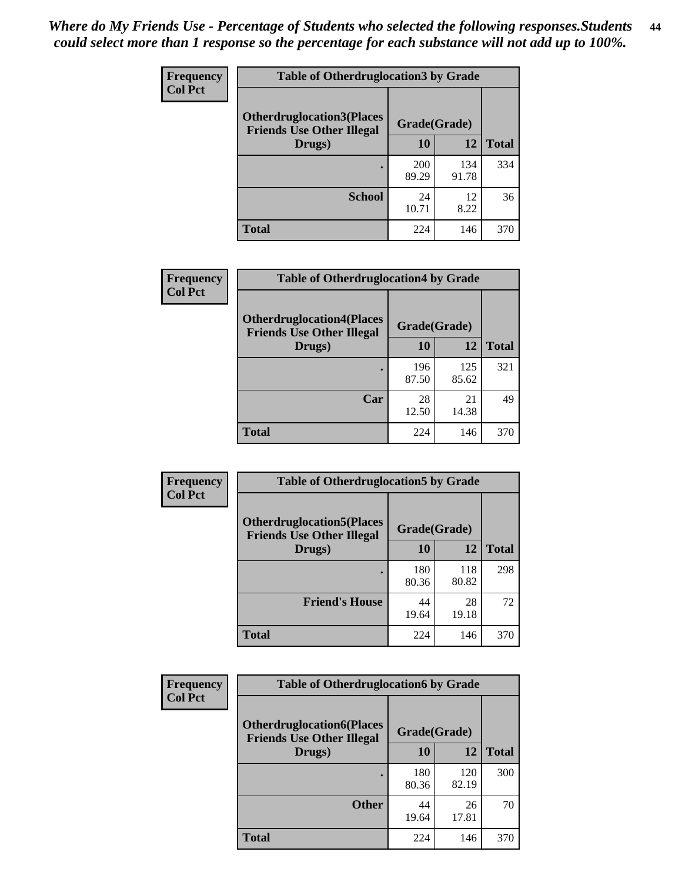*Where do My Friends Use - Percentage of Students who selected the following responses.Students could select more than 1 response so the percentage for each substance will not add up to 100%.*

**Frequency**
**Col Pct**

| Table of Otherdruglocation3 by Grade | | | |
|---|---|---|---|
| **Otherdruglocation3(Places Friends Use Other Illegal Drugs)** | **Grade(Grade)** | | **Total** |
| | **10** | **12** | |
| **.** | 200<br>89.29 | 134<br>91.78 | 334 |
| **School** | 24<br>10.71 | 12<br>8.22 | 36 |
| **Total** | 224 | 146 | 370 |

**Frequency**
**Col Pct**

| Table of Otherdruglocation4 by Grade | | | |
|---|---|---|---|
| **Otherdruglocation4(Places Friends Use Other Illegal Drugs)** | **Grade(Grade)** | | **Total** |
| | **10** | **12** | |
| **.** | 196<br>87.50 | 125<br>85.62 | 321 |
| **Car** | 28<br>12.50 | 21<br>14.38 | 49 |
| **Total** | 224 | 146 | 370 |

**Frequency**
**Col Pct**

| Table of Otherdruglocation5 by Grade | | | |
|---|---|---|---|
| **Otherdruglocation5(Places Friends Use Other Illegal Drugs)** | **Grade(Grade)** | | **Total** |
| | **10** | **12** | |
| **.** | 180<br>80.36 | 118<br>80.82 | 298 |
| **Friend's House** | 44<br>19.64 | 28<br>19.18 | 72 |
| **Total** | 224 | 146 | 370 |

**Frequency**
**Col Pct**

| Table of Otherdruglocation6 by Grade | | | |
|---|---|---|---|
| **Otherdruglocation6(Places Friends Use Other Illegal Drugs)** | **Grade(Grade)** | | **Total** |
| | **10** | **12** | |
| **.** | 180<br>80.36 | 120<br>82.19 | 300 |
| **Other** | 44<br>19.64 | 26<br>17.81 | 70 |
| **Total** | 224 | 146 | 370 |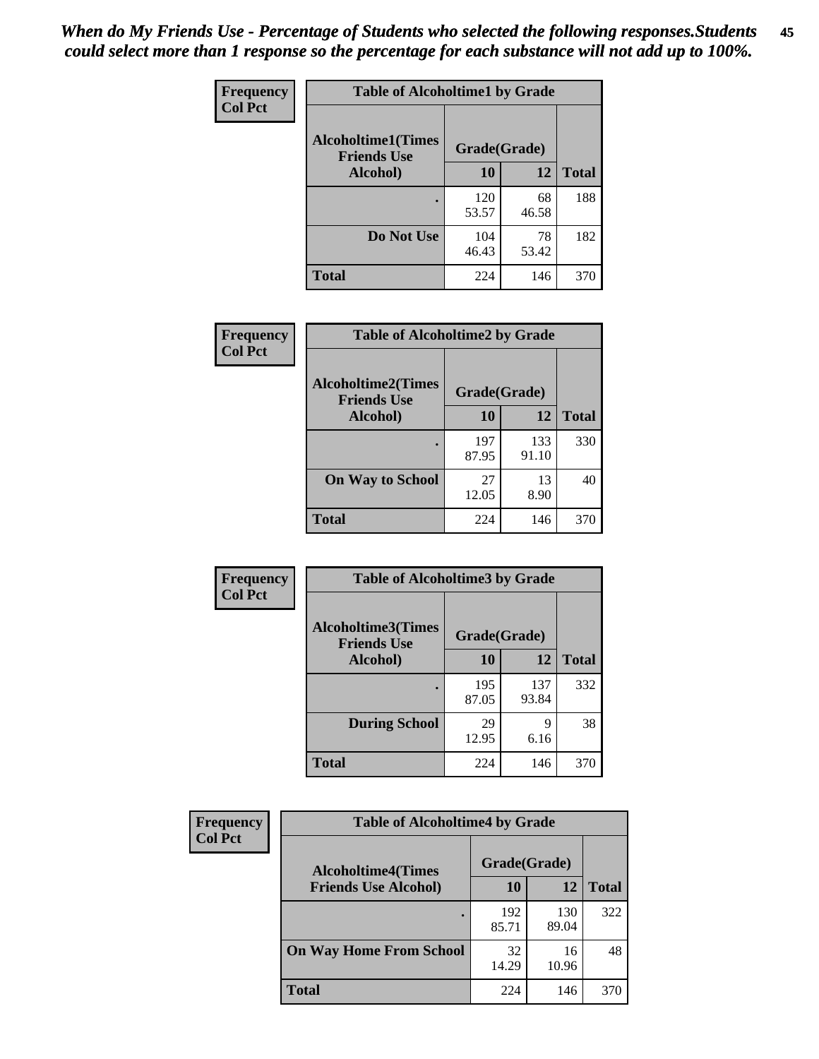*When do My Friends Use - Percentage of Students who selected the following responses.Students could select more than 1 response so the percentage for each substance will not add up to 100%.*

**Frequency**
**Col Pct**

**Table of Alcoholtime1 by Grade**

| Alcoholtime1(Times Friends Use Alcohol) | Grade(Grade) | | Total |
|---|---|---|---|
| | 10 | 12 | |
| . | 120<br>53.57 | 68<br>46.58 | 188 |
| Do Not Use | 104<br>46.43 | 78<br>53.42 | 182 |
| Total | 224 | 146 | 370 |

**Frequency**
**Col Pct**

**Table of Alcoholtime2 by Grade**

| Alcoholtime2(Times Friends Use Alcohol) | Grade(Grade) | | Total |
|---|---|---|---|
| | 10 | 12 | |
| . | 197<br>87.95 | 133<br>91.10 | 330 |
| On Way to School | 27<br>12.05 | 13<br>8.90 | 40 |
| Total | 224 | 146 | 370 |

**Frequency**
**Col Pct**

**Table of Alcoholtime3 by Grade**

| Alcoholtime3(Times Friends Use Alcohol) | Grade(Grade) | | Total |
|---|---|---|---|
| | 10 | 12 | |
| . | 195<br>87.05 | 137<br>93.84 | 332 |
| During School | 29<br>12.95 | 9<br>6.16 | 38 |
| Total | 224 | 146 | 370 |

**Frequency**
**Col Pct**

**Table of Alcoholtime4 by Grade**

| Alcoholtime4(Times Friends Use Alcohol) | Grade(Grade) | | Total |
|---|---|---|---|
| | 10 | 12 | |
| . | 192<br>85.71 | 130<br>89.04 | 322 |
| On Way Home From School | 32<br>14.29 | 16<br>10.96 | 48 |
| Total | 224 | 146 | 370 |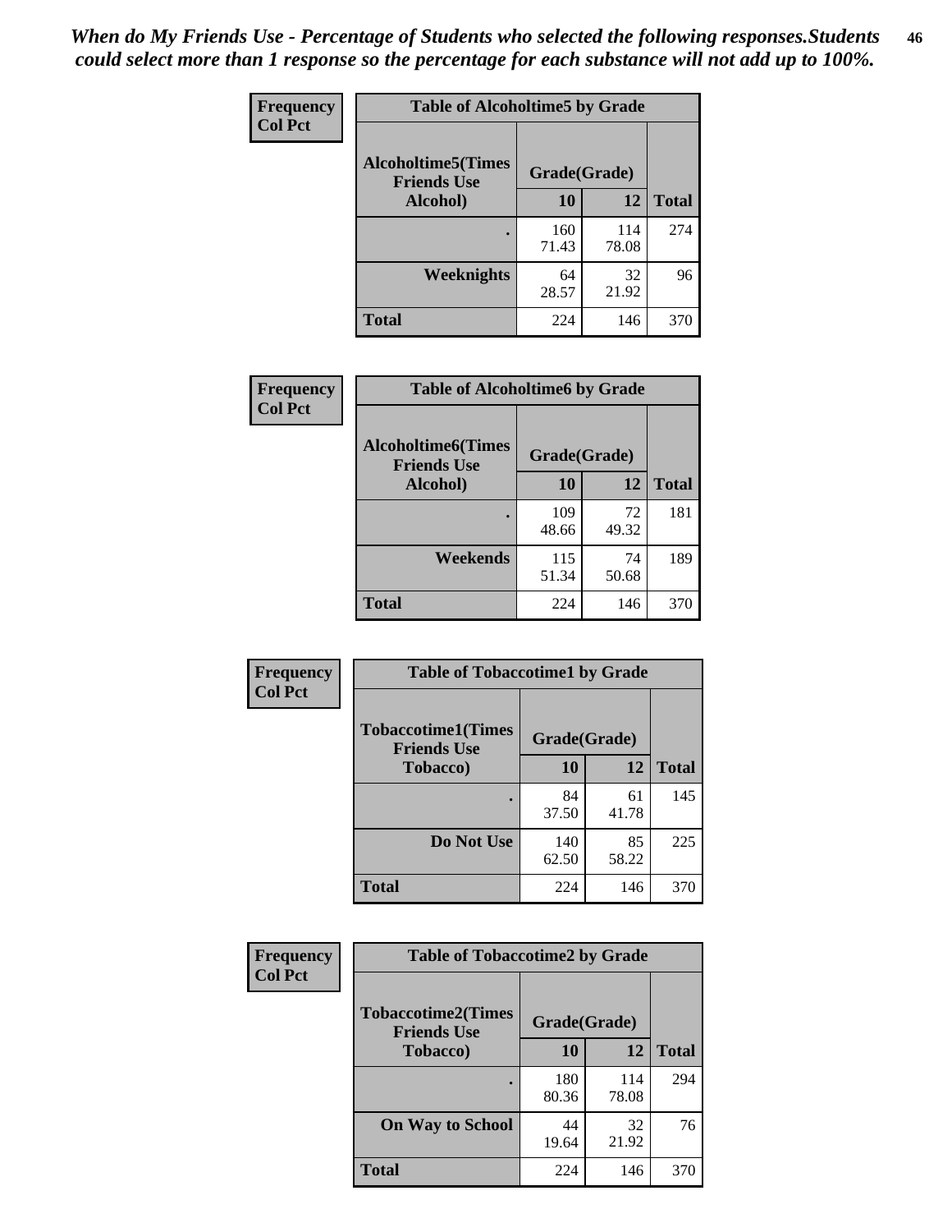*When do My Friends Use - Percentage of Students who selected the following responses.Students could select more than 1 response so the percentage for each substance will not add up to 100%.*

**Frequency**
**Col Pct**

| Table of Alcoholtime5 by Grade | | | |
|---|---|---|---|
| **Alcoholtime5(Times Friends Use Alcohol)** | **Grade(Grade)** | | **Total** |
| | **10** | **12** | |
| **.** | 160<br>71.43 | 114<br>78.08 | 274 |
| **Weeknights** | 64<br>28.57 | 32<br>21.92 | 96 |
| **Total** | 224 | 146 | 370 |

**Frequency**
**Col Pct**

| Table of Alcoholtime6 by Grade | | | |
|---|---|---|---|
| **Alcoholtime6(Times Friends Use Alcohol)** | **Grade(Grade)** | | **Total** |
| | **10** | **12** | |
| **.** | 109<br>48.66 | 72<br>49.32 | 181 |
| **Weekends** | 115<br>51.34 | 74<br>50.68 | 189 |
| **Total** | 224 | 146 | 370 |

**Frequency**
**Col Pct**

| Table of Tobaccotime1 by Grade | | | |
|---|---|---|---|
| **Tobaccotime1(Times Friends Use Tobacco)** | **Grade(Grade)** | | **Total** |
| | **10** | **12** | |
| **.** | 84<br>37.50 | 61<br>41.78 | 145 |
| **Do Not Use** | 140<br>62.50 | 85<br>58.22 | 225 |
| **Total** | 224 | 146 | 370 |

**Frequency**
**Col Pct**

| Table of Tobaccotime2 by Grade | | | |
|---|---|---|---|
| **Tobaccotime2(Times Friends Use Tobacco)** | **Grade(Grade)** | | **Total** |
| | **10** | **12** | |
| **.** | 180<br>80.36 | 114<br>78.08 | 294 |
| **On Way to School** | 44<br>19.64 | 32<br>21.92 | 76 |
| **Total** | 224 | 146 | 370 |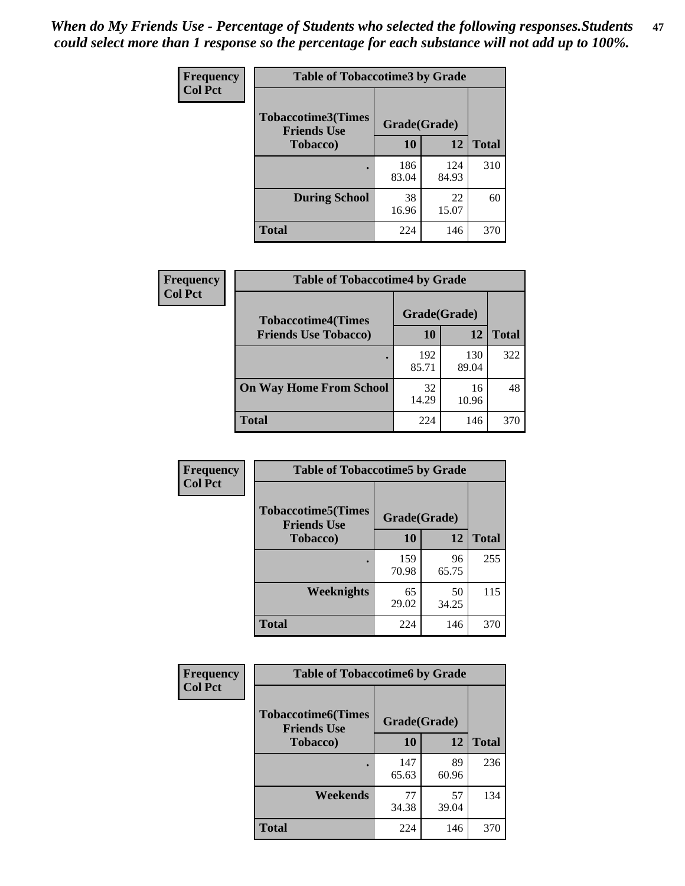*When do My Friends Use - Percentage of Students who selected the following responses.Students could select more than 1 response so the percentage for each substance will not add up to 100%.*

**Frequency**
**Col Pct**

| Table of Tobaccotime3 by Grade | | | |
|---|---|---|---|
| **Tobaccotime3(Times Friends Use Tobacco)** | **Grade(Grade)** | | **Total** |
| | **10** | **12** | |
| **.** | 186<br>83.04 | 124<br>84.93 | 310 |
| **During School** | 38<br>16.96 | 22<br>15.07 | 60 |
| **Total** | 224 | 146 | 370 |

**Frequency**
**Col Pct**

| Table of Tobaccotime4 by Grade | | | |
|---|---|---|---|
| **Tobaccotime4(Times Friends Use Tobacco)** | **Grade(Grade)** | | **Total** |
| | **10** | **12** | |
| **.** | 192<br>85.71 | 130<br>89.04 | 322 |
| **On Way Home From School** | 32<br>14.29 | 16<br>10.96 | 48 |
| **Total** | 224 | 146 | 370 |

**Frequency**
**Col Pct**

| Table of Tobaccotime5 by Grade | | | |
|---|---|---|---|
| **Tobaccotime5(Times Friends Use Tobacco)** | **Grade(Grade)** | | **Total** |
| | **10** | **12** | |
| **.** | 159<br>70.98 | 96<br>65.75 | 255 |
| **Weeknights** | 65<br>29.02 | 50<br>34.25 | 115 |
| **Total** | 224 | 146 | 370 |

**Frequency**
**Col Pct**

| Table of Tobaccotime6 by Grade | | | |
|---|---|---|---|
| **Tobaccotime6(Times Friends Use Tobacco)** | **Grade(Grade)** | | **Total** |
| | **10** | **12** | |
| **.** | 147<br>65.63 | 89<br>60.96 | 236 |
| **Weekends** | 77<br>34.38 | 57<br>39.04 | 134 |
| **Total** | 224 | 146 | 370 |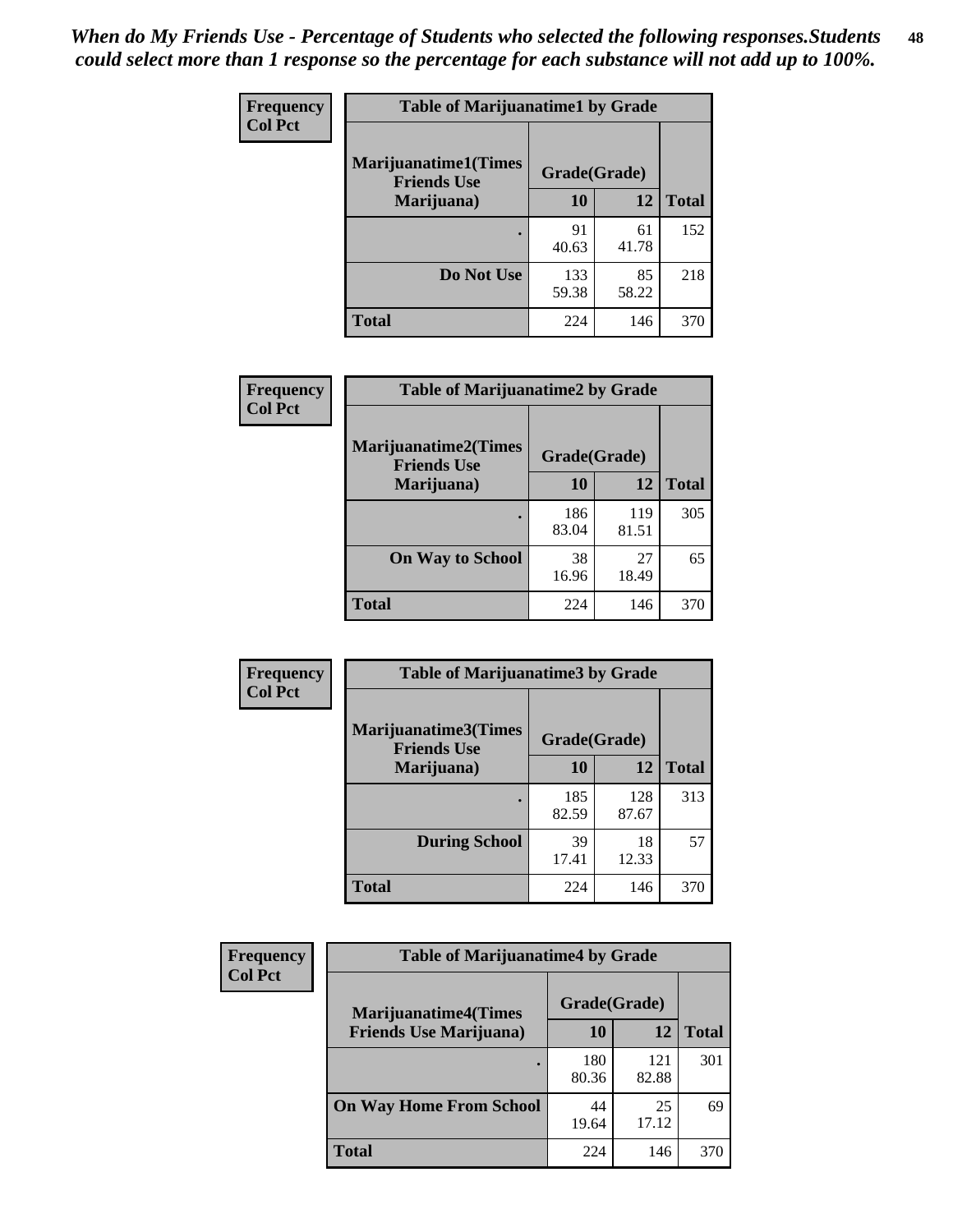*When do My Friends Use - Percentage of Students who selected the following responses.Students could select more than 1 response so the percentage for each substance will not add up to 100%.*

**Frequency**
**Col Pct**

| Table of Marijuanatime1 by Grade | | | |
|---|---|---|---|
| **Marijuanatime1(Times Friends Use Marijuana)** | **Grade(Grade)** | | |
| | **10** | **12** | **Total** |
| **.** | 91<br>40.63 | 61<br>41.78 | 152 |
| **Do Not Use** | 133<br>59.38 | 85<br>58.22 | 218 |
| **Total** | 224 | 146 | 370 |

**Frequency**
**Col Pct**

| Table of Marijuanatime2 by Grade | | | |
|---|---|---|---|
| **Marijuanatime2(Times Friends Use Marijuana)** | **Grade(Grade)** | | |
| | **10** | **12** | **Total** |
| **.** | 186<br>83.04 | 119<br>81.51 | 305 |
| **On Way to School** | 38<br>16.96 | 27<br>18.49 | 65 |
| **Total** | 224 | 146 | 370 |

**Frequency**
**Col Pct**

| Table of Marijuanatime3 by Grade | | | |
|---|---|---|---|
| **Marijuanatime3(Times Friends Use Marijuana)** | **Grade(Grade)** | | |
| | **10** | **12** | **Total** |
| **.** | 185<br>82.59 | 128<br>87.67 | 313 |
| **During School** | 39<br>17.41 | 18<br>12.33 | 57 |
| **Total** | 224 | 146 | 370 |

**Frequency**
**Col Pct**

| Table of Marijuanatime4 by Grade | | | |
|---|---|---|---|
| **Marijuanatime4(Times Friends Use Marijuana)** | **Grade(Grade)** | | |
| | **10** | **12** | **Total** |
| **.** | 180<br>80.36 | 121<br>82.88 | 301 |
| **On Way Home From School** | 44<br>19.64 | 25<br>17.12 | 69 |
| **Total** | 224 | 146 | 370 |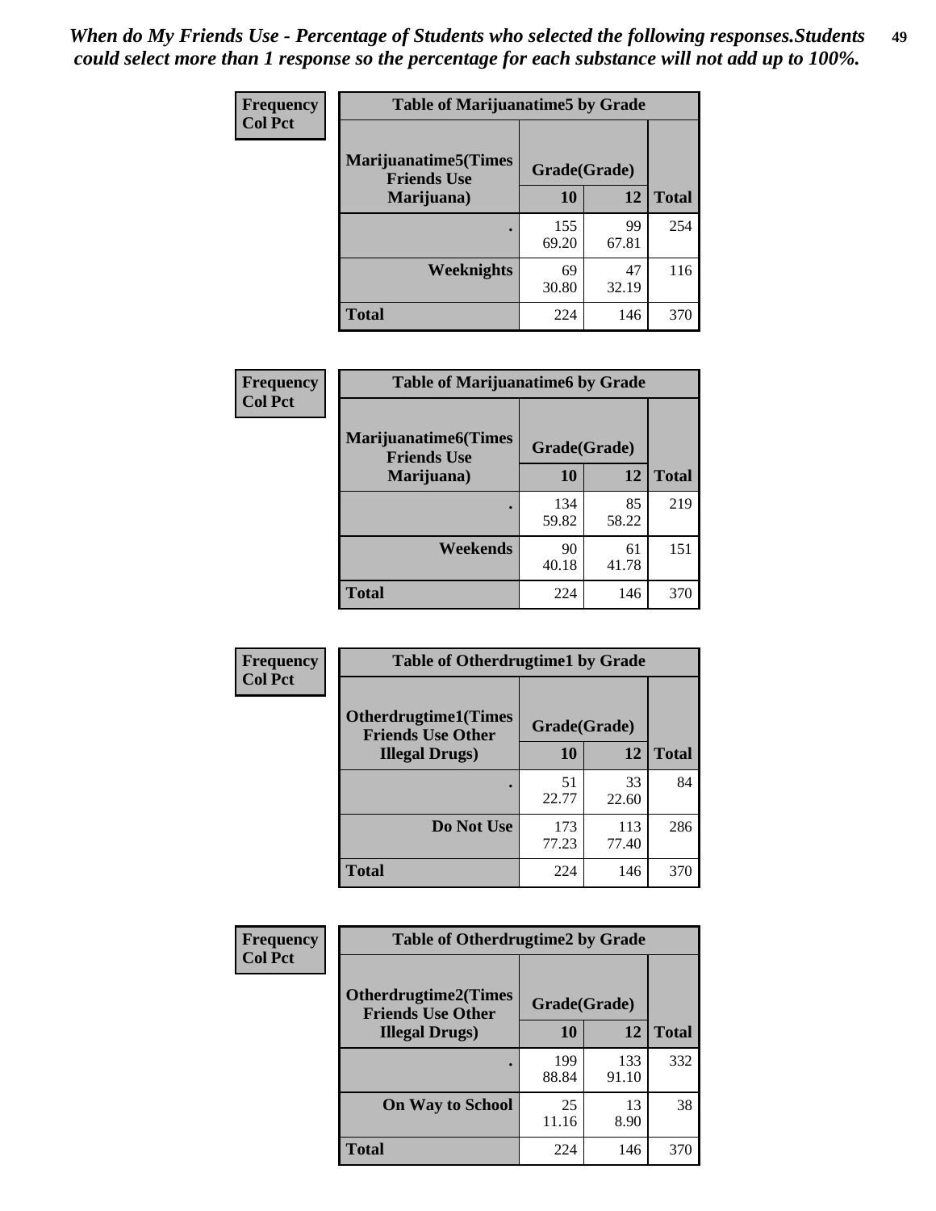*When do My Friends Use - Percentage of Students who selected the following responses.Students could select more than 1 response so the percentage for each substance will not add up to 100%.*

**Frequency**
**Col Pct**

| Table of Marijuanatime5 by Grade | | | |
|---|---|---|---|
| **Marijuanatime5(Times Friends Use Marijuana)** | **Grade(Grade)** | | **Total** |
| | **10** | **12** | |
| **.** | 155<br>69.20 | 99<br>67.81 | 254 |
| **Weeknights** | 69<br>30.80 | 47<br>32.19 | 116 |
| **Total** | 224 | 146 | 370 |

**Frequency**
**Col Pct**

| Table of Marijuanatime6 by Grade | | | |
|---|---|---|---|
| **Marijuanatime6(Times Friends Use Marijuana)** | **Grade(Grade)** | | **Total** |
| | **10** | **12** | |
| **.** | 134<br>59.82 | 85<br>58.22 | 219 |
| **Weekends** | 90<br>40.18 | 61<br>41.78 | 151 |
| **Total** | 224 | 146 | 370 |

**Frequency**
**Col Pct**

| Table of Otherdrugtime1 by Grade | | | |
|---|---|---|---|
| **Otherdrugtime1(Times Friends Use Other Illegal Drugs)** | **Grade(Grade)** | | **Total** |
| | **10** | **12** | |
| **.** | 51<br>22.77 | 33<br>22.60 | 84 |
| **Do Not Use** | 173<br>77.23 | 113<br>77.40 | 286 |
| **Total** | 224 | 146 | 370 |

**Frequency**
**Col Pct**

| Table of Otherdrugtime2 by Grade | | | |
|---|---|---|---|
| **Otherdrugtime2(Times Friends Use Other Illegal Drugs)** | **Grade(Grade)** | | **Total** |
| | **10** | **12** | |
| **.** | 199<br>88.84 | 133<br>91.10 | 332 |
| **On Way to School** | 25<br>11.16 | 13<br>8.90 | 38 |
| **Total** | 224 | 146 | 370 |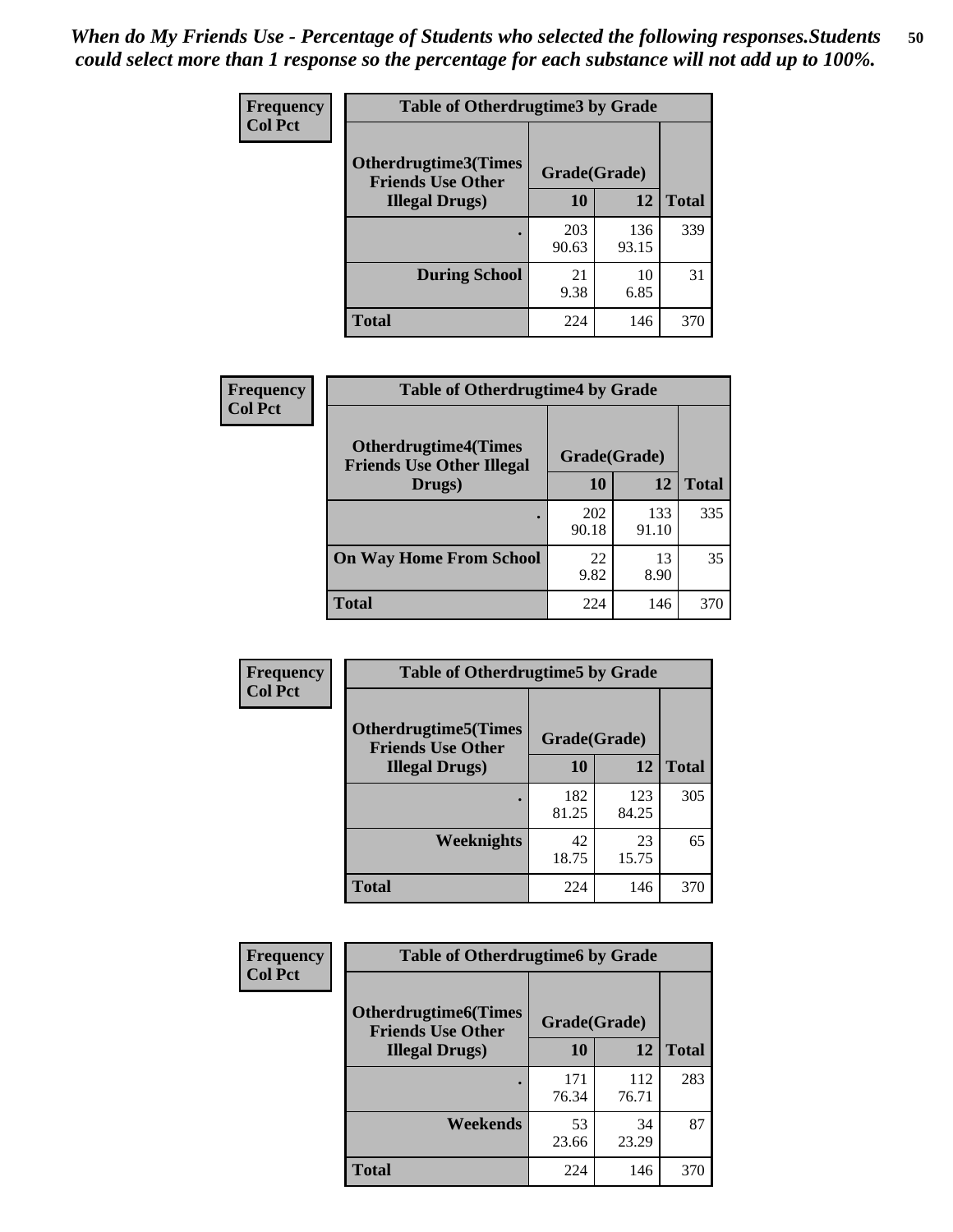*When do My Friends Use - Percentage of Students who selected the following responses.Students could select more than 1 response so the percentage for each substance will not add up to 100%.*

**Frequency**
**Col Pct**

| Table of Otherdrugtime3 by Grade | | | |
|---|---|---|---|
| **Otherdrugtime3(Times Friends Use Other Illegal Drugs)** | **Grade(Grade)** | | |
| | **10** | **12** | **Total** |
| **.** | 203<br>90.63 | 136<br>93.15 | 339 |
| **During School** | 21<br>9.38 | 10<br>6.85 | 31 |
| **Total** | 224 | 146 | 370 |

**Frequency**
**Col Pct**

| Table of Otherdrugtime4 by Grade | | | |
|---|---|---|---|
| **Otherdrugtime4(Times Friends Use Other Illegal Drugs)** | **Grade(Grade)** | | |
| | **10** | **12** | **Total** |
| **.** | 202<br>90.18 | 133<br>91.10 | 335 |
| **On Way Home From School** | 22<br>9.82 | 13<br>8.90 | 35 |
| **Total** | 224 | 146 | 370 |

**Frequency**
**Col Pct**

| Table of Otherdrugtime5 by Grade | | | |
|---|---|---|---|
| **Otherdrugtime5(Times Friends Use Other Illegal Drugs)** | **Grade(Grade)** | | |
| | **10** | **12** | **Total** |
| **.** | 182<br>81.25 | 123<br>84.25 | 305 |
| **Weeknights** | 42<br>18.75 | 23<br>15.75 | 65 |
| **Total** | 224 | 146 | 370 |

**Frequency**
**Col Pct**

| Table of Otherdrugtime6 by Grade | | | |
|---|---|---|---|
| **Otherdrugtime6(Times Friends Use Other Illegal Drugs)** | **Grade(Grade)** | | |
| | **10** | **12** | **Total** |
| **.** | 171<br>76.34 | 112<br>76.71 | 283 |
| **Weekends** | 53<br>23.66 | 34<br>23.29 | 87 |
| **Total** | 224 | 146 | 370 |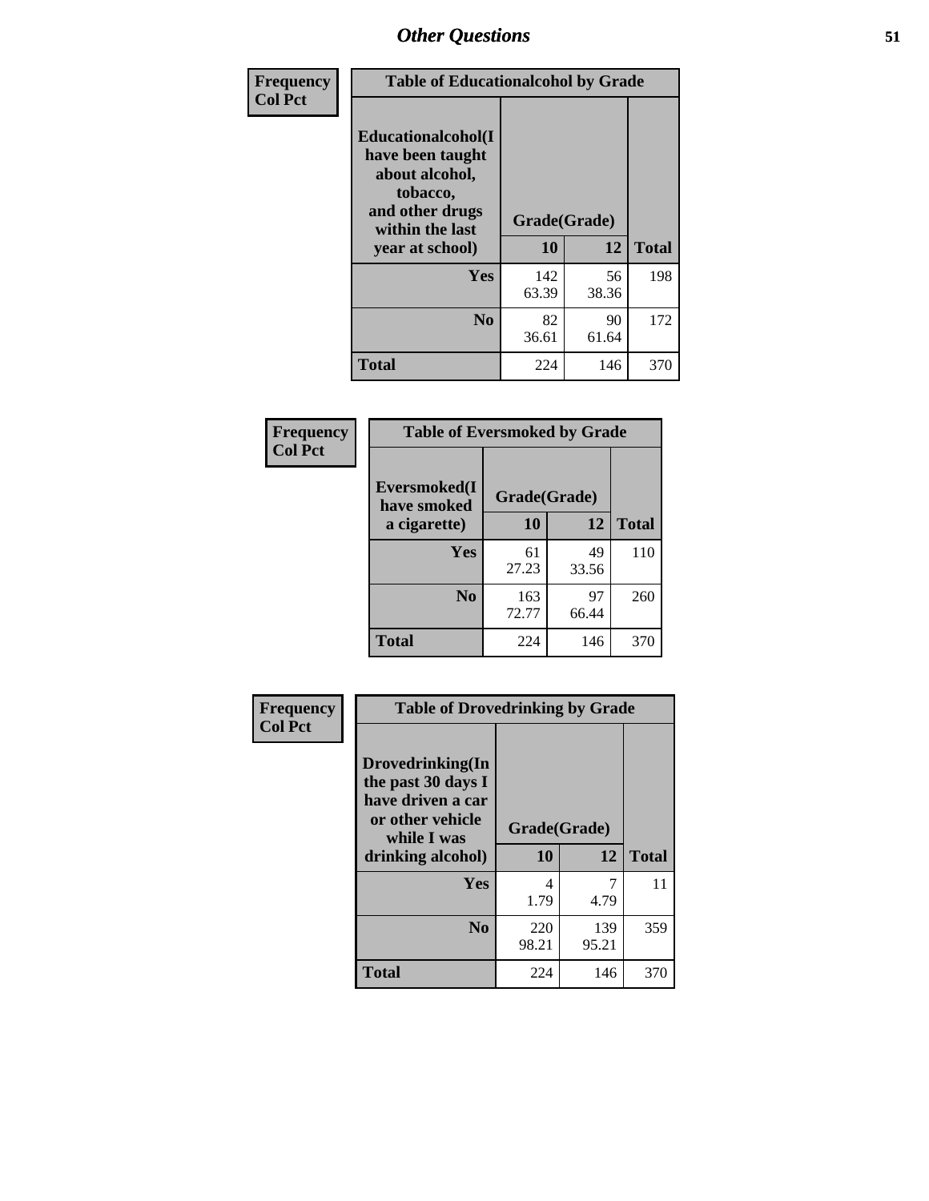| Frequency<br>Col Pct | Table of Educationalalcohol by Grade | | |
|---|---|---|---|
| **Educationalalcohol(I have been taught about alcohol, tobacco, and other drugs within the last year at school)** | **Grade(Grade)** | | |
| | **10** | **12** | **Total** |
| **Yes** | 142<br>63.39 | 56<br>38.36 | 198 |
| **No** | 82<br>36.61 | 90<br>61.64 | 172 |
| **Total** | 224 | 146 | 370 |

| Frequency<br>Col Pct | Table of Eversmoked by Grade | | |
|---|---|---|---|
| **Eversmoked(I have smoked a cigarette)** | **Grade(Grade)** | | |
| | **10** | **12** | **Total** |
| **Yes** | 61<br>27.23 | 49<br>33.56 | 110 |
| **No** | 163<br>72.77 | 97<br>66.44 | 260 |
| **Total** | 224 | 146 | 370 |

| Frequency<br>Col Pct | Table of Drovedrinking by Grade | | |
|---|---|---|---|
| **Drovedrinking(In the past 30 days I have driven a car or other vehicle while I was drinking alcohol)** | **Grade(Grade)** | | |
| | **10** | **12** | **Total** |
| **Yes** | 4<br>1.79 | 7<br>4.79 | 11 |
| **No** | 220<br>98.21 | 139<br>95.21 | 359 |
| **Total** | 224 | 146 | 370 |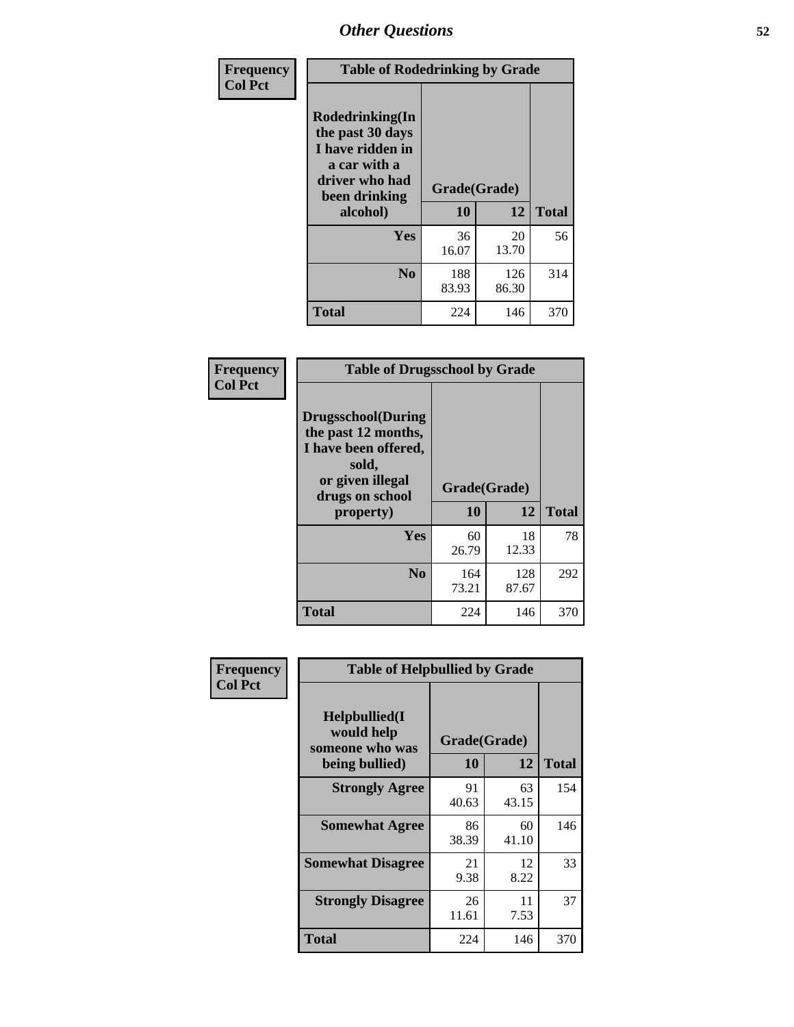# Other Questions

**Frequency**
**Col Pct**

**Table of Rodedrinking by Grade**

| Rodedrinking(In the past 30 days I have ridden in a car with a driver who had been drinking alcohol) | Grade(Grade) | | Total |
|---|---|---|---|
| | 10 | 12 | |
| Yes | 36<br>16.07 | 20<br>13.70 | 56 |
| No | 188<br>83.93 | 126<br>86.30 | 314 |
| Total | 224 | 146 | 370 |

**Frequency**
**Col Pct**

**Table of Drugsschool by Grade**

| Drugsschool(During the past 12 months, I have been offered, sold, or given illegal drugs on school property) | Grade(Grade) | | Total |
|---|---|---|---|
| | 10 | 12 | |
| Yes | 60<br>26.79 | 18<br>12.33 | 78 |
| No | 164<br>73.21 | 128<br>87.67 | 292 |
| Total | 224 | 146 | 370 |

**Frequency**
**Col Pct**

**Table of Helpbullied by Grade**

| Helpbullied(I would help someone who was being bullied) | Grade(Grade) | | Total |
|---|---|---|---|
| | 10 | 12 | |
| Strongly Agree | 91<br>40.63 | 63<br>43.15 | 154 |
| Somewhat Agree | 86<br>38.39 | 60<br>41.10 | 146 |
| Somewhat Disagree | 21<br>9.38 | 12<br>8.22 | 33 |
| Strongly Disagree | 26<br>11.61 | 11<br>7.53 | 37 |
| Total | 224 | 146 | 370 |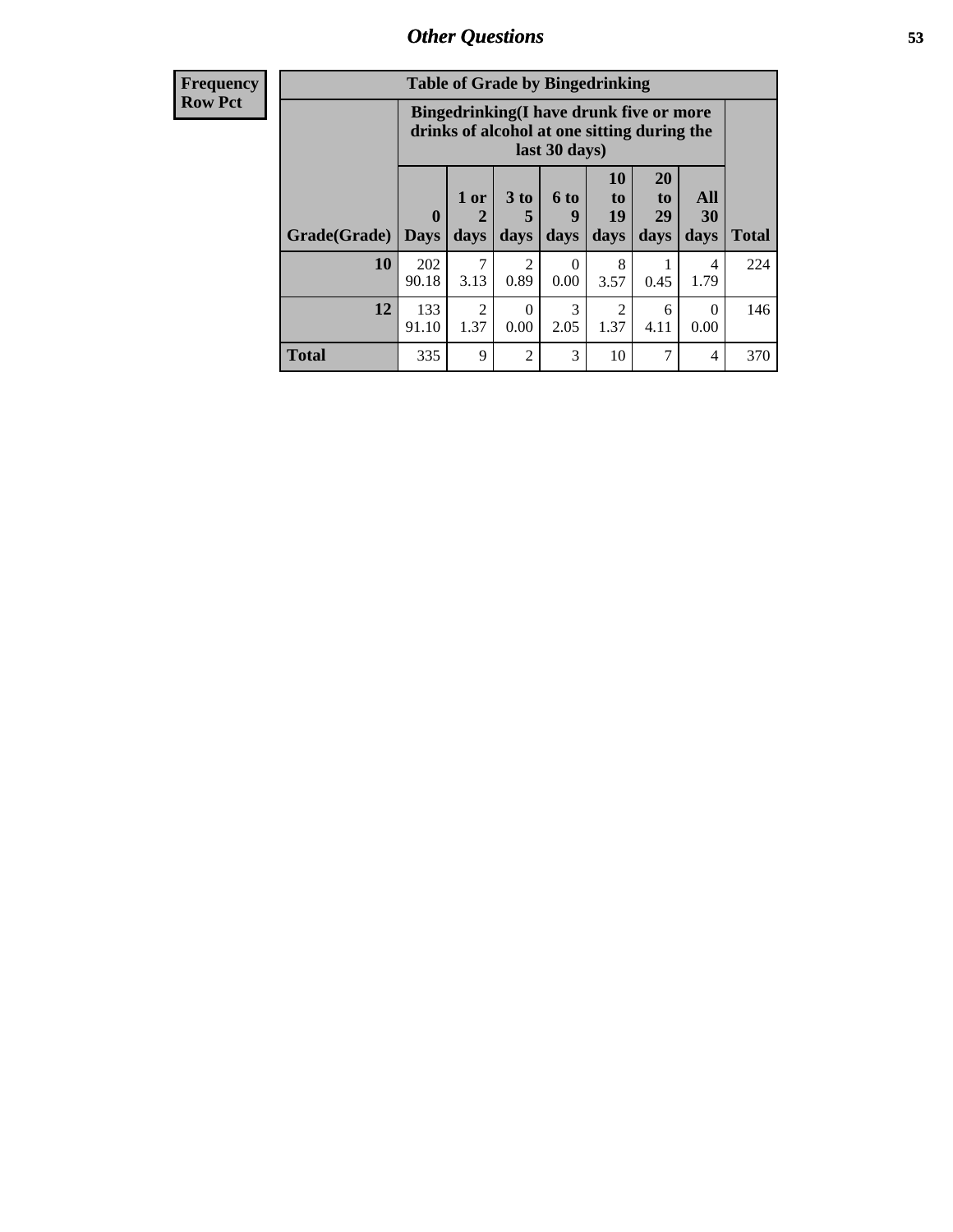| Frequency<br>Row Pct | | | | | | | | |
|---|---|---|---|---|---|---|---|---|
| **Table of Grade by Bingedrinking** | | | | | | | | |
| | **Bingedrinking(I have drunk five or more drinks of alcohol at one sitting during the last 30 days)** | | | | | | | |
| **Grade(Grade)** | **0 Days** | **1 or 2 days** | **3 to 5 days** | **6 to 9 days** | **10 to 19 days** | **20 to 29 days** | **All 30 days** | **Total** |
| **10** | 202<br>90.18 | 7<br>3.13 | 2<br>0.89 | 0<br>0.00 | 8<br>3.57 | 1<br>0.45 | 4<br>1.79 | 224 |
| **12** | 133<br>91.10 | 2<br>1.37 | 0<br>0.00 | 3<br>2.05 | 2<br>1.37 | 6<br>4.11 | 0<br>0.00 | 146 |
| **Total** | 335 | 9 | 2 | 3 | 10 | 7 | 4 | 370 |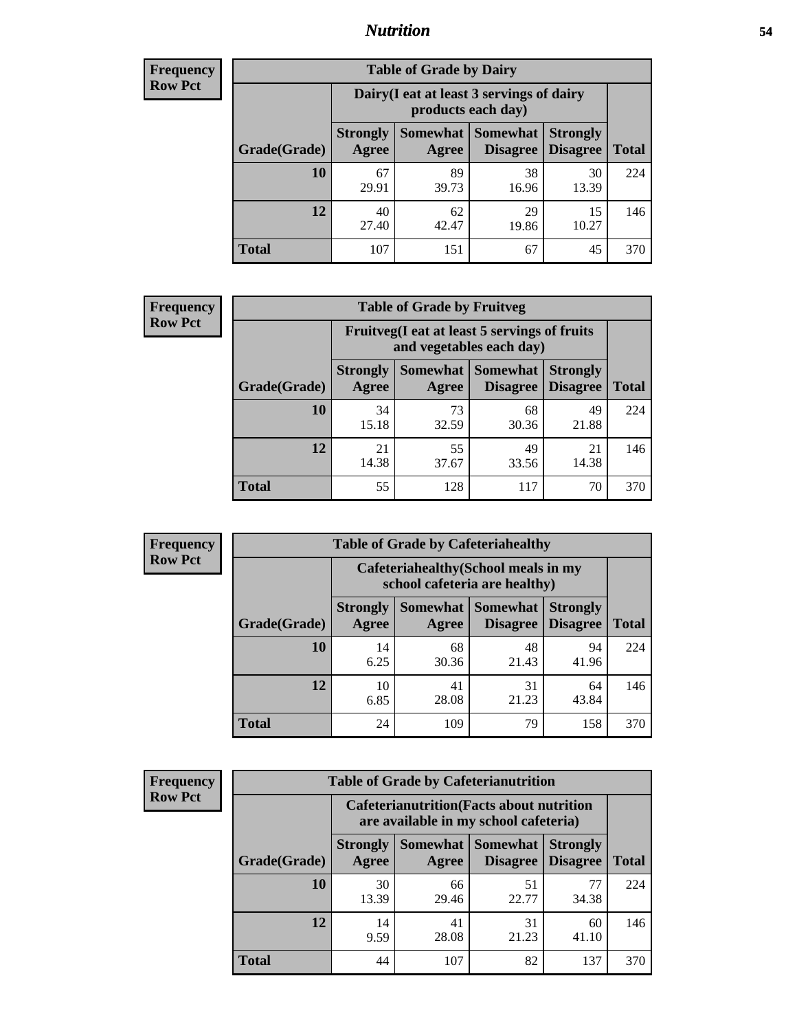## Nutrition

**Frequency**
**Row Pct**

| Table of Grade by Dairy | | | | | |
|---|---|---|---|---|---|
| | Dairy(I eat at least 3 servings of dairy products each day) | | | | |
| Grade(Grade) | Strongly Agree | Somewhat Agree | Somewhat Disagree | Strongly Disagree | Total |
| 10 | 67<br>29.91 | 89<br>39.73 | 38<br>16.96 | 30<br>13.39 | 224 |
| 12 | 40<br>27.40 | 62<br>42.47 | 29<br>19.86 | 15<br>10.27 | 146 |
| Total | 107 | 151 | 67 | 45 | 370 |

**Frequency**
**Row Pct**

| Table of Grade by Fruitveg | | | | | |
|---|---|---|---|---|---|
| | Fruitveg(I eat at least 5 servings of fruits and vegetables each day) | | | | |
| Grade(Grade) | Strongly Agree | Somewhat Agree | Somewhat Disagree | Strongly Disagree | Total |
| 10 | 34<br>15.18 | 73<br>32.59 | 68<br>30.36 | 49<br>21.88 | 224 |
| 12 | 21<br>14.38 | 55<br>37.67 | 49<br>33.56 | 21<br>14.38 | 146 |
| Total | 55 | 128 | 117 | 70 | 370 |

**Frequency**
**Row Pct**

| Table of Grade by Cafeteriahealthy | | | | | |
|---|---|---|---|---|---|
| | Cafeteriahealthy(School meals in my school cafeteria are healthy) | | | | |
| Grade(Grade) | Strongly Agree | Somewhat Agree | Somewhat Disagree | Strongly Disagree | Total |
| 10 | 14<br>6.25 | 68<br>30.36 | 48<br>21.43 | 94<br>41.96 | 224 |
| 12 | 10<br>6.85 | 41<br>28.08 | 31<br>21.23 | 64<br>43.84 | 146 |
| Total | 24 | 109 | 79 | 158 | 370 |

**Frequency**
**Row Pct**

| Table of Grade by Cafeterianutrition | | | | | |
|---|---|---|---|---|---|
| | Cafeterianutrition(Facts about nutrition are available in my school cafeteria) | | | | |
| Grade(Grade) | Strongly Agree | Somewhat Agree | Somewhat Disagree | Strongly Disagree | Total |
| 10 | 30<br>13.39 | 66<br>29.46 | 51<br>22.77 | 77<br>34.38 | 224 |
| 12 | 14<br>9.59 | 41<br>28.08 | 31<br>21.23 | 60<br>41.10 | 146 |
| Total | 44 | 107 | 82 | 137 | 370 |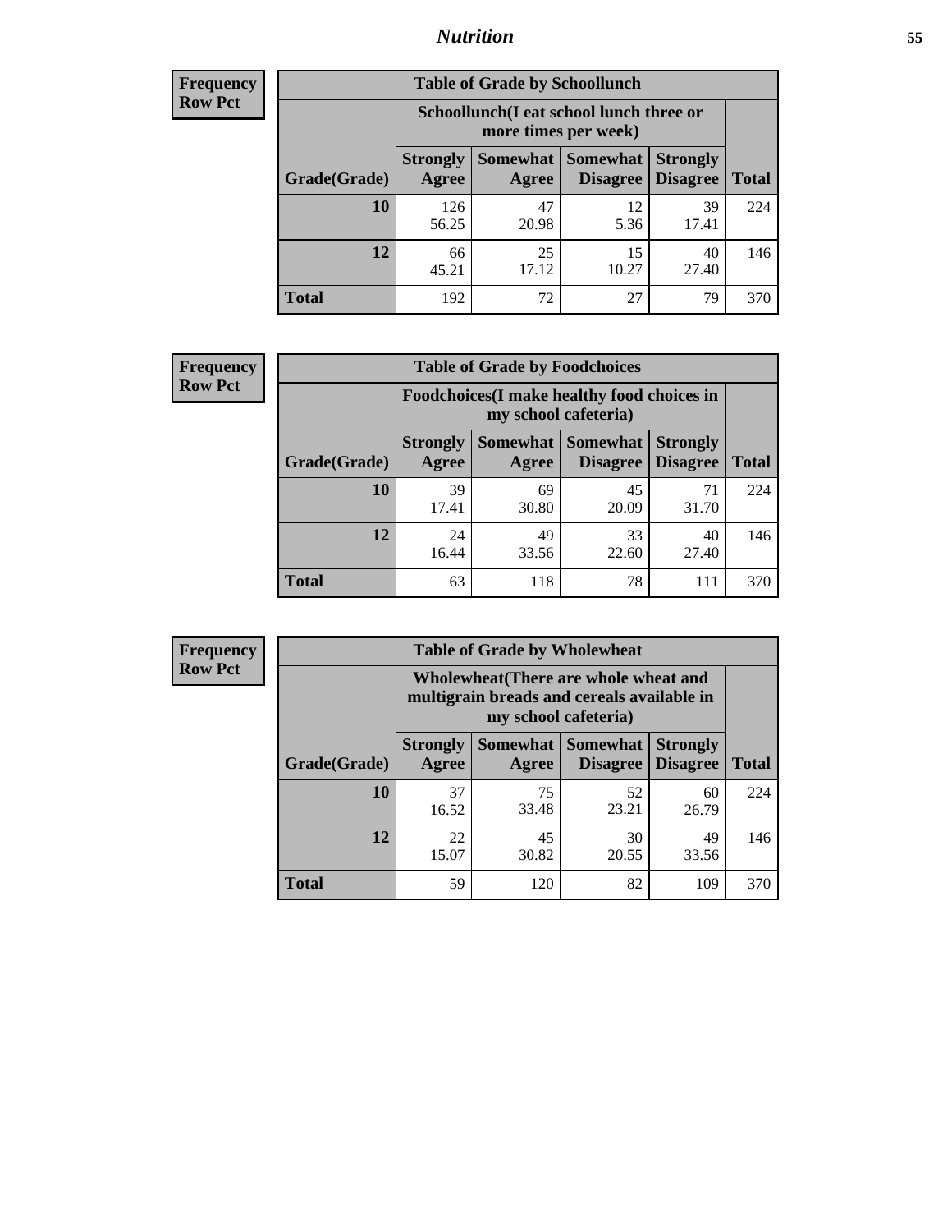**Frequency Row Pct**

| Table of Grade by Schoollunch | | | | | |
|---|---|---|---|---|---|
| | Schoollunch(I eat school lunch three or more times per week) | | | | |
| Grade(Grade) | Strongly Agree | Somewhat Agree | Somewhat Disagree | Strongly Disagree | Total |
| **10** | 126<br>56.25 | 47<br>20.98 | 12<br>5.36 | 39<br>17.41 | 224 |
| **12** | 66<br>45.21 | 25<br>17.12 | 15<br>10.27 | 40<br>27.40 | 146 |
| **Total** | 192 | 72 | 27 | 79 | 370 |

**Frequency Row Pct**

| Table of Grade by Foodchoices | | | | | |
|---|---|---|---|---|---|
| | Foodchoices(I make healthy food choices in my school cafeteria) | | | | |
| Grade(Grade) | Strongly Agree | Somewhat Agree | Somewhat Disagree | Strongly Disagree | Total |
| **10** | 39<br>17.41 | 69<br>30.80 | 45<br>20.09 | 71<br>31.70 | 224 |
| **12** | 24<br>16.44 | 49<br>33.56 | 33<br>22.60 | 40<br>27.40 | 146 |
| **Total** | 63 | 118 | 78 | 111 | 370 |

**Frequency Row Pct**

| Table of Grade by Wholewheat | | | | | |
|---|---|---|---|---|---|
| | Wholewheat(There are whole wheat and multigrain breads and cereals available in my school cafeteria) | | | | |
| Grade(Grade) | Strongly Agree | Somewhat Agree | Somewhat Disagree | Strongly Disagree | Total |
| **10** | 37<br>16.52 | 75<br>33.48 | 52<br>23.21 | 60<br>26.79 | 224 |
| **12** | 22<br>15.07 | 45<br>30.82 | 30<br>20.55 | 49<br>33.56 | 146 |
| **Total** | 59 | 120 | 82 | 109 | 370 |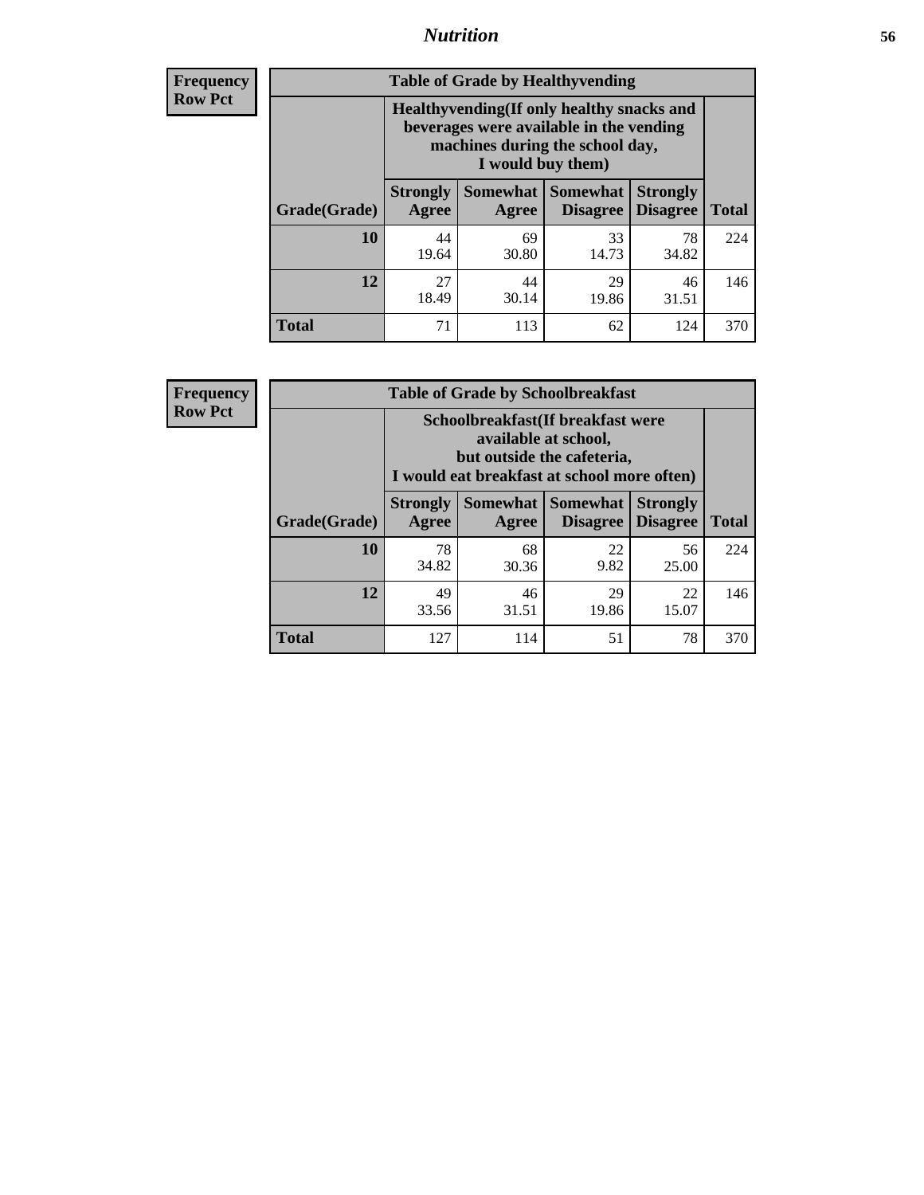## Nutrition

**Frequency**
**Row Pct**

**Table of Grade by Healthyvending**

| Grade(Grade) | Healthyvending(If only healthy snacks and beverages were available in the vending machines during the school day, I would buy them) | | | | Total |
|---|---|---|---|---|---|
| | Strongly Agree | Somewhat Agree | Somewhat Disagree | Strongly Disagree | |
| **10** | 44<br>19.64 | 69<br>30.80 | 33<br>14.73 | 78<br>34.82 | 224 |
| **12** | 27<br>18.49 | 44<br>30.14 | 29<br>19.86 | 46<br>31.51 | 146 |
| **Total** | 71 | 113 | 62 | 124 | 370 |

**Frequency**
**Row Pct**

**Table of Grade by Schoolbreakfast**

| Grade(Grade) | Schoolbreakfast(If breakfast were available at school, but outside the cafeteria, I would eat breakfast at school more often) | | | | Total |
|---|---|---|---|---|---|
| | Strongly Agree | Somewhat Agree | Somewhat Disagree | Strongly Disagree | |
| **10** | 78<br>34.82 | 68<br>30.36 | 22<br>9.82 | 56<br>25.00 | 224 |
| **12** | 49<br>33.56 | 46<br>31.51 | 29<br>19.86 | 22<br>15.07 | 146 |
| **Total** | 127 | 114 | 51 | 78 | 370 |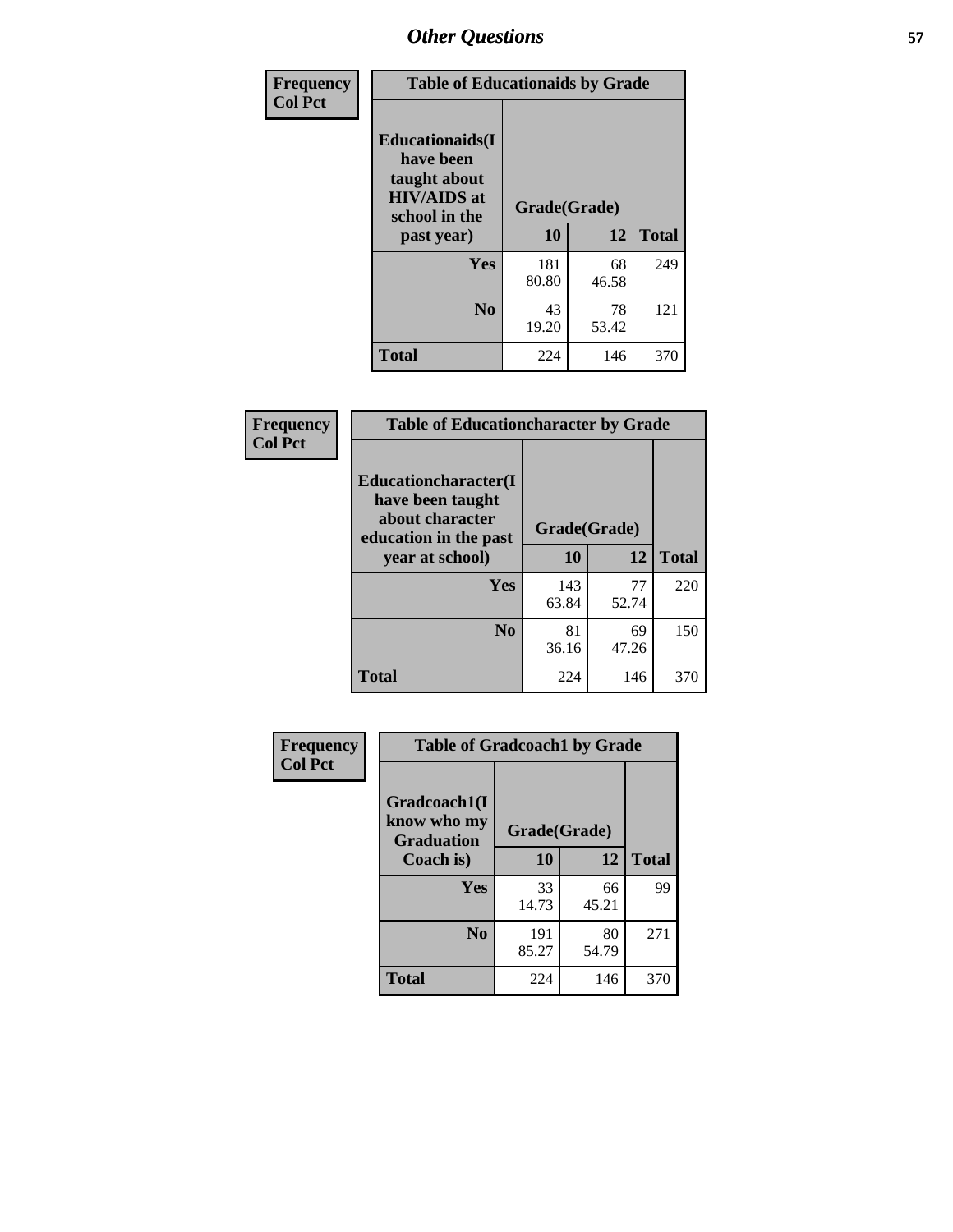# Other Questions

Frequency
Col Pct

**Table of Educationaids by Grade**

| Educationaids(I have been taught about HIV/AIDS at school in the past year) | Grade(Grade) | | Total |
|---|---|---|---|
| | 10 | 12 | |
| Yes | 181<br>80.80 | 68<br>46.58 | 249 |
| No | 43<br>19.20 | 78<br>53.42 | 121 |
| Total | 224 | 146 | 370 |

Frequency
Col Pct

**Table of Educationcharacter by Grade**

| Educationcharacter(I have been taught about character education in the past year at school) | Grade(Grade) | | Total |
|---|---|---|---|
| | 10 | 12 | |
| Yes | 143<br>63.84 | 77<br>52.74 | 220 |
| No | 81<br>36.16 | 69<br>47.26 | 150 |
| Total | 224 | 146 | 370 |

Frequency
Col Pct

**Table of Gradcoach1 by Grade**

| Gradcoach1(I know who my Graduation Coach is) | Grade(Grade) | | Total |
|---|---|---|---|
| | 10 | 12 | |
| Yes | 33<br>14.73 | 66<br>45.21 | 99 |
| No | 191<br>85.27 | 80<br>54.79 | 271 |
| Total | 224 | 146 | 370 |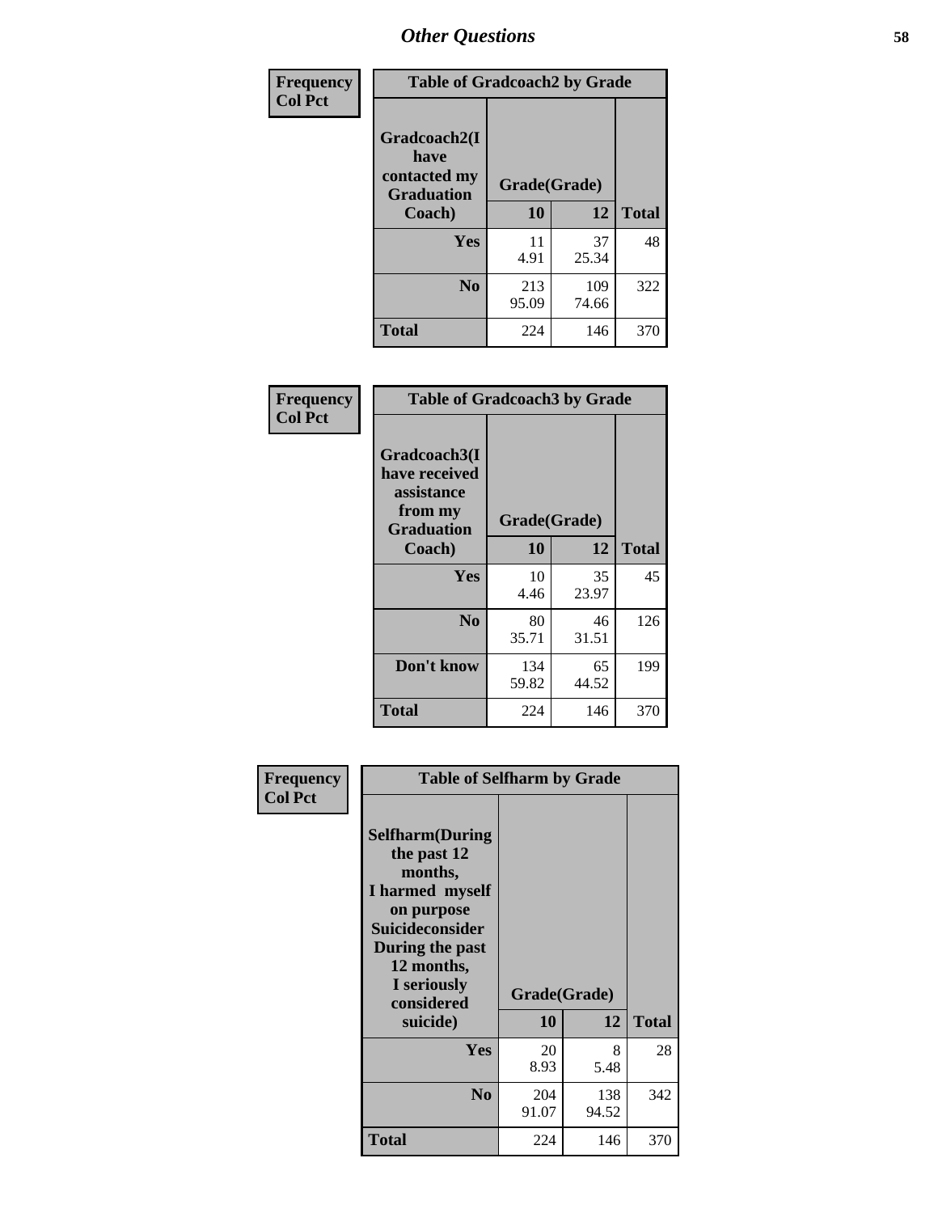# Other Questions

**Frequency**
**Col Pct**

| Table of Gradcoach2 by Grade | | | |
|---|---|---|---|
| Gradcoach2(I have contacted my Graduation Coach) | Grade(Grade) | | |
| | 10 | 12 | Total |
| Yes | 11<br>4.91 | 37<br>25.34 | 48 |
| No | 213<br>95.09 | 109<br>74.66 | 322 |
| Total | 224 | 146 | 370 |

**Frequency**
**Col Pct**

| Table of Gradcoach3 by Grade | | | |
|---|---|---|---|
| Gradcoach3(I have received assistance from my Graduation Coach) | Grade(Grade) | | |
| | 10 | 12 | Total |
| Yes | 10<br>4.46 | 35<br>23.97 | 45 |
| No | 80<br>35.71 | 46<br>31.51 | 126 |
| Don't know | 134<br>59.82 | 65<br>44.52 | 199 |
| Total | 224 | 146 | 370 |

**Frequency**
**Col Pct**

| Table of Selfharm by Grade | | | |
|---|---|---|---|
| Selfharm(During the past 12 months, I harmed myself on purpose Suicideconsider During the past 12 months, I seriously considered suicide) | Grade(Grade) | | |
| | 10 | 12 | Total |
| Yes | 20<br>8.93 | 8<br>5.48 | 28 |
| No | 204<br>91.07 | 138<br>94.52 | 342 |
| Total | 224 | 146 | 370 |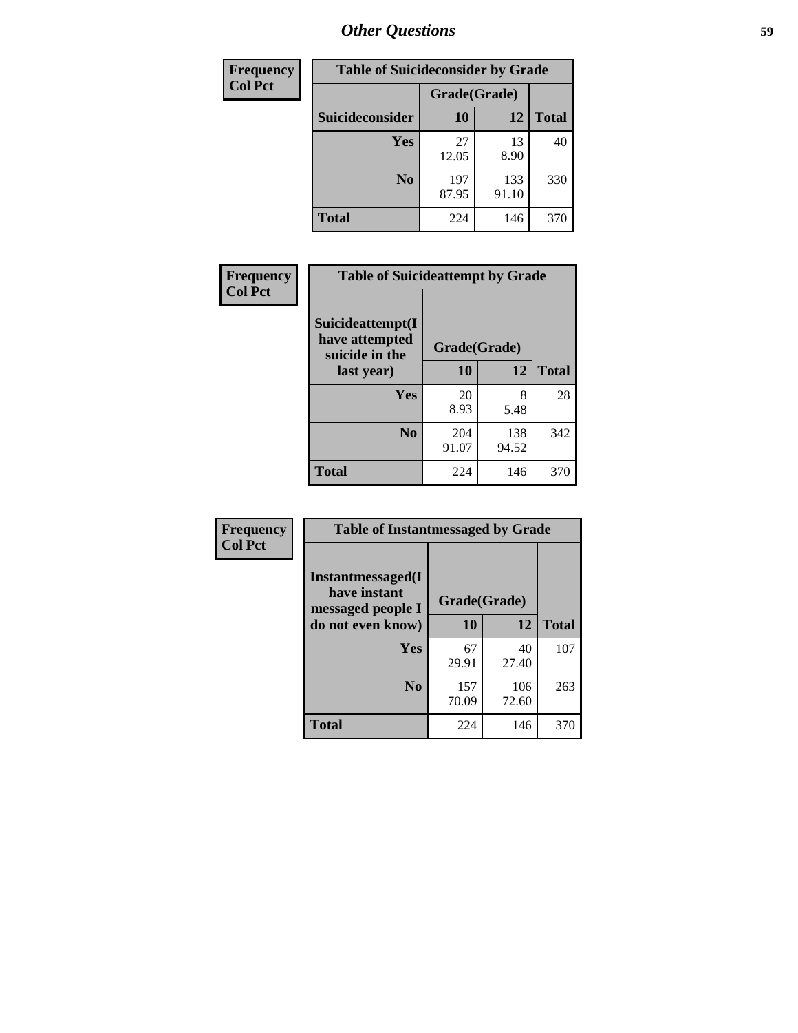## Other Questions

| Frequency<br>Col Pct |
|---|

**Table of Suicideconsider by Grade**

| Suicideconsider | Grade(Grade) 10 | 12 | Total |
|---|---|---|---|
| Yes | 27<br>12.05 | 13<br>8.90 | 40 |
| No | 197<br>87.95 | 133<br>91.10 | 330 |
| Total | 224 | 146 | 370 |

| Frequency<br>Col Pct |
|---|

**Table of Suicideattempt by Grade**

| Suicideattempt(I have attempted suicide in the last year) | Grade(Grade) 10 | 12 | Total |
|---|---|---|---|
| Yes | 20<br>8.93 | 8<br>5.48 | 28 |
| No | 204<br>91.07 | 138<br>94.52 | 342 |
| Total | 224 | 146 | 370 |

| Frequency<br>Col Pct |
|---|

**Table of Instantmessaged by Grade**

| Instantmessaged(I have instant messaged people I do not even know) | Grade(Grade) 10 | 12 | Total |
|---|---|---|---|
| Yes | 67<br>29.91 | 40<br>27.40 | 107 |
| No | 157<br>70.09 | 106<br>72.60 | 263 |
| Total | 224 | 146 | 370 |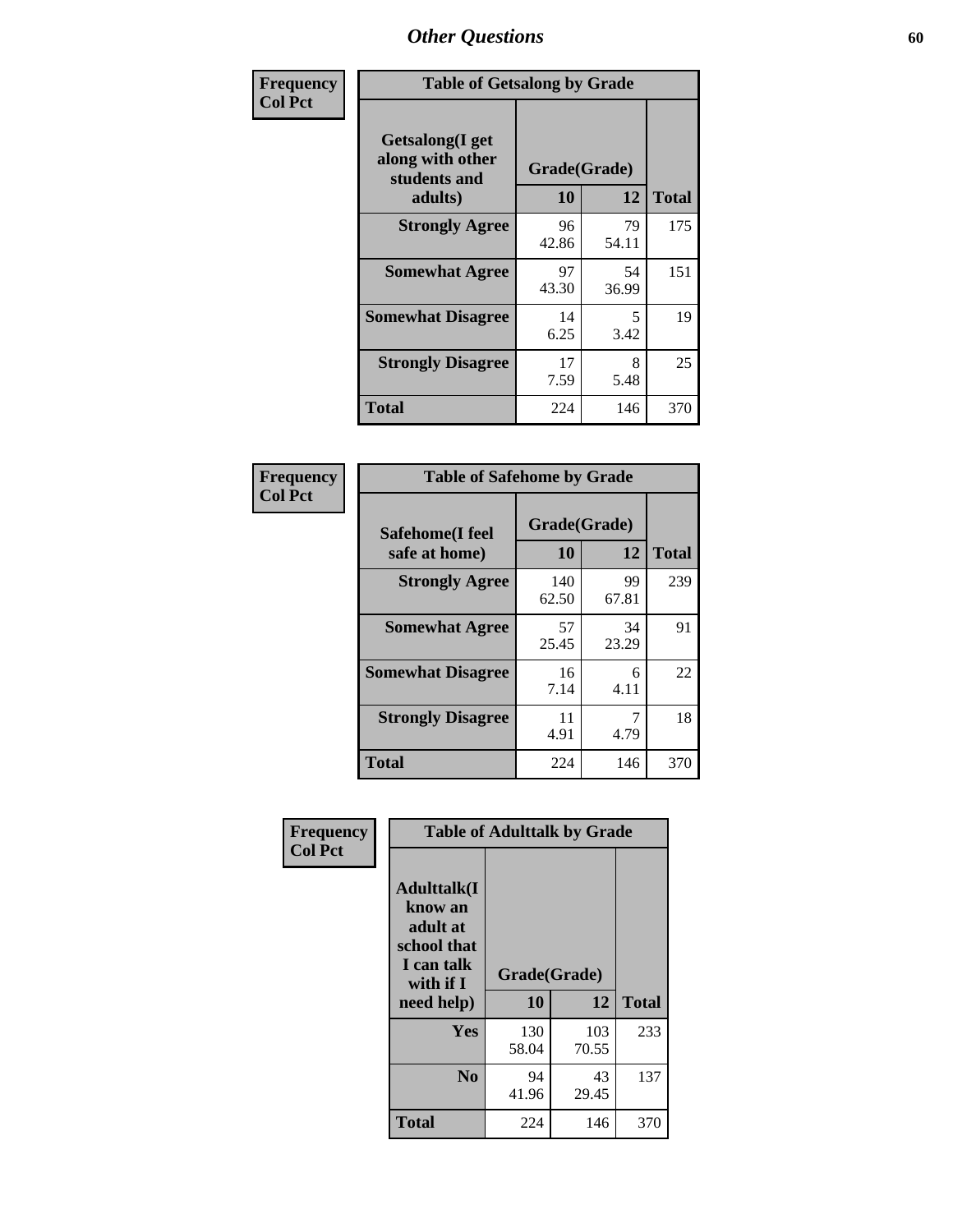| Frequency Col Pct | Table of Getsalong by Grade | | |
|---|---|---|---|
| Getsalong(I get along with other students and adults) | Grade(Grade) | | |
| | 10 | 12 | Total |
| Strongly Agree | 96<br>42.86 | 79<br>54.11 | 175 |
| Somewhat Agree | 97<br>43.30 | 54<br>36.99 | 151 |
| Somewhat Disagree | 14<br>6.25 | 5<br>3.42 | 19 |
| Strongly Disagree | 17<br>7.59 | 8<br>5.48 | 25 |
| Total | 224 | 146 | 370 |

| Frequency Col Pct | Table of Safehome by Grade | | |
|---|---|---|---|
| Safehome(I feel safe at home) | Grade(Grade) | | |
| | 10 | 12 | Total |
| Strongly Agree | 140<br>62.50 | 99<br>67.81 | 239 |
| Somewhat Agree | 57<br>25.45 | 34<br>23.29 | 91 |
| Somewhat Disagree | 16<br>7.14 | 6<br>4.11 | 22 |
| Strongly Disagree | 11<br>4.91 | 7<br>4.79 | 18 |
| Total | 224 | 146 | 370 |

| Frequency Col Pct | Table of Adulttalk by Grade | | |
|---|---|---|---|
| Adulttalk(I know an adult at school that I can talk with if I need help) | Grade(Grade) | | |
| | 10 | 12 | Total |
| Yes | 130<br>58.04 | 103<br>70.55 | 233 |
| No | 94<br>41.96 | 43<br>29.45 | 137 |
| Total | 224 | 146 | 370 |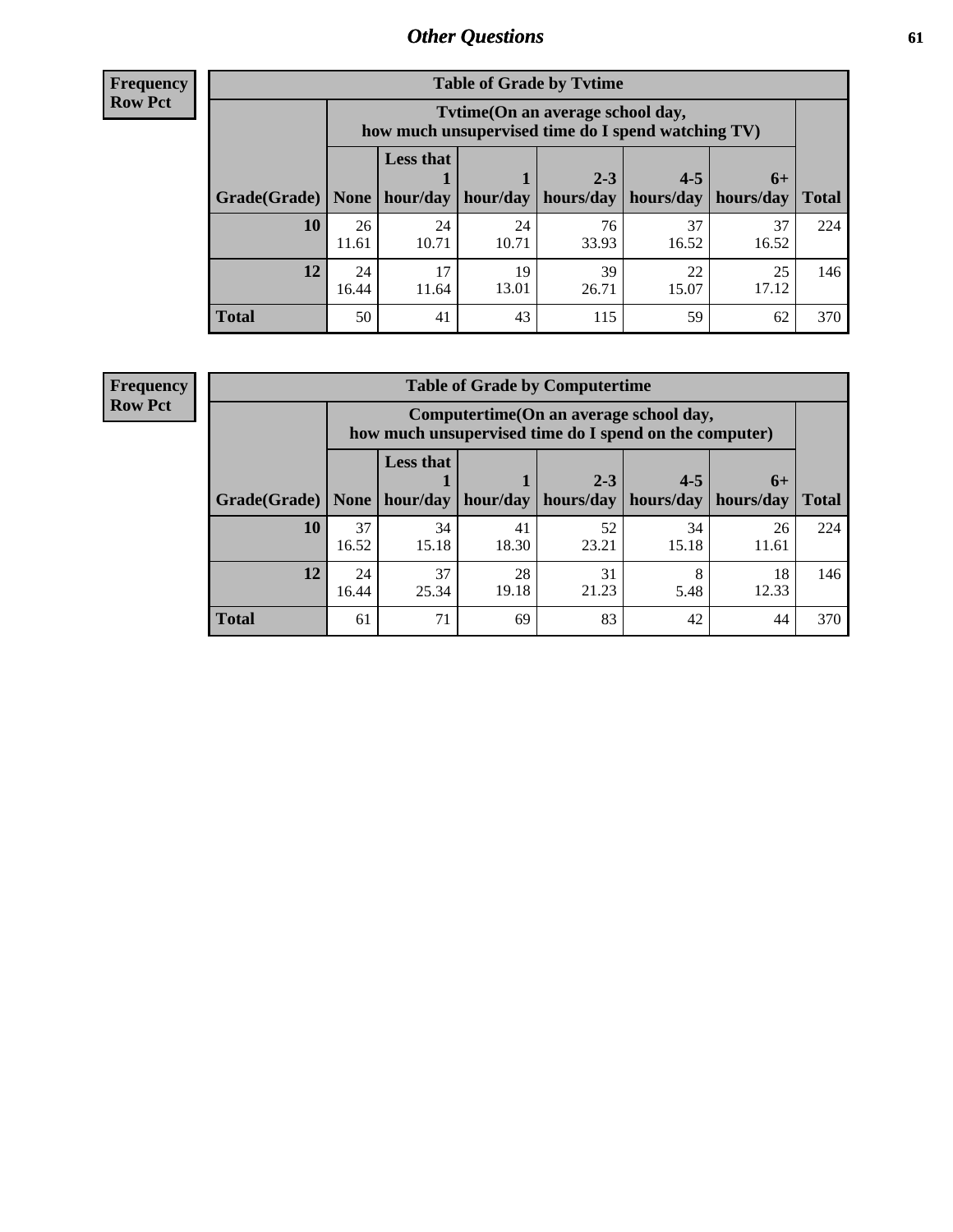## Other Questions

**Frequency**
**Row Pct**

| Table of Grade by Tvtime | | | | | | | |
|---|---|---|---|---|---|---|---|
| | Tvtime(On an average school day, how much unsupervised time do I spend watching TV) | | | | | | |
| Grade(Grade) | None | Less that 1 hour/day | 1 hour/day | 2-3 hours/day | 4-5 hours/day | 6+ hours/day | Total |
| **10** | 26<br>11.61 | 24<br>10.71 | 24<br>10.71 | 76<br>33.93 | 37<br>16.52 | 37<br>16.52 | 224 |
| **12** | 24<br>16.44 | 17<br>11.64 | 19<br>13.01 | 39<br>26.71 | 22<br>15.07 | 25<br>17.12 | 146 |
| **Total** | 50 | 41 | 43 | 115 | 59 | 62 | 370 |

**Frequency**
**Row Pct**

| Table of Grade by Computertime | | | | | | | |
|---|---|---|---|---|---|---|---|
| | Computertime(On an average school day, how much unsupervised time do I spend on the computer) | | | | | | |
| Grade(Grade) | None | Less that 1 hour/day | 1 hour/day | 2-3 hours/day | 4-5 hours/day | 6+ hours/day | Total |
| **10** | 37<br>16.52 | 34<br>15.18 | 41<br>18.30 | 52<br>23.21 | 34<br>15.18 | 26<br>11.61 | 224 |
| **12** | 24<br>16.44 | 37<br>25.34 | 28<br>19.18 | 31<br>21.23 | 8<br>5.48 | 18<br>12.33 | 146 |
| **Total** | 61 | 71 | 69 | 83 | 42 | 44 | 370 |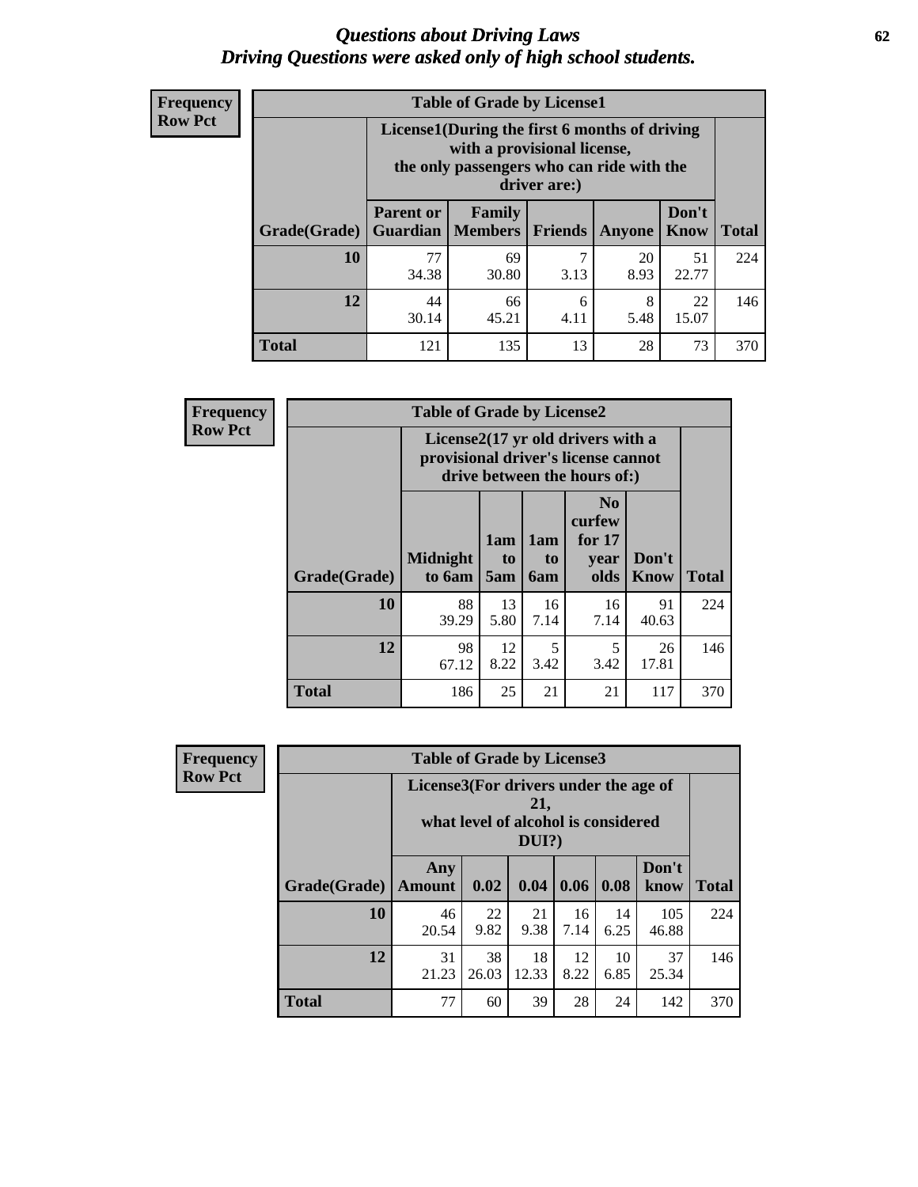# *Questions about Driving Laws*
# *Driving Questions were asked only of high school students.*

**Frequency**
**Row Pct**

**Table of Grade by License1**

| Grade(Grade) | License1(During the first 6 months of driving with a provisional license, the only passengers who can ride with the driver are:) | | | | | Total |
|---|---|---|---|---|---|---|
| | Parent or Guardian | Family Members | Friends | Anyone | Don't Know | |
| 10 | 77<br>34.38 | 69<br>30.80 | 7<br>3.13 | 20<br>8.93 | 51<br>22.77 | 224 |
| 12 | 44<br>30.14 | 66<br>45.21 | 6<br>4.11 | 8<br>5.48 | 22<br>15.07 | 146 |
| Total | 121 | 135 | 13 | 28 | 73 | 370 |

**Frequency**
**Row Pct**

**Table of Grade by License2**

| Grade(Grade) | License2(17 yr old drivers with a provisional driver's license cannot drive between the hours of:) | | | | | Total |
|---|---|---|---|---|---|---|
| | Midnight to 6am | 1am to 5am | 1am to 6am | No curfew for 17 year olds | Don't Know | |
| 10 | 88<br>39.29 | 13<br>5.80 | 16<br>7.14 | 16<br>7.14 | 91<br>40.63 | 224 |
| 12 | 98<br>67.12 | 12<br>8.22 | 5<br>3.42 | 5<br>3.42 | 26<br>17.81 | 146 |
| Total | 186 | 25 | 21 | 21 | 117 | 370 |

**Frequency**
**Row Pct**

**Table of Grade by License3**

| Grade(Grade) | License3(For drivers under the age of 21, what level of alcohol is considered DUI?) | | | | | | Total |
|---|---|---|---|---|---|---|---|
| | Any Amount | 0.02 | 0.04 | 0.06 | 0.08 | Don't know | |
| 10 | 46<br>20.54 | 22<br>9.82 | 21<br>9.38 | 16<br>7.14 | 14<br>6.25 | 105<br>46.88 | 224 |
| 12 | 31<br>21.23 | 38<br>26.03 | 18<br>12.33 | 12<br>8.22 | 10<br>6.85 | 37<br>25.34 | 146 |
| Total | 77 | 60 | 39 | 28 | 24 | 142 | 370 |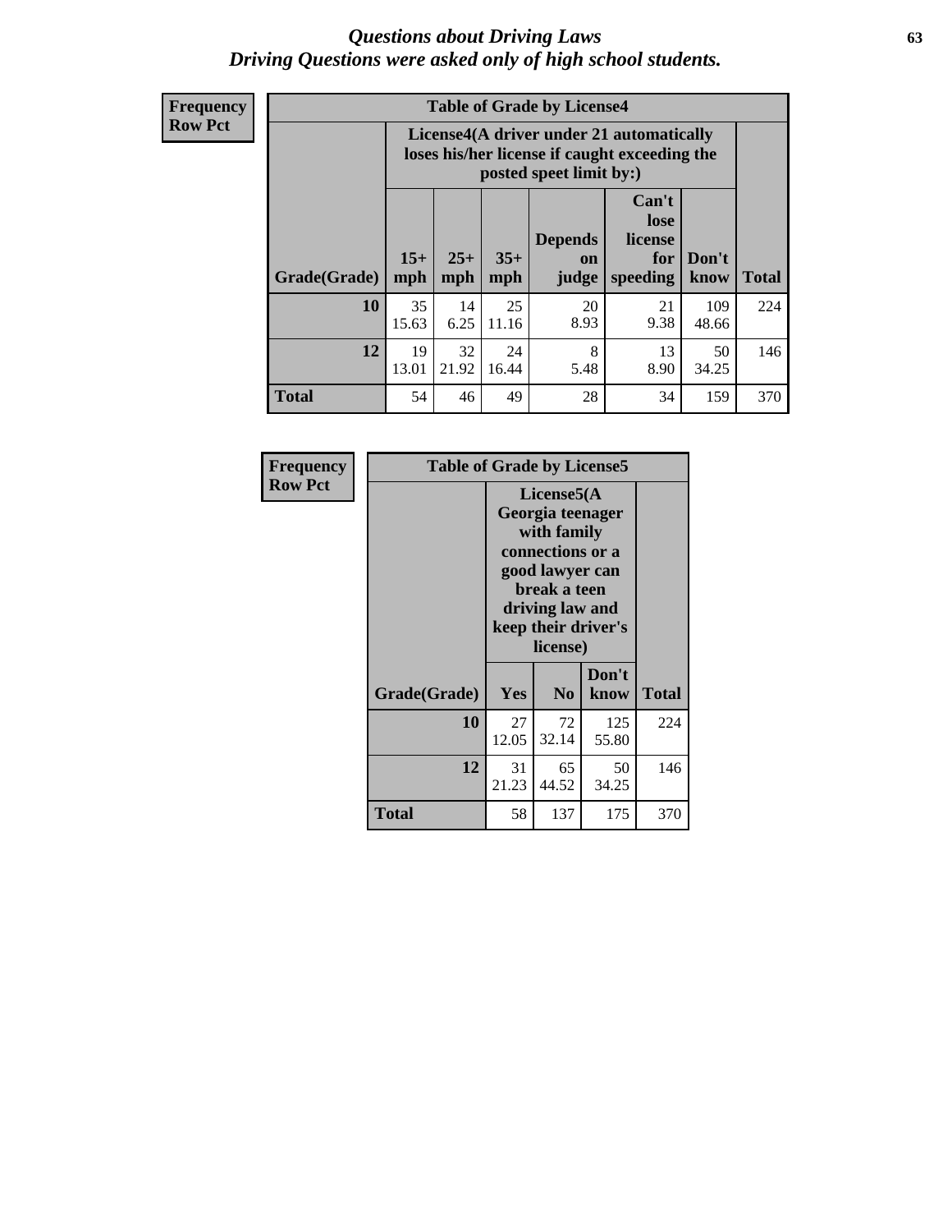# Questions about Driving Laws
## Driving Questions were asked only of high school students.

**Frequency**
**Row Pct**

**Table of Grade by License4**

| Grade(Grade) | License4(A driver under 21 automatically loses his/her license if caught exceeding the posted speet limit by:) 15+ mph | 25+ mph | 35+ mph | Depends on judge | Can't lose license for speeding | Don't know | Total |
|---|---|---|---|---|---|---|---|
| **10** | 35<br>15.63 | 14<br>6.25 | 25<br>11.16 | 20<br>8.93 | 21<br>9.38 | 109<br>48.66 | 224 |
| **12** | 19<br>13.01 | 32<br>21.92 | 24<br>16.44 | 8<br>5.48 | 13<br>8.90 | 50<br>34.25 | 146 |
| **Total** | 54 | 46 | 49 | 28 | 34 | 159 | 370 |

**Frequency**
**Row Pct**

**Table of Grade by License5**

| Grade(Grade) | License5(A Georgia teenager with family connections or a good lawyer can break a teen driving law and keep their driver's license) Yes | No | Don't know | Total |
|---|---|---|---|---|
| **10** | 27<br>12.05 | 72<br>32.14 | 125<br>55.80 | 224 |
| **12** | 31<br>21.23 | 65<br>44.52 | 50<br>34.25 | 146 |
| **Total** | 58 | 137 | 175 | 370 |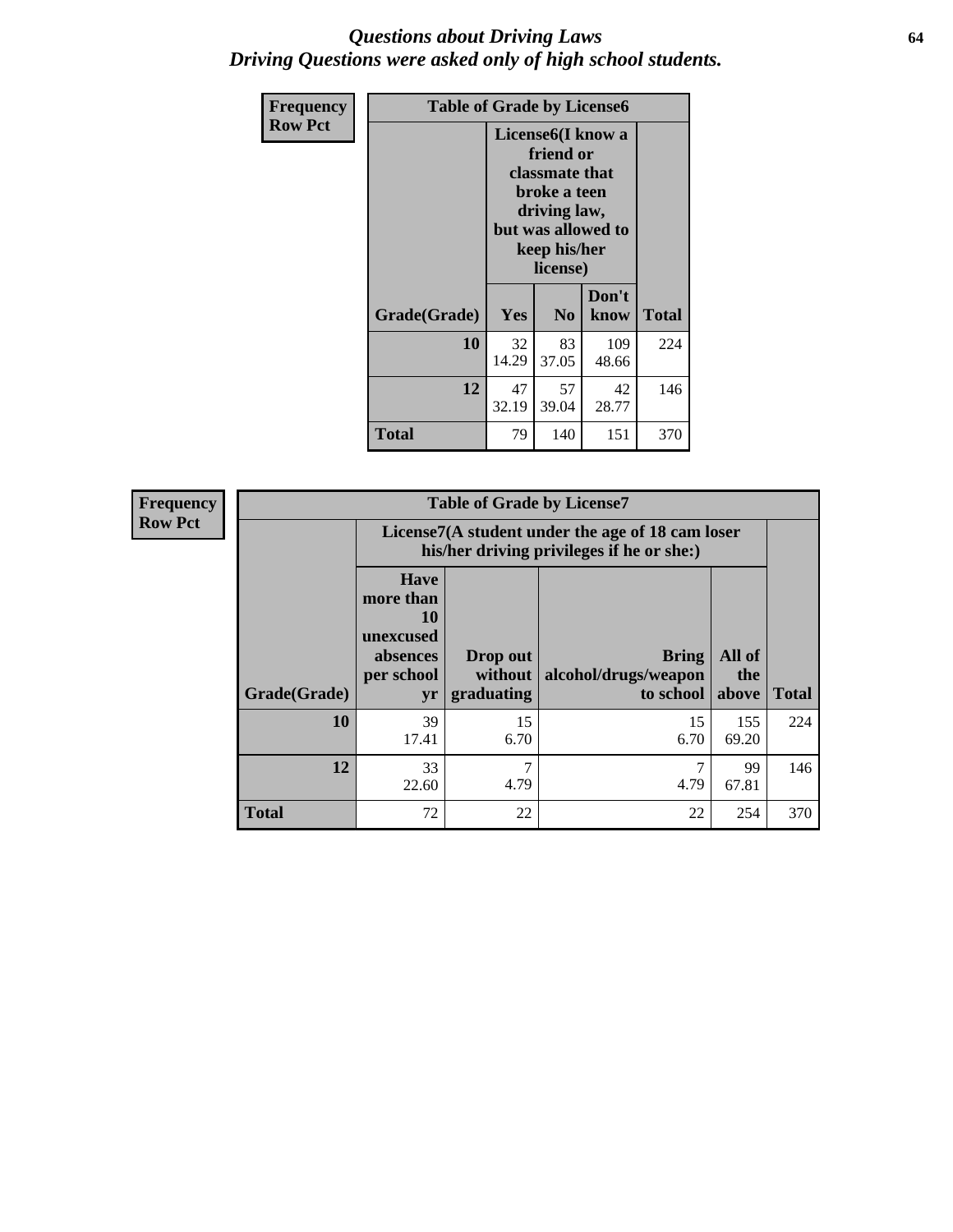# *Questions about Driving Laws*
## *Driving Questions were asked only of high school students.*

**Frequency**
**Row Pct**

| Table of Grade by License6 | | | | |
|---|---|---|---|---|
| | License6(I know a friend or classmate that broke a teen driving law, but was allowed to keep his/her license) | | | |
| Grade(Grade) | Yes | No | Don't know | Total |
| **10** | 32<br>14.29 | 83<br>37.05 | 109<br>48.66 | 224 |
| **12** | 47<br>32.19 | 57<br>39.04 | 42<br>28.77 | 146 |
| **Total** | 79 | 140 | 151 | 370 |

**Frequency**
**Row Pct**

| Table of Grade by License7 | | | | | |
|---|---|---|---|---|---|
| | License7(A student under the age of 18 cam loser his/her driving privileges if he or she:) | | | | |
| Grade(Grade) | Have more than 10 unexcused absences per school yr | Drop out without graduating | Bring alcohol/drugs/weapon to school | All of the above | Total |
| **10** | 39<br>17.41 | 15<br>6.70 | 15<br>6.70 | 155<br>69.20 | 224 |
| **12** | 33<br>22.60 | 7<br>4.79 | 7<br>4.79 | 99<br>67.81 | 146 |
| **Total** | 72 | 22 | 22 | 254 | 370 |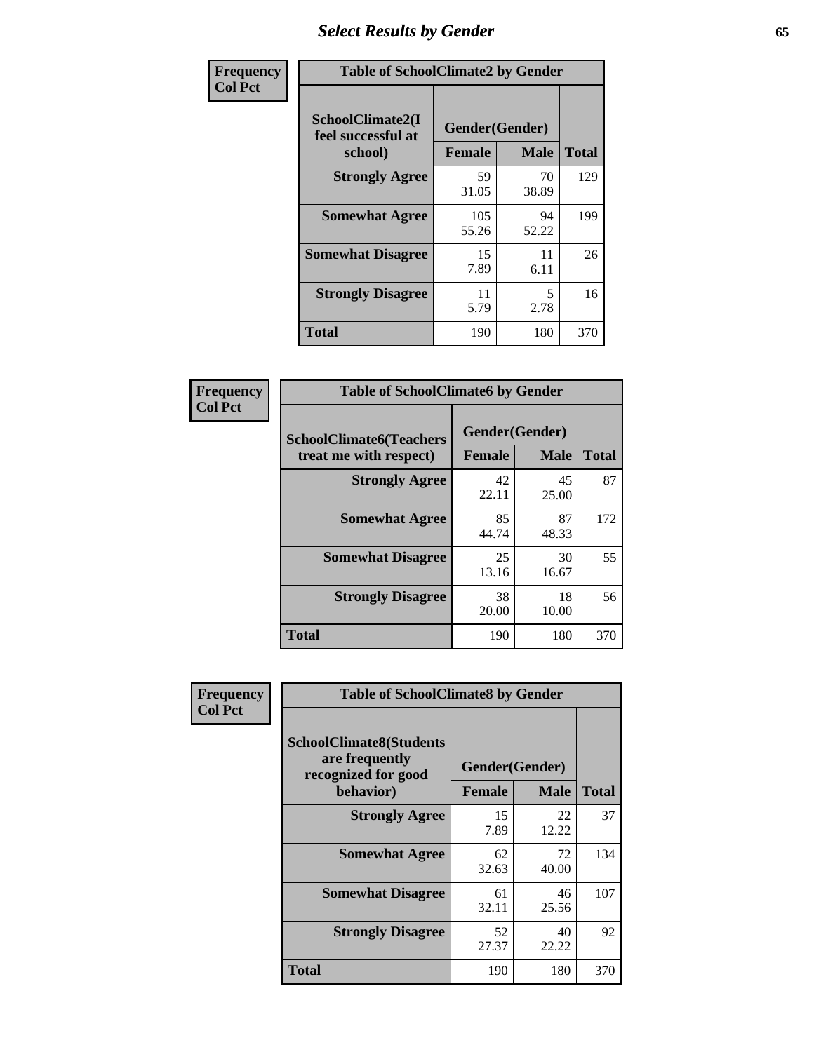# Select Results by Gender

**Frequency / Col Pct**

| Table of SchoolClimate2 by Gender | | | |
|---|---|---|---|
| SchoolClimate2(I feel successful at school) | Gender(Gender) | | |
| | Female | Male | Total |
| **Strongly Agree** | 59<br>31.05 | 70<br>38.89 | 129 |
| **Somewhat Agree** | 105<br>55.26 | 94<br>52.22 | 199 |
| **Somewhat Disagree** | 15<br>7.89 | 11<br>6.11 | 26 |
| **Strongly Disagree** | 11<br>5.79 | 5<br>2.78 | 16 |
| **Total** | 190 | 180 | 370 |

**Frequency / Col Pct**

| Table of SchoolClimate6 by Gender | | | |
|---|---|---|---|
| SchoolClimate6(Teachers treat me with respect) | Gender(Gender) | | |
| | Female | Male | Total |
| **Strongly Agree** | 42<br>22.11 | 45<br>25.00 | 87 |
| **Somewhat Agree** | 85<br>44.74 | 87<br>48.33 | 172 |
| **Somewhat Disagree** | 25<br>13.16 | 30<br>16.67 | 55 |
| **Strongly Disagree** | 38<br>20.00 | 18<br>10.00 | 56 |
| **Total** | 190 | 180 | 370 |

**Frequency / Col Pct**

| Table of SchoolClimate8 by Gender | | | |
|---|---|---|---|
| SchoolClimate8(Students are frequently recognized for good behavior) | Gender(Gender) | | |
| | Female | Male | Total |
| **Strongly Agree** | 15<br>7.89 | 22<br>12.22 | 37 |
| **Somewhat Agree** | 62<br>32.63 | 72<br>40.00 | 134 |
| **Somewhat Disagree** | 61<br>32.11 | 46<br>25.56 | 107 |
| **Strongly Disagree** | 52<br>27.37 | 40<br>22.22 | 92 |
| **Total** | 190 | 180 | 370 |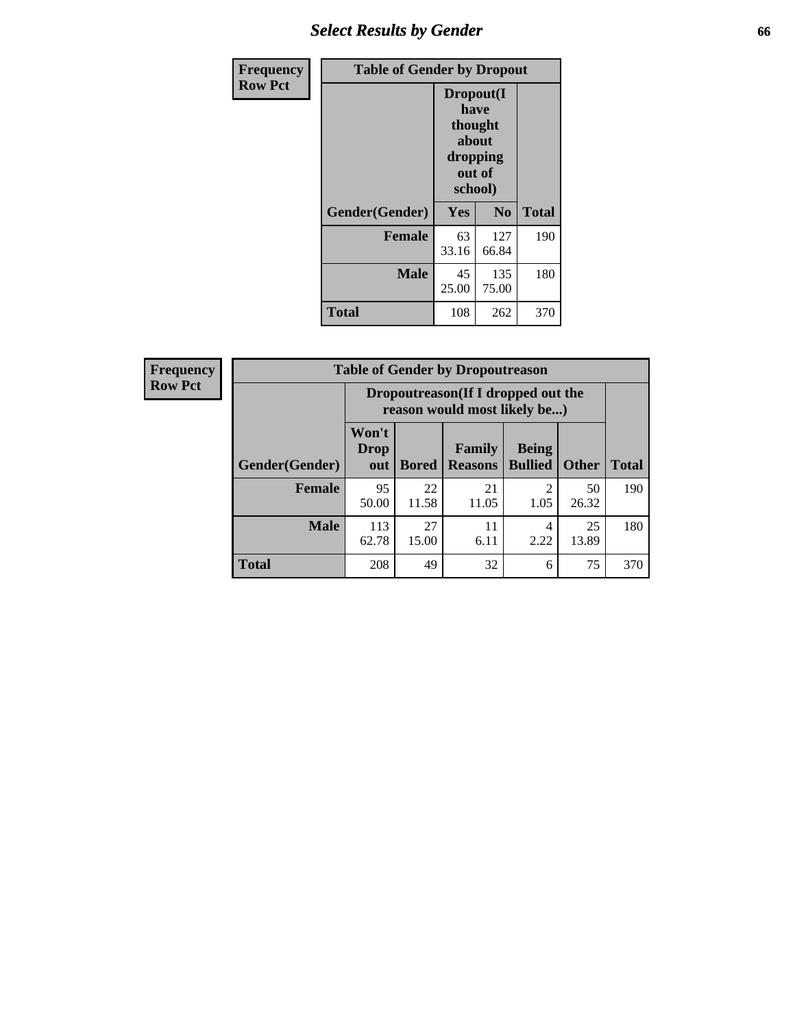## Select Results by Gender

**Frequency**
**Row Pct**

| Table of Gender by Dropout | | | |
|---|---|---|---|
| | Dropout(I have thought about dropping out of school) | | |
| Gender(Gender) | Yes | No | Total |
| **Female** | 63<br>33.16 | 127<br>66.84 | 190 |
| **Male** | 45<br>25.00 | 135<br>75.00 | 180 |
| **Total** | 108 | 262 | 370 |

**Frequency**
**Row Pct**

| Table of Gender by Dropoutreason | | | | | | |
|---|---|---|---|---|---|---|
| | Dropoutreason(If I dropped out the reason would most likely be...) | | | | | |
| Gender(Gender) | Won't Drop out | Bored | Family Reasons | Being Bullied | Other | Total |
| **Female** | 95<br>50.00 | 22<br>11.58 | 21<br>11.05 | 2<br>1.05 | 50<br>26.32 | 190 |
| **Male** | 113<br>62.78 | 27<br>15.00 | 11<br>6.11 | 4<br>2.22 | 25<br>13.89 | 180 |
| **Total** | 208 | 49 | 32 | 6 | 75 | 370 |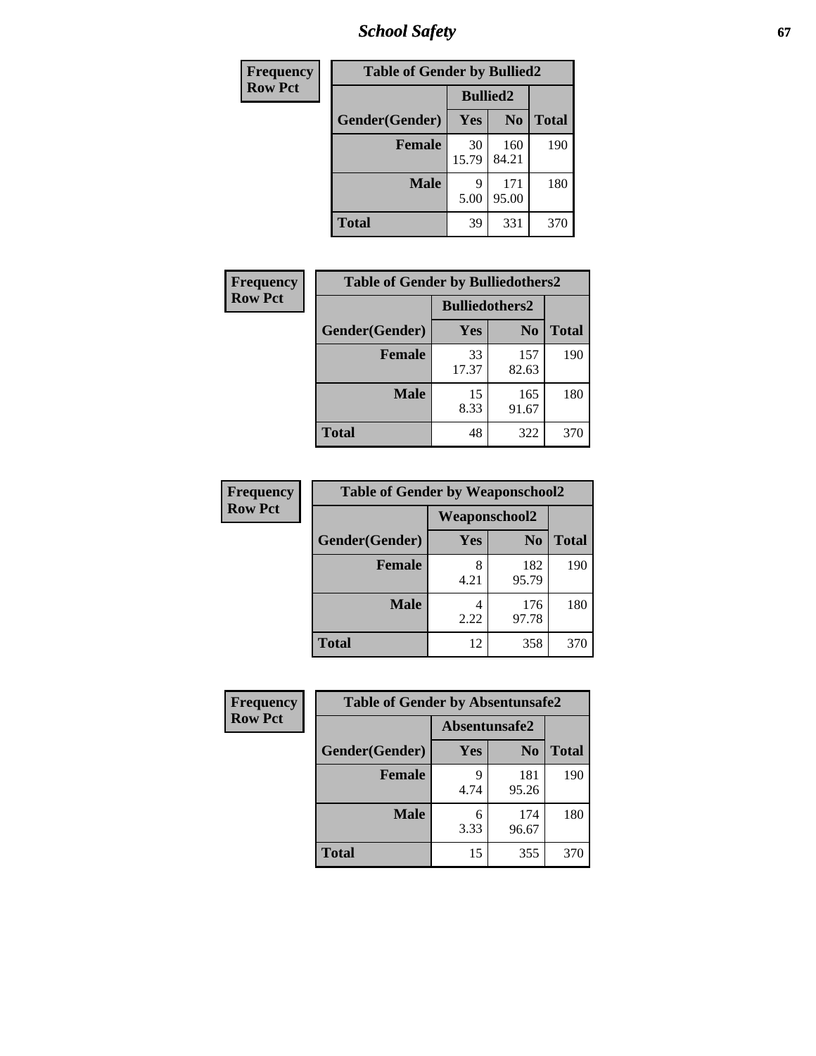| Frequency Row Pct | Table of Gender by Bullied2 | | |
|---|---|---|---|
| | Bullied2 | | |
| Gender(Gender) | Yes | No | Total |
| Female | 30 15.79 | 160 84.21 | 190 |
| Male | 9 5.00 | 171 95.00 | 180 |
| Total | 39 | 331 | 370 |

| Frequency Row Pct | Table of Gender by Bulliedothers2 | | |
|---|---|---|---|
| | Bulliedothers2 | | |
| Gender(Gender) | Yes | No | Total |
| Female | 33 17.37 | 157 82.63 | 190 |
| Male | 15 8.33 | 165 91.67 | 180 |
| Total | 48 | 322 | 370 |

| Frequency Row Pct | Table of Gender by Weaponschool2 | | |
|---|---|---|---|
| | Weaponschool2 | | |
| Gender(Gender) | Yes | No | Total |
| Female | 8 4.21 | 182 95.79 | 190 |
| Male | 4 2.22 | 176 97.78 | 180 |
| Total | 12 | 358 | 370 |

| Frequency Row Pct | Table of Gender by Absentunsafe2 | | |
|---|---|---|---|
| | Absentunsafe2 | | |
| Gender(Gender) | Yes | No | Total |
| Female | 9 4.74 | 181 95.26 | 190 |
| Male | 6 3.33 | 174 96.67 | 180 |
| Total | 15 | 355 | 370 |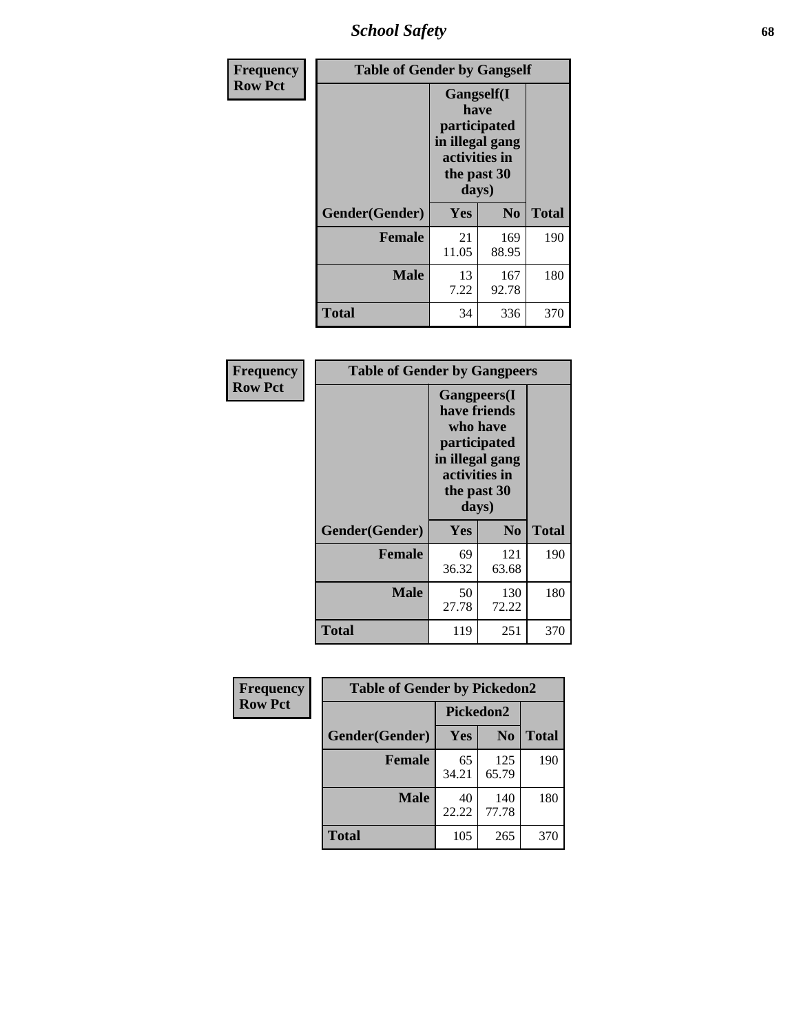# School Safety

| Frequency Row Pct | Table of Gender by Gangself | | |
|---|---|---|---|
| | Gangself(I have participated in illegal gang activities in the past 30 days) | | |
| Gender(Gender) | Yes | No | Total |
| Female | 21<br>11.05 | 169<br>88.95 | 190 |
| Male | 13<br>7.22 | 167<br>92.78 | 180 |
| Total | 34 | 336 | 370 |

| Frequency Row Pct | Table of Gender by Gangpeers | | |
|---|---|---|---|
| | Gangpeers(I have friends who have participated in illegal gang activities in the past 30 days) | | |
| Gender(Gender) | Yes | No | Total |
| Female | 69<br>36.32 | 121<br>63.68 | 190 |
| Male | 50<br>27.78 | 130<br>72.22 | 180 |
| Total | 119 | 251 | 370 |

| Frequency Row Pct | Table of Gender by Pickedon2 | | |
|---|---|---|---|
| | Pickedon2 | | |
| Gender(Gender) | Yes | No | Total |
| Female | 65<br>34.21 | 125<br>65.79 | 190 |
| Male | 40<br>22.22 | 140<br>77.78 | 180 |
| Total | 105 | 265 | 370 |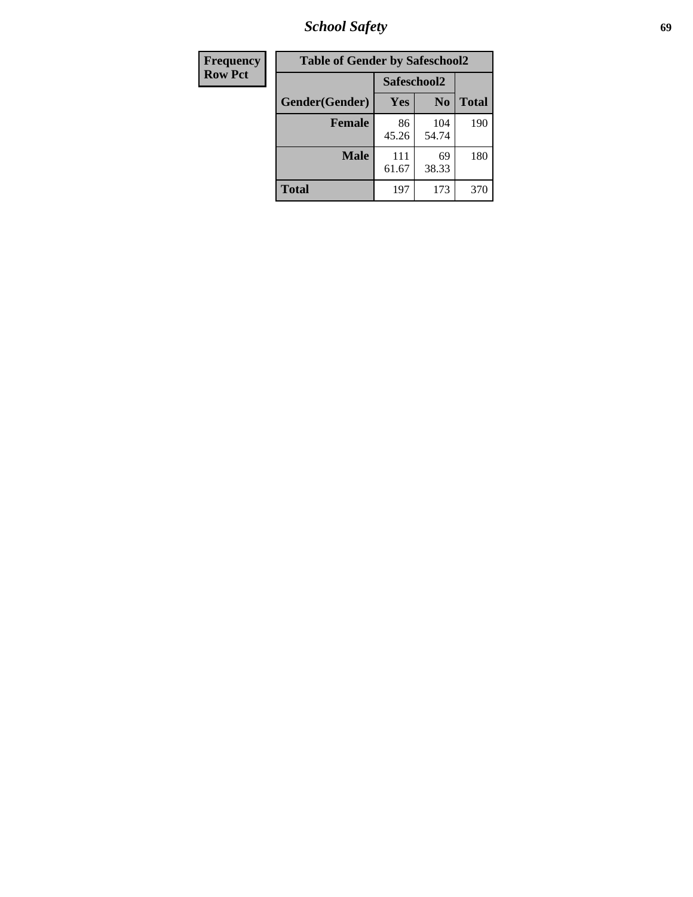| Frequency | Table of Gender by Safeschool2 | | | |
|---|---|---|---|---|
| Row Pct | | Safeschool2 | | |
| | Gender(Gender) | Yes | No | Total |
| | **Female** | 86<br>45.26 | 104<br>54.74 | 190 |
| | **Male** | 111<br>61.67 | 69<br>38.33 | 180 |
| | **Total** | 197 | 173 | 370 |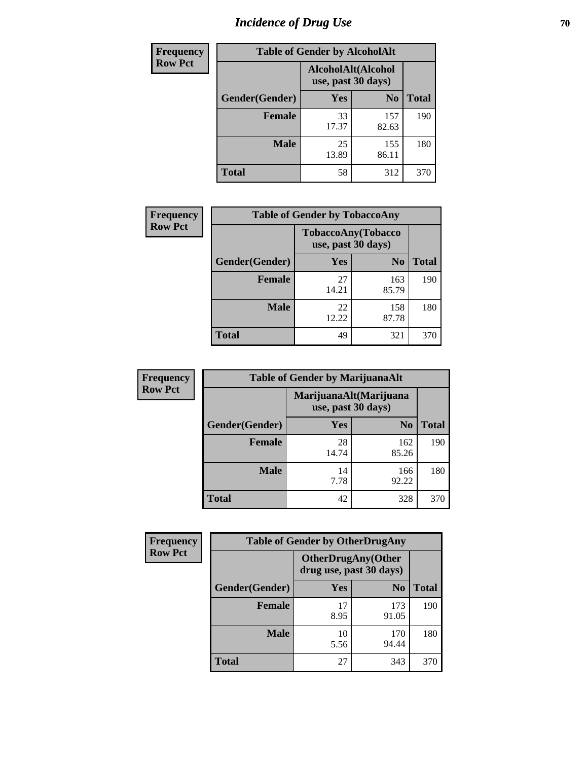# Incidence of Drug Use

| Frequency Row Pct | Table of Gender by AlcoholAlt | | |
|---|---|---|---|
| | AlcoholAlt(Alcohol use, past 30 days) | | |
| Gender(Gender) | Yes | No | Total |
| Female | 33<br>17.37 | 157<br>82.63 | 190 |
| Male | 25<br>13.89 | 155<br>86.11 | 180 |
| Total | 58 | 312 | 370 |

| Frequency Row Pct | Table of Gender by TobaccoAny | | |
|---|---|---|---|
| | TobaccoAny(Tobacco use, past 30 days) | | |
| Gender(Gender) | Yes | No | Total |
| Female | 27<br>14.21 | 163<br>85.79 | 190 |
| Male | 22<br>12.22 | 158<br>87.78 | 180 |
| Total | 49 | 321 | 370 |

| Frequency Row Pct | Table of Gender by MarijuanaAlt | | |
|---|---|---|---|
| | MarijuanaAlt(Marijuana use, past 30 days) | | |
| Gender(Gender) | Yes | No | Total |
| Female | 28<br>14.74 | 162<br>85.26 | 190 |
| Male | 14<br>7.78 | 166<br>92.22 | 180 |
| Total | 42 | 328 | 370 |

| Frequency Row Pct | Table of Gender by OtherDrugAny | | |
|---|---|---|---|
| | OtherDrugAny(Other drug use, past 30 days) | | |
| Gender(Gender) | Yes | No | Total |
| Female | 17<br>8.95 | 173<br>91.05 | 190 |
| Male | 10<br>5.56 | 170<br>94.44 | 180 |
| Total | 27 | 343 | 370 |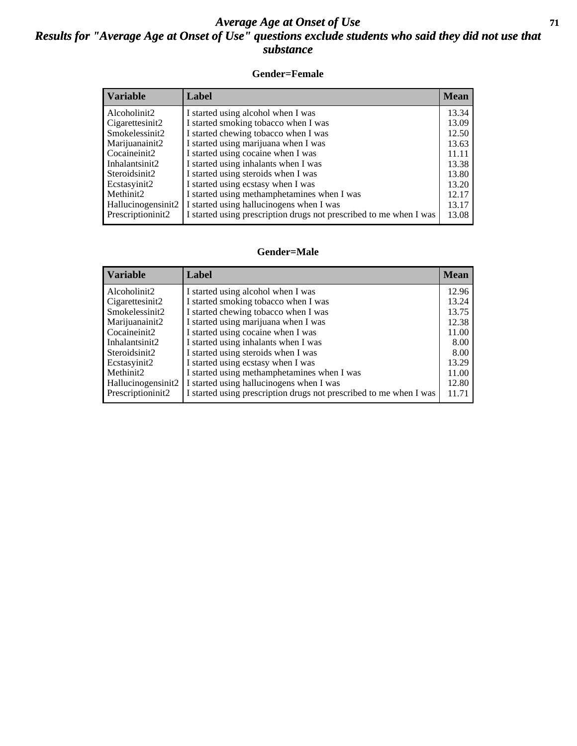# Average Age at Onset of Use

## Results for "Average Age at Onset of Use" questions exclude students who said they did not use that substance

### Gender=Female

| Variable | Label | Mean |
|---|---|---|
| Alcoholinit2 | I started using alcohol when I was | 13.34 |
| Cigarettesinit2 | I started smoking tobacco when I was | 13.09 |
| Smokelessinit2 | I started chewing tobacco when I was | 12.50 |
| Marijuanainit2 | I started using marijuana when I was | 13.63 |
| Cocaineinit2 | I started using cocaine when I was | 11.11 |
| Inhalantsinit2 | I started using inhalants when I was | 13.38 |
| Steroidsinit2 | I started using steroids when I was | 13.80 |
| Ecstasyinit2 | I started using ecstasy when I was | 13.20 |
| Methinit2 | I started using methamphetamines when I was | 12.17 |
| Hallucinogensinit2 | I started using hallucinogens when I was | 13.17 |
| Prescriptioninit2 | I started using prescription drugs not prescribed to me when I was | 13.08 |

### Gender=Male

| Variable | Label | Mean |
|---|---|---|
| Alcoholinit2 | I started using alcohol when I was | 12.96 |
| Cigarettesinit2 | I started smoking tobacco when I was | 13.24 |
| Smokelessinit2 | I started chewing tobacco when I was | 13.75 |
| Marijuanainit2 | I started using marijuana when I was | 12.38 |
| Cocaineinit2 | I started using cocaine when I was | 11.00 |
| Inhalantsinit2 | I started using inhalants when I was | 8.00 |
| Steroidsinit2 | I started using steroids when I was | 8.00 |
| Ecstasyinit2 | I started using ecstasy when I was | 13.29 |
| Methinit2 | I started using methamphetamines when I was | 11.00 |
| Hallucinogensinit2 | I started using hallucinogens when I was | 12.80 |
| Prescriptioninit2 | I started using prescription drugs not prescribed to me when I was | 11.71 |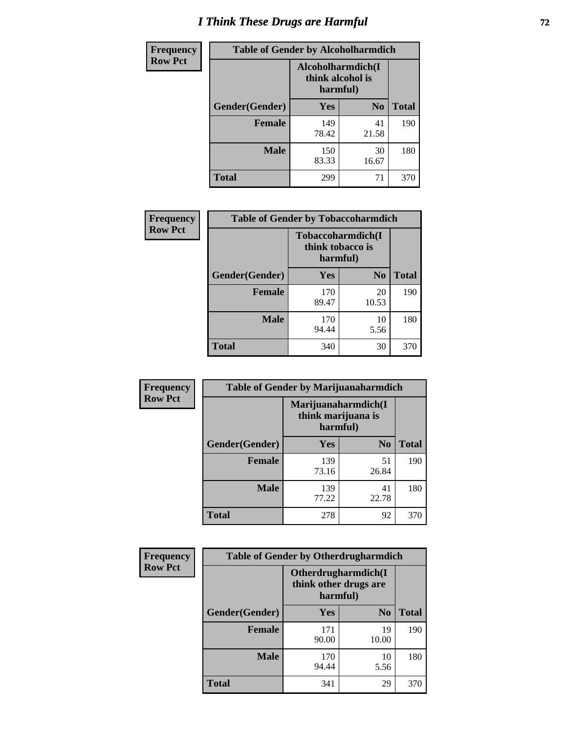# I Think These Drugs are Harmful

**Frequency**
**Row Pct**

| Table of Gender by Alcoholharmdich | | | |
|---|---|---|---|
| | Alcoholharmdich(I think alcohol is harmful) | | |
| Gender(Gender) | Yes | No | Total |
| Female | 149<br>78.42 | 41<br>21.58 | 190 |
| Male | 150<br>83.33 | 30<br>16.67 | 180 |
| Total | 299 | 71 | 370 |

**Frequency**
**Row Pct**

| Table of Gender by Tobaccoharmdich | | | |
|---|---|---|---|
| | Tobaccoharmdich(I think tobacco is harmful) | | |
| Gender(Gender) | Yes | No | Total |
| Female | 170<br>89.47 | 20<br>10.53 | 190 |
| Male | 170<br>94.44 | 10<br>5.56 | 180 |
| Total | 340 | 30 | 370 |

**Frequency**
**Row Pct**

| Table of Gender by Marijuanaharmdich | | | |
|---|---|---|---|
| | Marijuanaharmdich(I think marijuana is harmful) | | |
| Gender(Gender) | Yes | No | Total |
| Female | 139<br>73.16 | 51<br>26.84 | 190 |
| Male | 139<br>77.22 | 41<br>22.78 | 180 |
| Total | 278 | 92 | 370 |

**Frequency**
**Row Pct**

| Table of Gender by Otherdrugharmdich | | | |
|---|---|---|---|
| | Otherdrugharmdich(I think other drugs are harmful) | | |
| Gender(Gender) | Yes | No | Total |
| Female | 171<br>90.00 | 19<br>10.00 | 190 |
| Male | 170<br>94.44 | 10<br>5.56 | 180 |
| Total | 341 | 29 | 370 |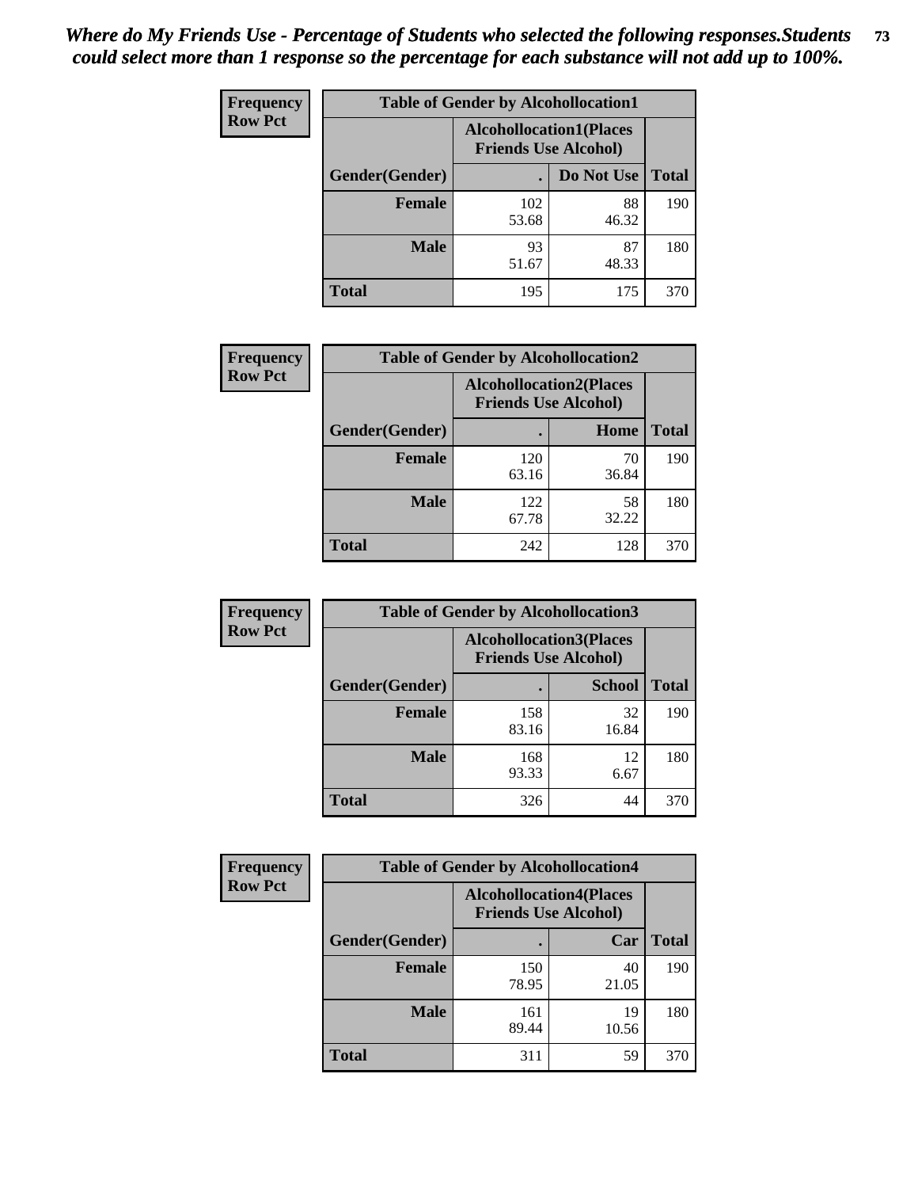***Where do My Friends Use - Percentage of Students who selected the following responses.Students could select more than 1 response so the percentage for each substance will not add up to 100%.***

**Frequency**
**Row Pct**

| Table of Gender by Alcohollocation1 | | | |
|---|---|---|---|
| | Alcohollocation1(Places Friends Use Alcohol) | | |
| Gender(Gender) | . | Do Not Use | Total |
| **Female** | 102<br>53.68 | 88<br>46.32 | 190 |
| **Male** | 93<br>51.67 | 87<br>48.33 | 180 |
| **Total** | 195 | 175 | 370 |

**Frequency**
**Row Pct**

| Table of Gender by Alcohollocation2 | | | |
|---|---|---|---|
| | Alcohollocation2(Places Friends Use Alcohol) | | |
| Gender(Gender) | . | Home | Total |
| **Female** | 120<br>63.16 | 70<br>36.84 | 190 |
| **Male** | 122<br>67.78 | 58<br>32.22 | 180 |
| **Total** | 242 | 128 | 370 |

**Frequency**
**Row Pct**

| Table of Gender by Alcohollocation3 | | | |
|---|---|---|---|
| | Alcohollocation3(Places Friends Use Alcohol) | | |
| Gender(Gender) | . | School | Total |
| **Female** | 158<br>83.16 | 32<br>16.84 | 190 |
| **Male** | 168<br>93.33 | 12<br>6.67 | 180 |
| **Total** | 326 | 44 | 370 |

**Frequency**
**Row Pct**

| Table of Gender by Alcohollocation4 | | | |
|---|---|---|---|
| | Alcohollocation4(Places Friends Use Alcohol) | | |
| Gender(Gender) | . | Car | Total |
| **Female** | 150<br>78.95 | 40<br>21.05 | 190 |
| **Male** | 161<br>89.44 | 19<br>10.56 | 180 |
| **Total** | 311 | 59 | 370 |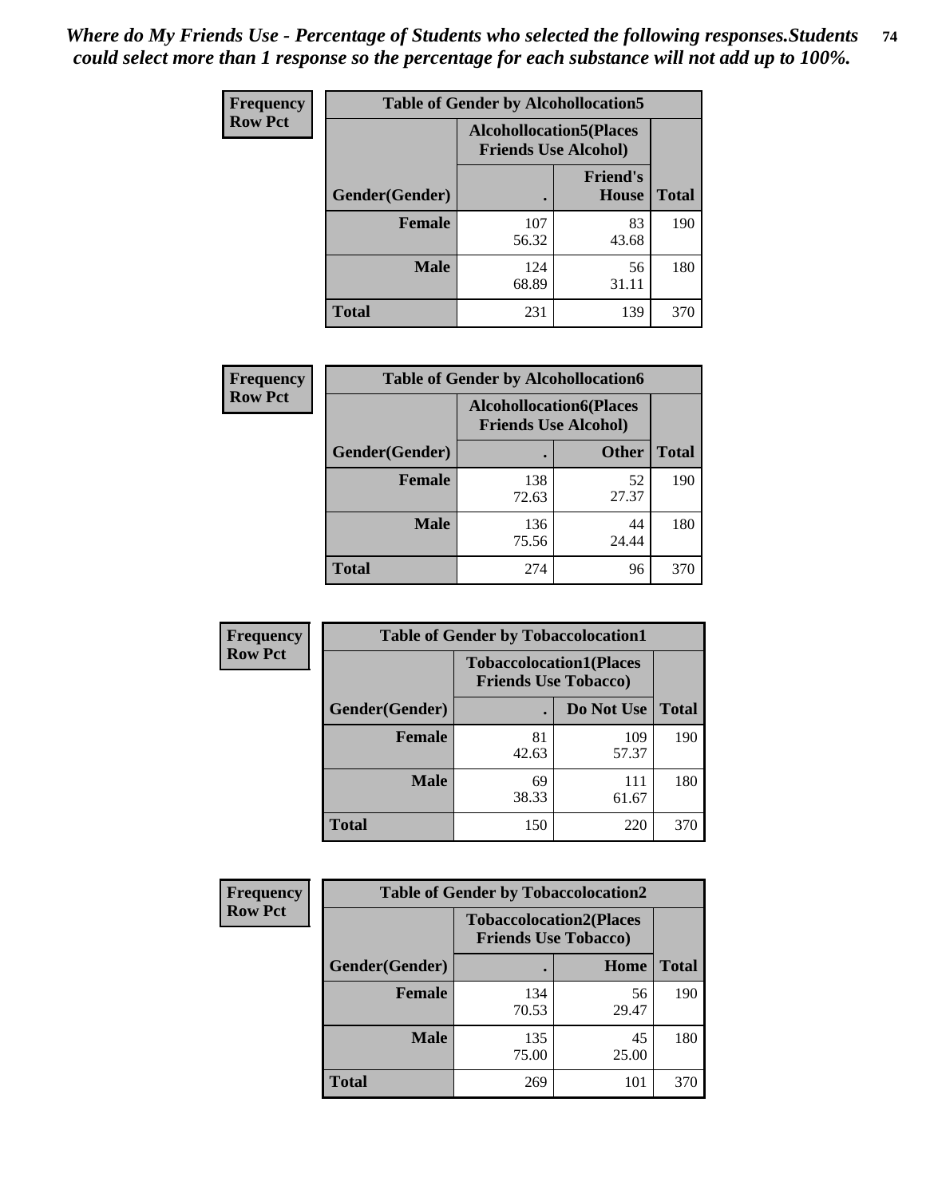*Where do My Friends Use - Percentage of Students who selected the following responses.Students could select more than 1 response so the percentage for each substance will not add up to 100%.*

**Frequency**
**Row Pct**

| Table of Gender by Alcohollocation5 | | | |
|---|---|---|---|
| | Alcohollocation5(Places Friends Use Alcohol) | | |
| Gender(Gender) | . | Friend's House | Total |
| **Female** | 107<br>56.32 | 83<br>43.68 | 190 |
| **Male** | 124<br>68.89 | 56<br>31.11 | 180 |
| **Total** | 231 | 139 | 370 |

**Frequency**
**Row Pct**

| Table of Gender by Alcohollocation6 | | | |
|---|---|---|---|
| | Alcohollocation6(Places Friends Use Alcohol) | | |
| Gender(Gender) | . | Other | Total |
| **Female** | 138<br>72.63 | 52<br>27.37 | 190 |
| **Male** | 136<br>75.56 | 44<br>24.44 | 180 |
| **Total** | 274 | 96 | 370 |

**Frequency**
**Row Pct**

| Table of Gender by Tobaccolocation1 | | | |
|---|---|---|---|
| | Tobaccolocation1(Places Friends Use Tobacco) | | |
| Gender(Gender) | . | Do Not Use | Total |
| **Female** | 81<br>42.63 | 109<br>57.37 | 190 |
| **Male** | 69<br>38.33 | 111<br>61.67 | 180 |
| **Total** | 150 | 220 | 370 |

**Frequency**
**Row Pct**

| Table of Gender by Tobaccolocation2 | | | |
|---|---|---|---|
| | Tobaccolocation2(Places Friends Use Tobacco) | | |
| Gender(Gender) | . | Home | Total |
| **Female** | 134<br>70.53 | 56<br>29.47 | 190 |
| **Male** | 135<br>75.00 | 45<br>25.00 | 180 |
| **Total** | 269 | 101 | 370 |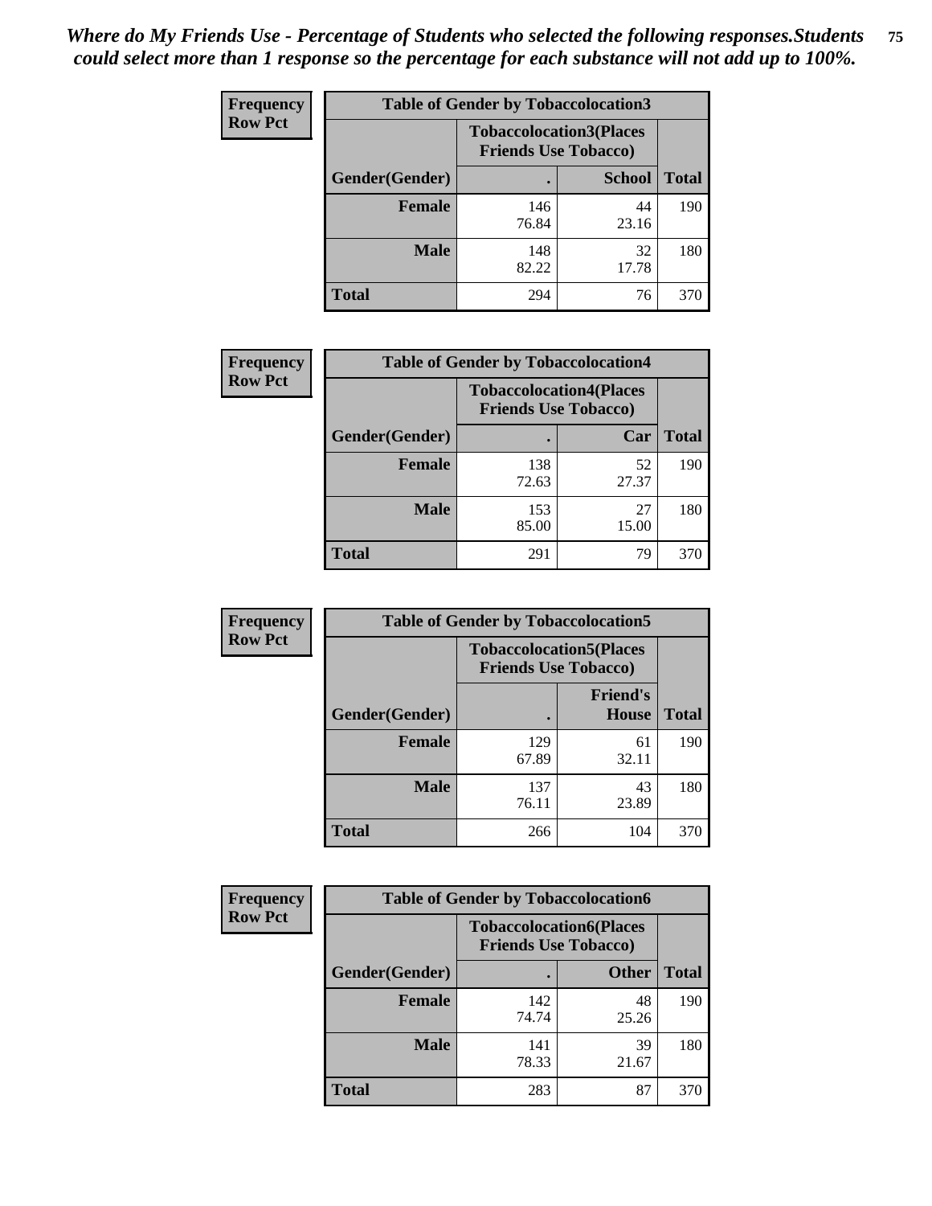*Where do My Friends Use - Percentage of Students who selected the following responses.Students could select more than 1 response so the percentage for each substance will not add up to 100%.*

**Frequency**
**Row Pct**

| Table of Gender by Tobaccolocation3 | | | |
|---|---|---|---|
| | Tobaccolocation3(Places Friends Use Tobacco) | | |
| Gender(Gender) | . | School | Total |
| Female | 146<br>76.84 | 44<br>23.16 | 190 |
| Male | 148<br>82.22 | 32<br>17.78 | 180 |
| Total | 294 | 76 | 370 |

**Frequency**
**Row Pct**

| Table of Gender by Tobaccolocation4 | | | |
|---|---|---|---|
| | Tobaccolocation4(Places Friends Use Tobacco) | | |
| Gender(Gender) | . | Car | Total |
| Female | 138<br>72.63 | 52<br>27.37 | 190 |
| Male | 153<br>85.00 | 27<br>15.00 | 180 |
| Total | 291 | 79 | 370 |

**Frequency**
**Row Pct**

| Table of Gender by Tobaccolocation5 | | | |
|---|---|---|---|
| | Tobaccolocation5(Places Friends Use Tobacco) | | |
| Gender(Gender) | . | Friend's House | Total |
| Female | 129<br>67.89 | 61<br>32.11 | 190 |
| Male | 137<br>76.11 | 43<br>23.89 | 180 |
| Total | 266 | 104 | 370 |

**Frequency**
**Row Pct**

| Table of Gender by Tobaccolocation6 | | | |
|---|---|---|---|
| | Tobaccolocation6(Places Friends Use Tobacco) | | |
| Gender(Gender) | . | Other | Total |
| Female | 142<br>74.74 | 48<br>25.26 | 190 |
| Male | 141<br>78.33 | 39<br>21.67 | 180 |
| Total | 283 | 87 | 370 |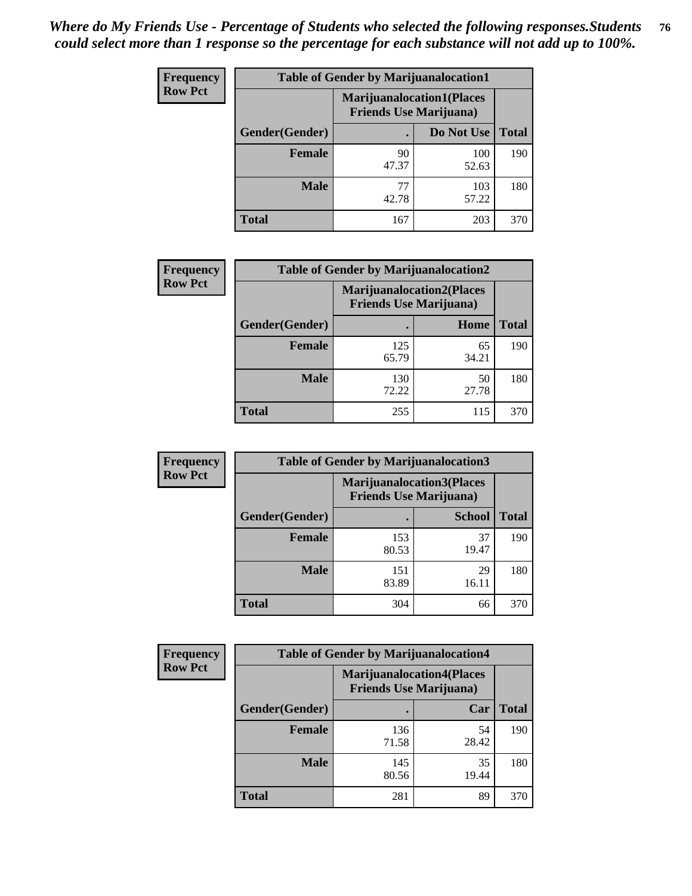*Where do My Friends Use - Percentage of Students who selected the following responses.Students could select more than 1 response so the percentage for each substance will not add up to 100%.*

**Frequency**
**Row Pct**

| Table of Gender by Marijuanalocation1 | | | |
|---|---|---|---|
| | Marijuanalocation1(Places Friends Use Marijuana) | | |
| Gender(Gender) | . | Do Not Use | Total |
| **Female** | 90<br>47.37 | 100<br>52.63 | 190 |
| **Male** | 77<br>42.78 | 103<br>57.22 | 180 |
| **Total** | 167 | 203 | 370 |

**Frequency**
**Row Pct**

| Table of Gender by Marijuanalocation2 | | | |
|---|---|---|---|
| | Marijuanalocation2(Places Friends Use Marijuana) | | |
| Gender(Gender) | . | Home | Total |
| **Female** | 125<br>65.79 | 65<br>34.21 | 190 |
| **Male** | 130<br>72.22 | 50<br>27.78 | 180 |
| **Total** | 255 | 115 | 370 |

**Frequency**
**Row Pct**

| Table of Gender by Marijuanalocation3 | | | |
|---|---|---|---|
| | Marijuanalocation3(Places Friends Use Marijuana) | | |
| Gender(Gender) | . | School | Total |
| **Female** | 153<br>80.53 | 37<br>19.47 | 190 |
| **Male** | 151<br>83.89 | 29<br>16.11 | 180 |
| **Total** | 304 | 66 | 370 |

**Frequency**
**Row Pct**

| Table of Gender by Marijuanalocation4 | | | |
|---|---|---|---|
| | Marijuanalocation4(Places Friends Use Marijuana) | | |
| Gender(Gender) | . | Car | Total |
| **Female** | 136<br>71.58 | 54<br>28.42 | 190 |
| **Male** | 145<br>80.56 | 35<br>19.44 | 180 |
| **Total** | 281 | 89 | 370 |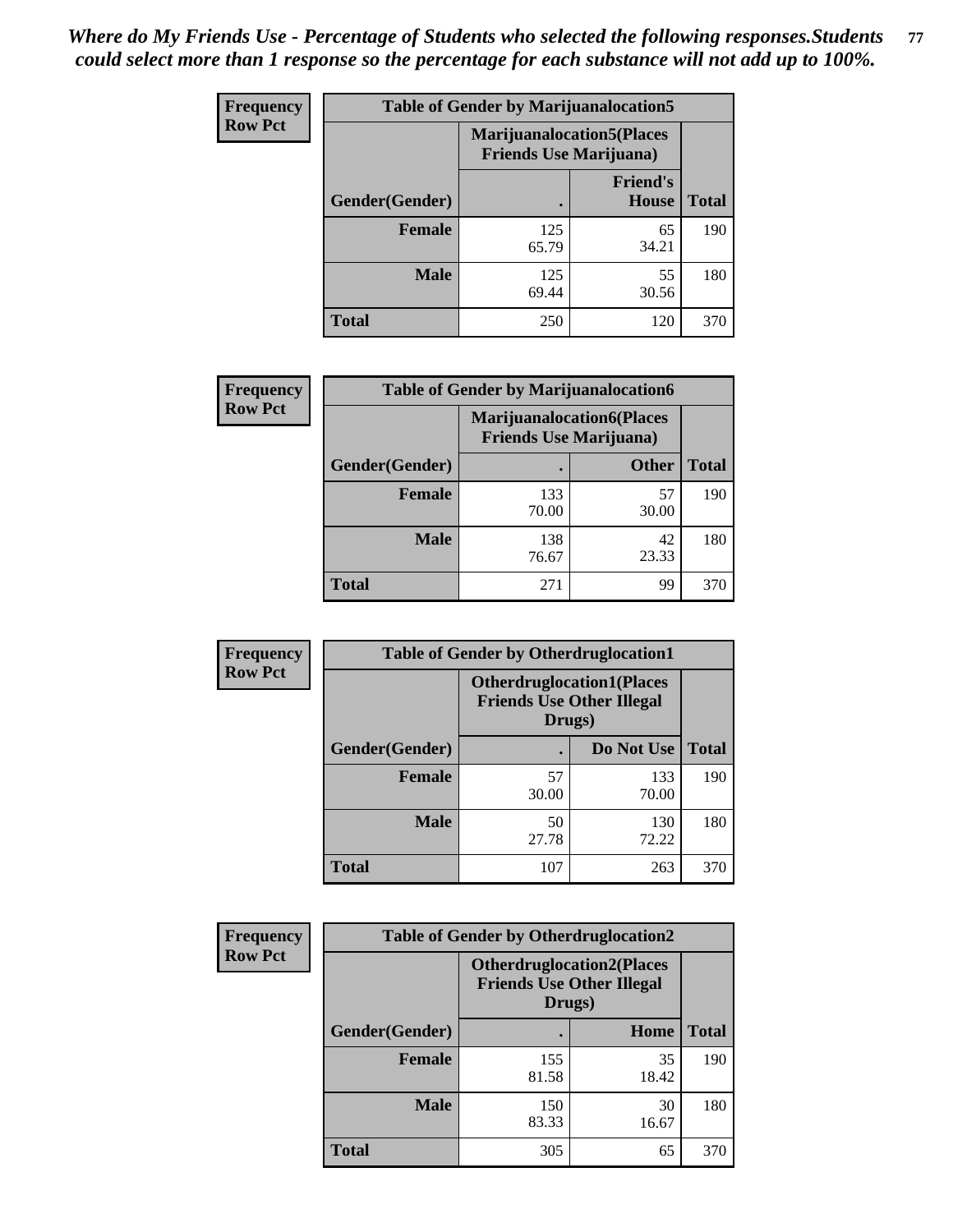*Where do My Friends Use - Percentage of Students who selected the following responses.Students could select more than 1 response so the percentage for each substance will not add up to 100%.*

**Frequency Row Pct**

| Table of Gender by Marijuanalocation5 | | | |
|---|---|---|---|
| | Marijuanalocation5(Places Friends Use Marijuana) | | |
| Gender(Gender) | . | Friend's House | Total |
| **Female** | 125<br>65.79 | 65<br>34.21 | 190 |
| **Male** | 125<br>69.44 | 55<br>30.56 | 180 |
| **Total** | 250 | 120 | 370 |

**Frequency Row Pct**

| Table of Gender by Marijuanalocation6 | | | |
|---|---|---|---|
| | Marijuanalocation6(Places Friends Use Marijuana) | | |
| Gender(Gender) | . | Other | Total |
| **Female** | 133<br>70.00 | 57<br>30.00 | 190 |
| **Male** | 138<br>76.67 | 42<br>23.33 | 180 |
| **Total** | 271 | 99 | 370 |

**Frequency Row Pct**

| Table of Gender by Otherdruglocation1 | | | |
|---|---|---|---|
| | Otherdruglocation1(Places Friends Use Other Illegal Drugs) | | |
| Gender(Gender) | . | Do Not Use | Total |
| **Female** | 57<br>30.00 | 133<br>70.00 | 190 |
| **Male** | 50<br>27.78 | 130<br>72.22 | 180 |
| **Total** | 107 | 263 | 370 |

**Frequency Row Pct**

| Table of Gender by Otherdruglocation2 | | | |
|---|---|---|---|
| | Otherdruglocation2(Places Friends Use Other Illegal Drugs) | | |
| Gender(Gender) | . | Home | Total |
| **Female** | 155<br>81.58 | 35<br>18.42 | 190 |
| **Male** | 150<br>83.33 | 30<br>16.67 | 180 |
| **Total** | 305 | 65 | 370 |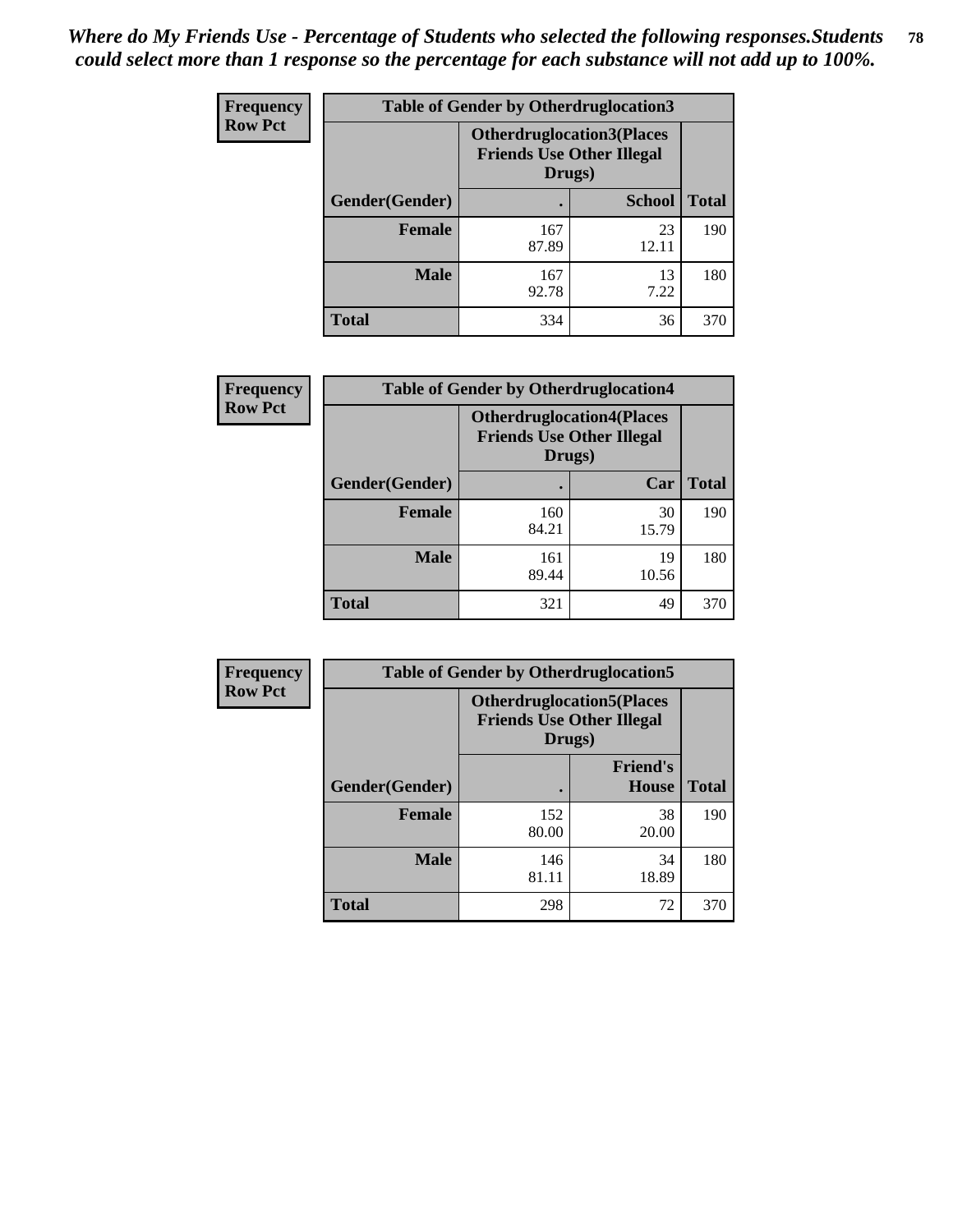*Where do My Friends Use - Percentage of Students who selected the following responses.Students could select more than 1 response so the percentage for each substance will not add up to 100%.*

**Frequency**
**Row Pct**

| Table of Gender by Otherdruglocation3 | | | |
|---|---|---|---|
| | Otherdruglocation3(Places Friends Use Other Illegal Drugs) | | |
| Gender(Gender) | . | School | Total |
| Female | 167<br>87.89 | 23<br>12.11 | 190 |
| Male | 167<br>92.78 | 13<br>7.22 | 180 |
| Total | 334 | 36 | 370 |

**Frequency**
**Row Pct**

| Table of Gender by Otherdruglocation4 | | | |
|---|---|---|---|
| | Otherdruglocation4(Places Friends Use Other Illegal Drugs) | | |
| Gender(Gender) | . | Car | Total |
| Female | 160<br>84.21 | 30<br>15.79 | 190 |
| Male | 161<br>89.44 | 19<br>10.56 | 180 |
| Total | 321 | 49 | 370 |

**Frequency**
**Row Pct**

| Table of Gender by Otherdruglocation5 | | | |
|---|---|---|---|
| | Otherdruglocation5(Places Friends Use Other Illegal Drugs) | | |
| Gender(Gender) | . | Friend's House | Total |
| Female | 152<br>80.00 | 38<br>20.00 | 190 |
| Male | 146<br>81.11 | 34<br>18.89 | 180 |
| Total | 298 | 72 | 370 |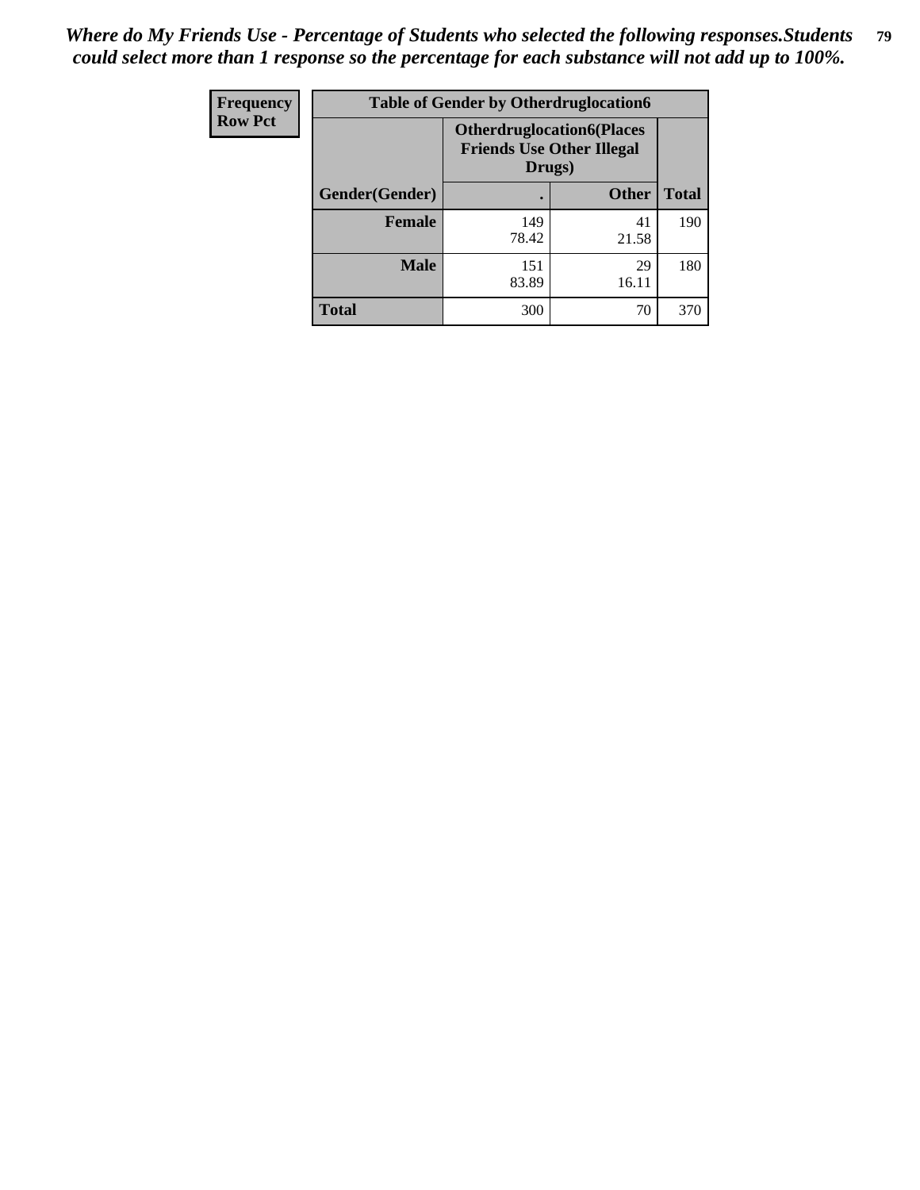*Where do My Friends Use - Percentage of Students who selected the following responses.Students could select more than 1 response so the percentage for each substance will not add up to 100%.*

| Frequency<br>Row Pct | Table of Gender by Otherdruglocation6 | | |
|---|---|---|---|
| | Otherdruglocation6(Places Friends Use Other Illegal Drugs) | | |
| Gender(Gender) | . | Other | Total |
| Female | 149<br>78.42 | 41<br>21.58 | 190 |
| Male | 151<br>83.89 | 29<br>16.11 | 180 |
| Total | 300 | 70 | 370 |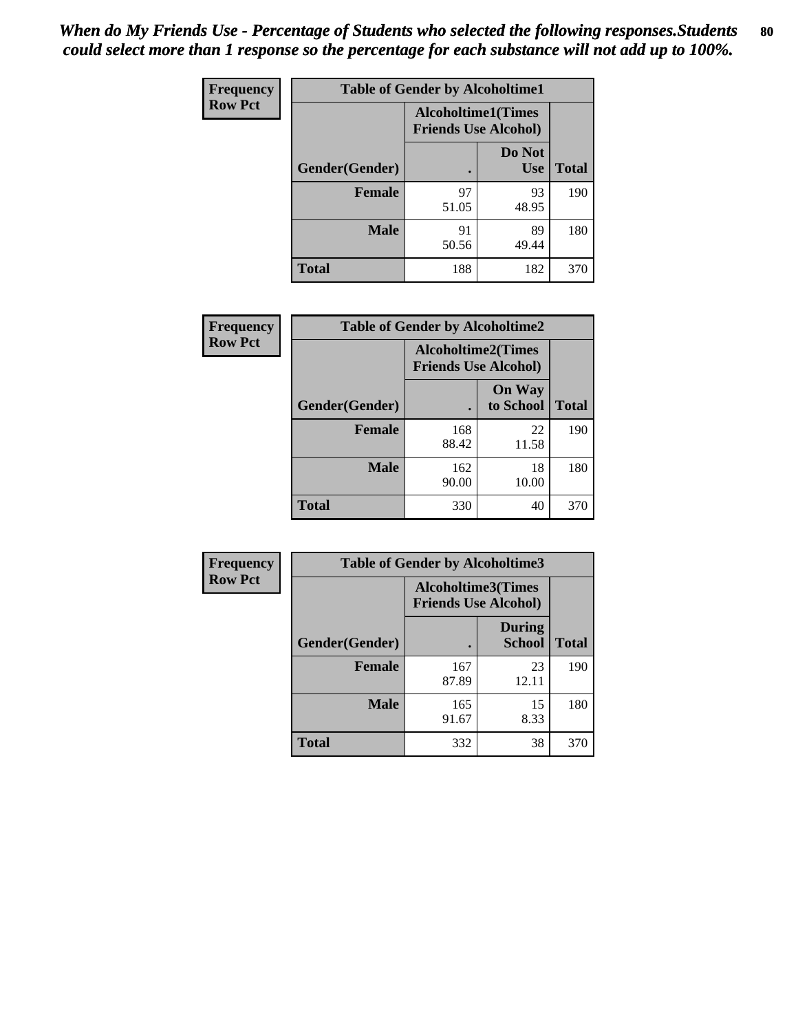***When do My Friends Use - Percentage of Students who selected the following responses.Students could select more than 1 response so the percentage for each substance will not add up to 100%.***

**Frequency**
**Row Pct**

| Table of Gender by Alcoholtime1 | | | |
|---|---|---|---|
| | Alcoholtime1(Times Friends Use Alcohol) | | |
| Gender(Gender) | . | Do Not Use | Total |
| **Female** | 97<br>51.05 | 93<br>48.95 | 190 |
| **Male** | 91<br>50.56 | 89<br>49.44 | 180 |
| **Total** | 188 | 182 | 370 |

**Frequency**
**Row Pct**

| Table of Gender by Alcoholtime2 | | | |
|---|---|---|---|
| | Alcoholtime2(Times Friends Use Alcohol) | | |
| Gender(Gender) | . | On Way to School | Total |
| **Female** | 168<br>88.42 | 22<br>11.58 | 190 |
| **Male** | 162<br>90.00 | 18<br>10.00 | 180 |
| **Total** | 330 | 40 | 370 |

**Frequency**
**Row Pct**

| Table of Gender by Alcoholtime3 | | | |
|---|---|---|---|
| | Alcoholtime3(Times Friends Use Alcohol) | | |
| Gender(Gender) | . | During School | Total |
| **Female** | 167<br>87.89 | 23<br>12.11 | 190 |
| **Male** | 165<br>91.67 | 15<br>8.33 | 180 |
| **Total** | 332 | 38 | 370 |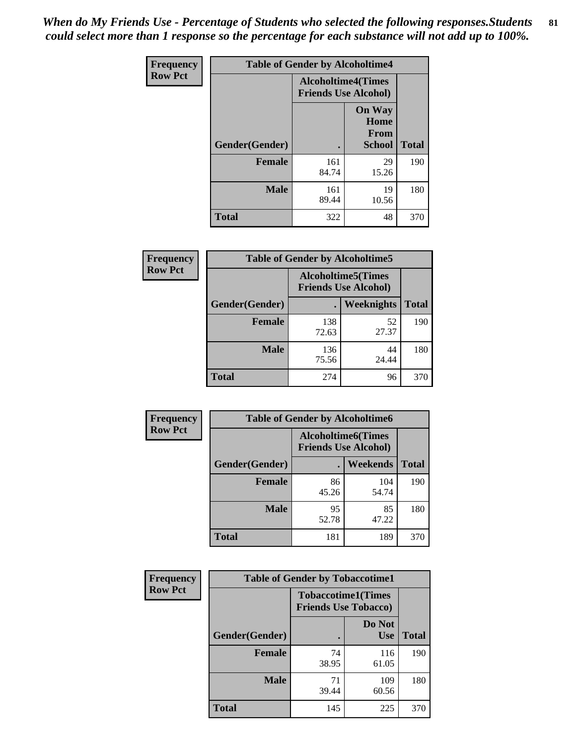*When do My Friends Use - Percentage of Students who selected the following responses.Students could select more than 1 response so the percentage for each substance will not add up to 100%.*

**Frequency Row Pct**

| Table of Gender by Alcoholtime4 | | | |
|---|---|---|---|
| | Alcoholtime4(Times Friends Use Alcohol) | | |
| Gender(Gender) | . | On Way Home From School | Total |
| **Female** | 161<br>84.74 | 29<br>15.26 | 190 |
| **Male** | 161<br>89.44 | 19<br>10.56 | 180 |
| **Total** | 322 | 48 | 370 |

**Frequency Row Pct**

| Table of Gender by Alcoholtime5 | | | |
|---|---|---|---|
| | Alcoholtime5(Times Friends Use Alcohol) | | |
| Gender(Gender) | . | Weeknights | Total |
| **Female** | 138<br>72.63 | 52<br>27.37 | 190 |
| **Male** | 136<br>75.56 | 44<br>24.44 | 180 |
| **Total** | 274 | 96 | 370 |

**Frequency Row Pct**

| Table of Gender by Alcoholtime6 | | | |
|---|---|---|---|
| | Alcoholtime6(Times Friends Use Alcohol) | | |
| Gender(Gender) | . | Weekends | Total |
| **Female** | 86<br>45.26 | 104<br>54.74 | 190 |
| **Male** | 95<br>52.78 | 85<br>47.22 | 180 |
| **Total** | 181 | 189 | 370 |

**Frequency Row Pct**

| Table of Gender by Tobaccotime1 | | | |
|---|---|---|---|
| | Tobaccotime1(Times Friends Use Tobacco) | | |
| Gender(Gender) | . | Do Not Use | Total |
| **Female** | 74<br>38.95 | 116<br>61.05 | 190 |
| **Male** | 71<br>39.44 | 109<br>60.56 | 180 |
| **Total** | 145 | 225 | 370 |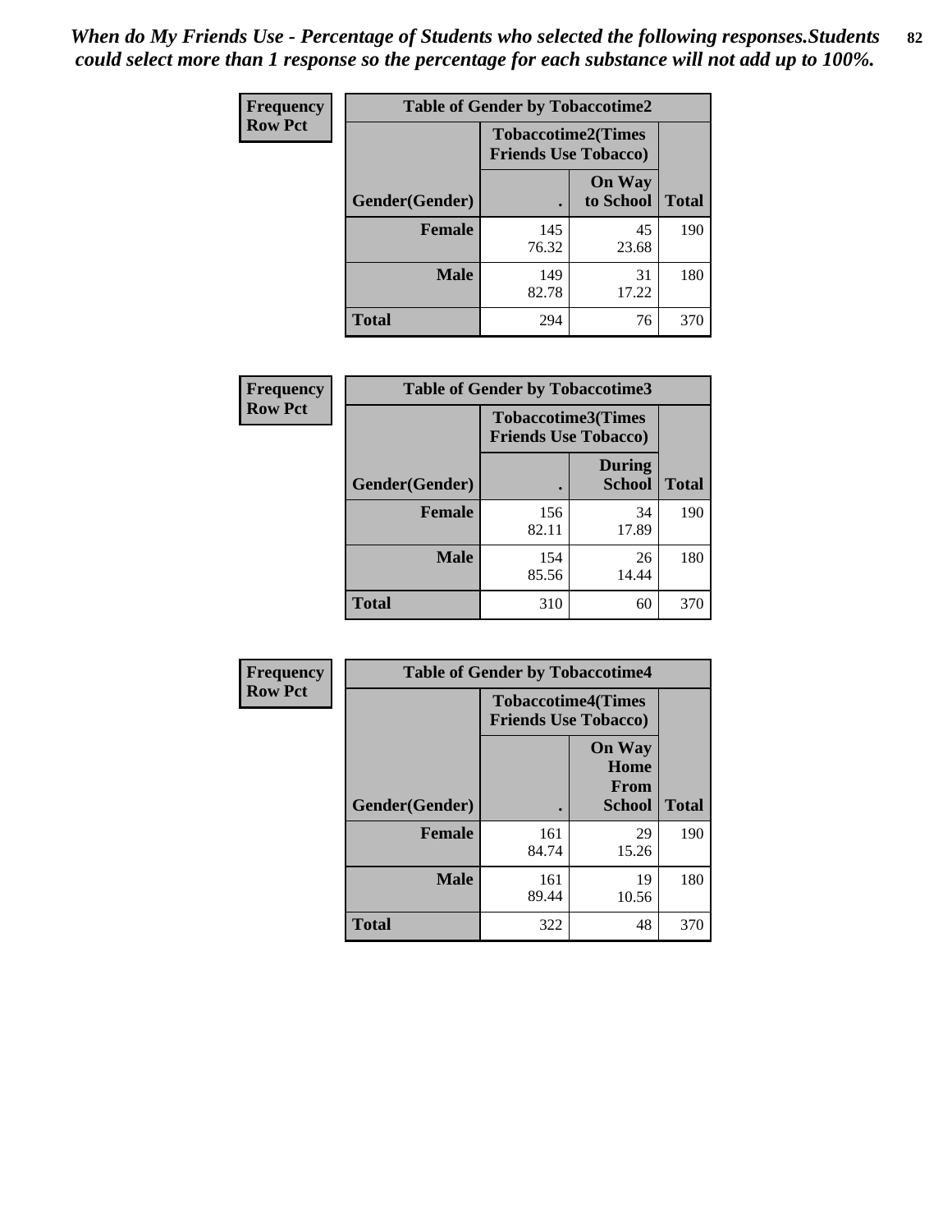*When do My Friends Use - Percentage of Students who selected the following responses.Students could select more than 1 response so the percentage for each substance will not add up to 100%.*

**Frequency**
**Row Pct**

**Table of Gender by Tobaccotime2**

| Gender(Gender) | Tobaccotime2(Times Friends Use Tobacco) . | On Way to School | Total |
|---|---|---|---|
| **Female** | 145<br>76.32 | 45<br>23.68 | 190 |
| **Male** | 149<br>82.78 | 31<br>17.22 | 180 |
| **Total** | 294 | 76 | 370 |

**Frequency**
**Row Pct**

**Table of Gender by Tobaccotime3**

| Gender(Gender) | Tobaccotime3(Times Friends Use Tobacco) . | During School | Total |
|---|---|---|---|
| **Female** | 156<br>82.11 | 34<br>17.89 | 190 |
| **Male** | 154<br>85.56 | 26<br>14.44 | 180 |
| **Total** | 310 | 60 | 370 |

**Frequency**
**Row Pct**

**Table of Gender by Tobaccotime4**

| Gender(Gender) | Tobaccotime4(Times Friends Use Tobacco) . | On Way Home From School | Total |
|---|---|---|---|
| **Female** | 161<br>84.74 | 29<br>15.26 | 190 |
| **Male** | 161<br>89.44 | 19<br>10.56 | 180 |
| **Total** | 322 | 48 | 370 |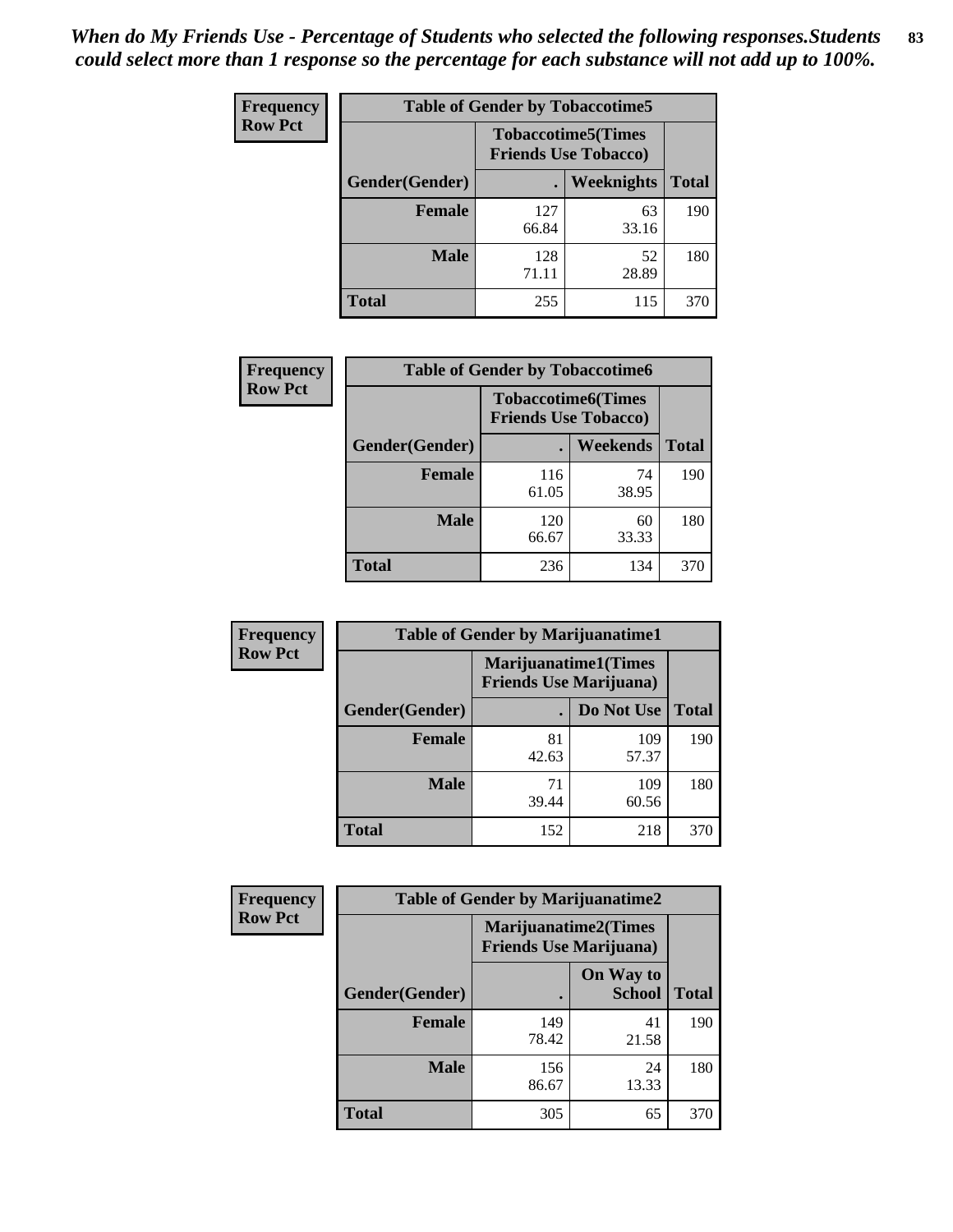*When do My Friends Use - Percentage of Students who selected the following responses.Students could select more than 1 response so the percentage for each substance will not add up to 100%.*

**Frequency**
**Row Pct**

| Table of Gender by Tobaccotime5 | | | |
|---|---|---|---|
| | Tobaccotime5(Times Friends Use Tobacco) | | |
| Gender(Gender) | . | Weeknights | Total |
| **Female** | 127<br>66.84 | 63<br>33.16 | 190 |
| **Male** | 128<br>71.11 | 52<br>28.89 | 180 |
| **Total** | 255 | 115 | 370 |

**Frequency**
**Row Pct**

| Table of Gender by Tobaccotime6 | | | |
|---|---|---|---|
| | Tobaccotime6(Times Friends Use Tobacco) | | |
| Gender(Gender) | . | Weekends | Total |
| **Female** | 116<br>61.05 | 74<br>38.95 | 190 |
| **Male** | 120<br>66.67 | 60<br>33.33 | 180 |
| **Total** | 236 | 134 | 370 |

**Frequency**
**Row Pct**

| Table of Gender by Marijuanatime1 | | | |
|---|---|---|---|
| | Marijuanatime1(Times Friends Use Marijuana) | | |
| Gender(Gender) | . | Do Not Use | Total |
| **Female** | 81<br>42.63 | 109<br>57.37 | 190 |
| **Male** | 71<br>39.44 | 109<br>60.56 | 180 |
| **Total** | 152 | 218 | 370 |

**Frequency**
**Row Pct**

| Table of Gender by Marijuanatime2 | | | |
|---|---|---|---|
| | Marijuanatime2(Times Friends Use Marijuana) | | |
| Gender(Gender) | . | On Way to School | Total |
| **Female** | 149<br>78.42 | 41<br>21.58 | 190 |
| **Male** | 156<br>86.67 | 24<br>13.33 | 180 |
| **Total** | 305 | 65 | 370 |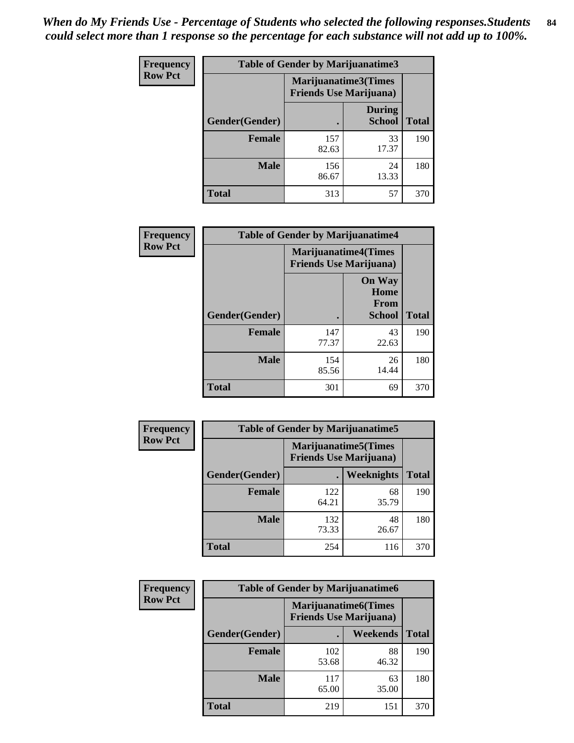*When do My Friends Use - Percentage of Students who selected the following responses.Students could select more than 1 response so the percentage for each substance will not add up to 100%.*

**Frequency**
**Row Pct**

| Table of Gender by Marijuanatime3 | | | |
|---|---|---|---|
| | Marijuanatime3(Times Friends Use Marijuana) | | |
| Gender(Gender) | . | During School | Total |
| **Female** | 157<br>82.63 | 33<br>17.37 | 190 |
| **Male** | 156<br>86.67 | 24<br>13.33 | 180 |
| **Total** | 313 | 57 | 370 |

**Frequency**
**Row Pct**

| Table of Gender by Marijuanatime4 | | | |
|---|---|---|---|
| | Marijuanatime4(Times Friends Use Marijuana) | | |
| Gender(Gender) | . | On Way Home From School | Total |
| **Female** | 147<br>77.37 | 43<br>22.63 | 190 |
| **Male** | 154<br>85.56 | 26<br>14.44 | 180 |
| **Total** | 301 | 69 | 370 |

**Frequency**
**Row Pct**

| Table of Gender by Marijuanatime5 | | | |
|---|---|---|---|
| | Marijuanatime5(Times Friends Use Marijuana) | | |
| Gender(Gender) | . | Weeknights | Total |
| **Female** | 122<br>64.21 | 68<br>35.79 | 190 |
| **Male** | 132<br>73.33 | 48<br>26.67 | 180 |
| **Total** | 254 | 116 | 370 |

**Frequency**
**Row Pct**

| Table of Gender by Marijuanatime6 | | | |
|---|---|---|---|
| | Marijuanatime6(Times Friends Use Marijuana) | | |
| Gender(Gender) | . | Weekends | Total |
| **Female** | 102<br>53.68 | 88<br>46.32 | 190 |
| **Male** | 117<br>65.00 | 63<br>35.00 | 180 |
| **Total** | 219 | 151 | 370 |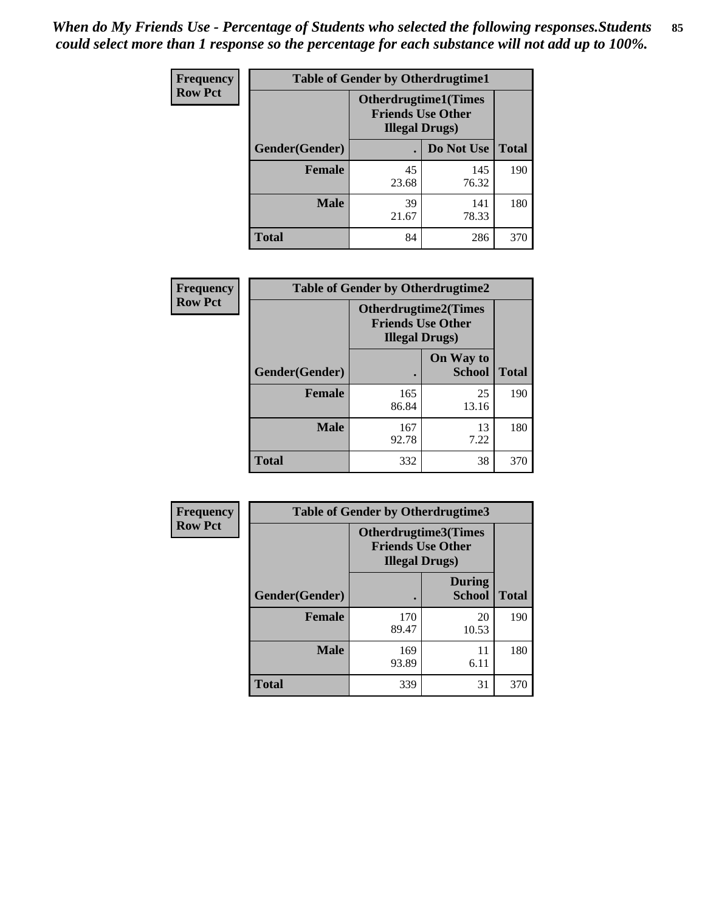*When do My Friends Use - Percentage of Students who selected the following responses.Students could select more than 1 response so the percentage for each substance will not add up to 100%.*

**Frequency**
**Row Pct**

| Table of Gender by Otherdrugtime1 | | | |
|---|---|---|---|
| | Otherdrugtime1(Times Friends Use Other Illegal Drugs) | | |
| Gender(Gender) | . | Do Not Use | Total |
| **Female** | 45<br>23.68 | 145<br>76.32 | 190 |
| **Male** | 39<br>21.67 | 141<br>78.33 | 180 |
| **Total** | 84 | 286 | 370 |

**Frequency**
**Row Pct**

| Table of Gender by Otherdrugtime2 | | | |
|---|---|---|---|
| | Otherdrugtime2(Times Friends Use Other Illegal Drugs) | | |
| Gender(Gender) | . | On Way to School | Total |
| **Female** | 165<br>86.84 | 25<br>13.16 | 190 |
| **Male** | 167<br>92.78 | 13<br>7.22 | 180 |
| **Total** | 332 | 38 | 370 |

**Frequency**
**Row Pct**

| Table of Gender by Otherdrugtime3 | | | |
|---|---|---|---|
| | Otherdrugtime3(Times Friends Use Other Illegal Drugs) | | |
| Gender(Gender) | . | During School | Total |
| **Female** | 170<br>89.47 | 20<br>10.53 | 190 |
| **Male** | 169<br>93.89 | 11<br>6.11 | 180 |
| **Total** | 339 | 31 | 370 |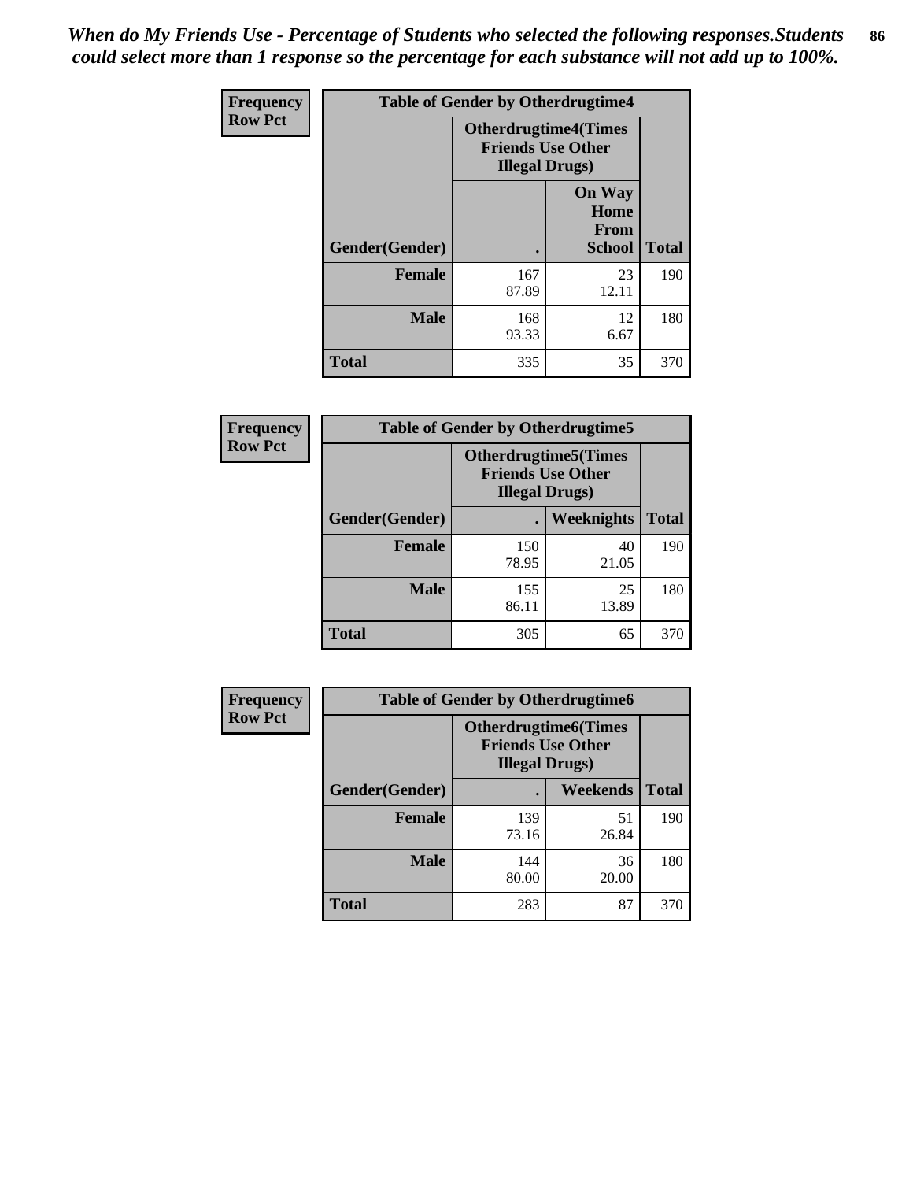*When do My Friends Use - Percentage of Students who selected the following responses.Students could select more than 1 response so the percentage for each substance will not add up to 100%.*

**Frequency**
**Row Pct**

| Table of Gender by Otherdrugtime4 | | | |
|---|---|---|---|
| | Otherdrugtime4(Times Friends Use Other Illegal Drugs) | | |
| Gender(Gender) | . | On Way Home From School | Total |
| Female | 167<br>87.89 | 23<br>12.11 | 190 |
| Male | 168<br>93.33 | 12<br>6.67 | 180 |
| Total | 335 | 35 | 370 |

**Frequency**
**Row Pct**

| Table of Gender by Otherdrugtime5 | | | |
|---|---|---|---|
| | Otherdrugtime5(Times Friends Use Other Illegal Drugs) | | |
| Gender(Gender) | . | Weeknights | Total |
| Female | 150<br>78.95 | 40<br>21.05 | 190 |
| Male | 155<br>86.11 | 25<br>13.89 | 180 |
| Total | 305 | 65 | 370 |

**Frequency**
**Row Pct**

| Table of Gender by Otherdrugtime6 | | | |
|---|---|---|---|
| | Otherdrugtime6(Times Friends Use Other Illegal Drugs) | | |
| Gender(Gender) | . | Weekends | Total |
| Female | 139<br>73.16 | 51<br>26.84 | 190 |
| Male | 144<br>80.00 | 36<br>20.00 | 180 |
| Total | 283 | 87 | 370 |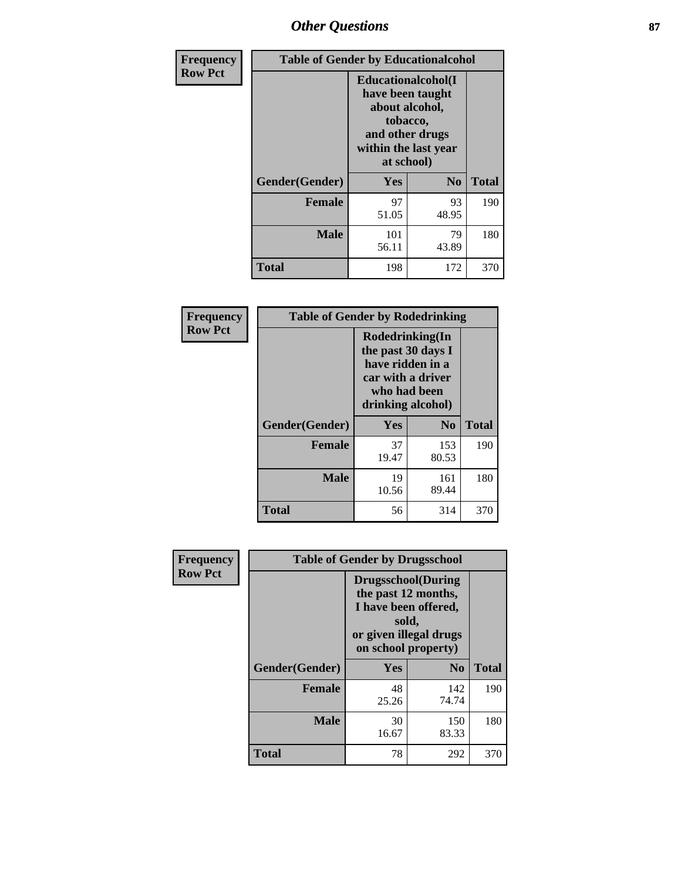# Other Questions

**Frequency**
**Row Pct**

| Table of Gender by Educationalcohol | | | |
|---|---|---|---|
| | Educationalcohol(I have been taught about alcohol, tobacco, and other drugs within the last year at school) | | |
| Gender(Gender) | Yes | No | Total |
| **Female** | 97<br>51.05 | 93<br>48.95 | 190 |
| **Male** | 101<br>56.11 | 79<br>43.89 | 180 |
| **Total** | 198 | 172 | 370 |

**Frequency**
**Row Pct**

| Table of Gender by Rodedrinking | | | |
|---|---|---|---|
| | Rodedrinking(In the past 30 days I have ridden in a car with a driver who had been drinking alcohol) | | |
| Gender(Gender) | Yes | No | Total |
| **Female** | 37<br>19.47 | 153<br>80.53 | 190 |
| **Male** | 19<br>10.56 | 161<br>89.44 | 180 |
| **Total** | 56 | 314 | 370 |

**Frequency**
**Row Pct**

| Table of Gender by Drugsschool | | | |
|---|---|---|---|
| | Drugsschool(During the past 12 months, I have been offered, sold, or given illegal drugs on school property) | | |
| Gender(Gender) | Yes | No | Total |
| **Female** | 48<br>25.26 | 142<br>74.74 | 190 |
| **Male** | 30<br>16.67 | 150<br>83.33 | 180 |
| **Total** | 78 | 292 | 370 |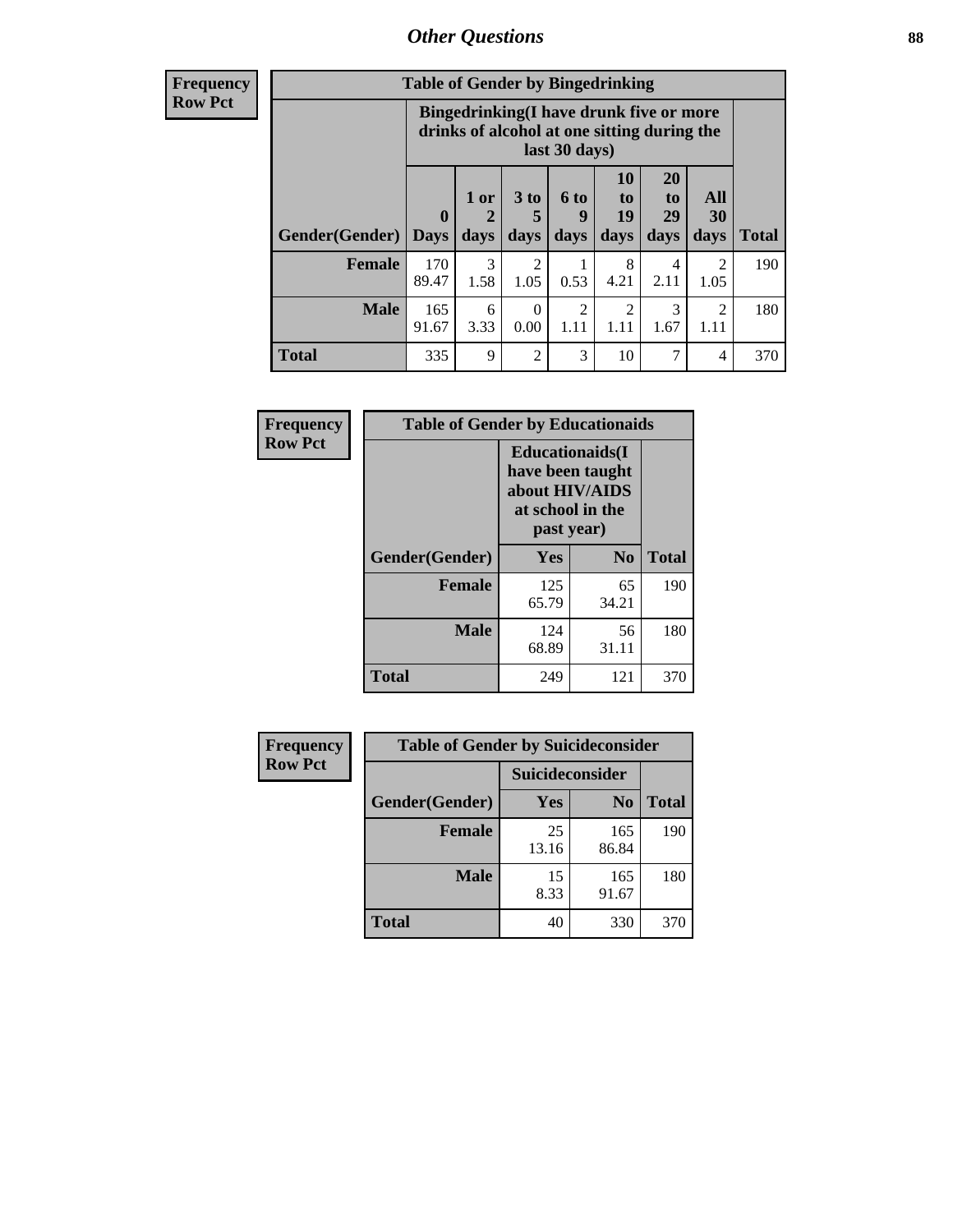# Other Questions

**Frequency**
**Row Pct**

| Table of Gender by Bingedrinking | | | | | | | | |
|---|---|---|---|---|---|---|---|---|
| | Bingedrinking(I have drunk five or more drinks of alcohol at one sitting during the last 30 days) | | | | | | | |
| Gender(Gender) | 0 Days | 1 or 2 days | 3 to 5 days | 6 to 9 days | 10 to 19 days | 20 to 29 days | All 30 days | Total |
| **Female** | 170<br>89.47 | 3<br>1.58 | 2<br>1.05 | 1<br>0.53 | 8<br>4.21 | 4<br>2.11 | 2<br>1.05 | 190 |
| **Male** | 165<br>91.67 | 6<br>3.33 | 0<br>0.00 | 2<br>1.11 | 2<br>1.11 | 3<br>1.67 | 2<br>1.11 | 180 |
| **Total** | 335 | 9 | 2 | 3 | 10 | 7 | 4 | 370 |

**Frequency**
**Row Pct**

| Table of Gender by Educationaids | | | |
|---|---|---|---|
| | Educationaids(I have been taught about HIV/AIDS at school in the past year) | | |
| Gender(Gender) | Yes | No | Total |
| **Female** | 125<br>65.79 | 65<br>34.21 | 190 |
| **Male** | 124<br>68.89 | 56<br>31.11 | 180 |
| **Total** | 249 | 121 | 370 |

**Frequency**
**Row Pct**

| Table of Gender by Suicideconsider | | | |
|---|---|---|---|
| | Suicideconsider | | |
| Gender(Gender) | Yes | No | Total |
| **Female** | 25<br>13.16 | 165<br>86.84 | 190 |
| **Male** | 15<br>8.33 | 165<br>91.67 | 180 |
| **Total** | 40 | 330 | 370 |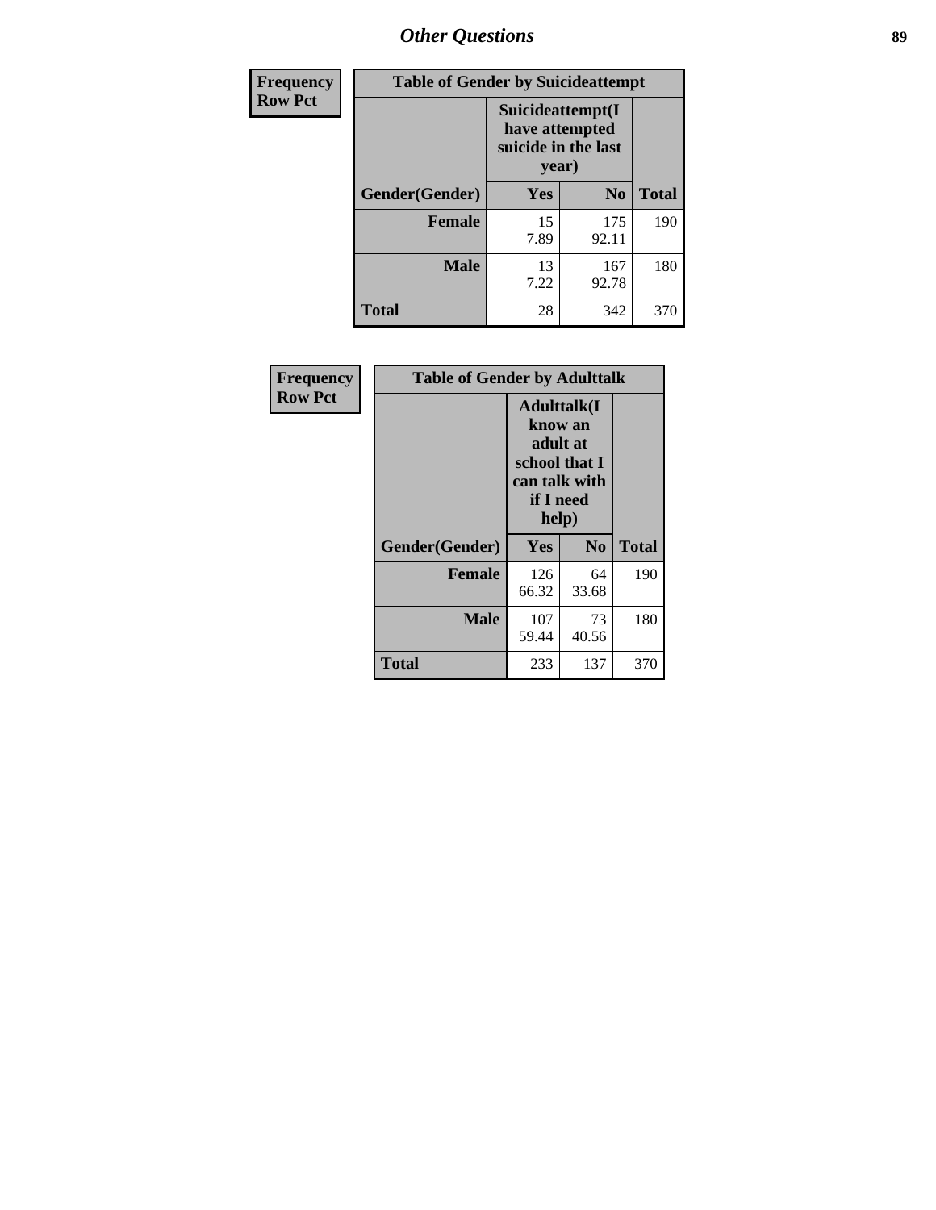| Frequency Row Pct | Table of Gender by Suicideattempt | | |
|---|---|---|---|
| | Suicideattempt(I have attempted suicide in the last year) | | |
| Gender(Gender) | Yes | No | Total |
| Female | 15 7.89 | 175 92.11 | 190 |
| Male | 13 7.22 | 167 92.78 | 180 |
| Total | 28 | 342 | 370 |

| Frequency Row Pct | Table of Gender by Adulttalk | | |
|---|---|---|---|
| | Adulttalk(I know an adult at school that I can talk with if I need help) | | |
| Gender(Gender) | Yes | No | Total |
| Female | 126 66.32 | 64 33.68 | 190 |
| Male | 107 59.44 | 73 40.56 | 180 |
| Total | 233 | 137 | 370 |